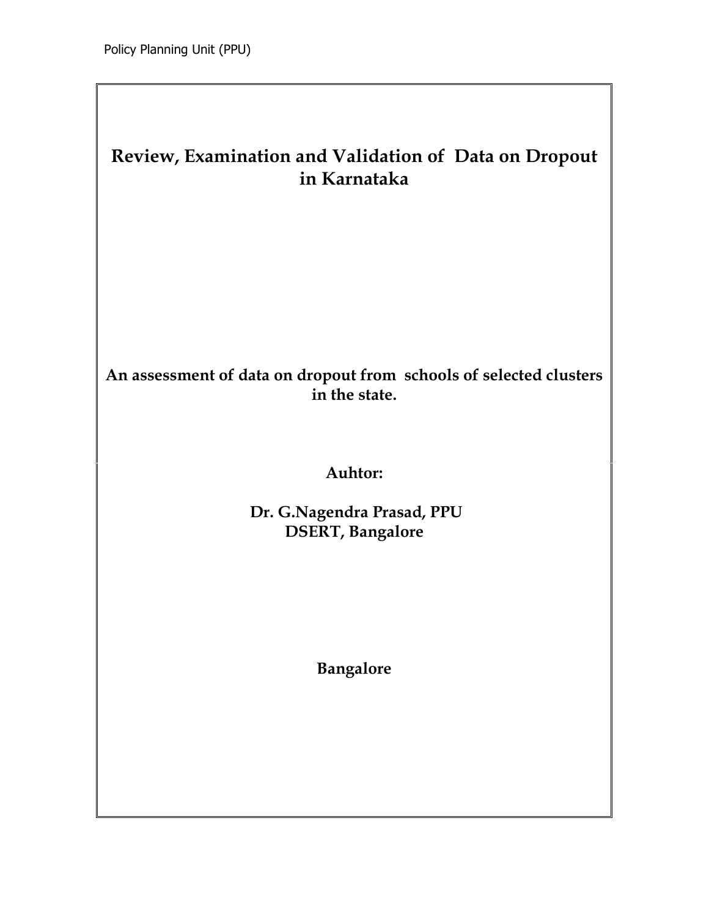# Review, Examination and Validation of Data on Dropout in Karnataka

**An assessment of data on dropout from schools of selected clusters in the state.**

**Auhtor:**

**Dr. G.Nagendra Prasad, PPU**
**DSERT, Bangalore**

**Bangalore**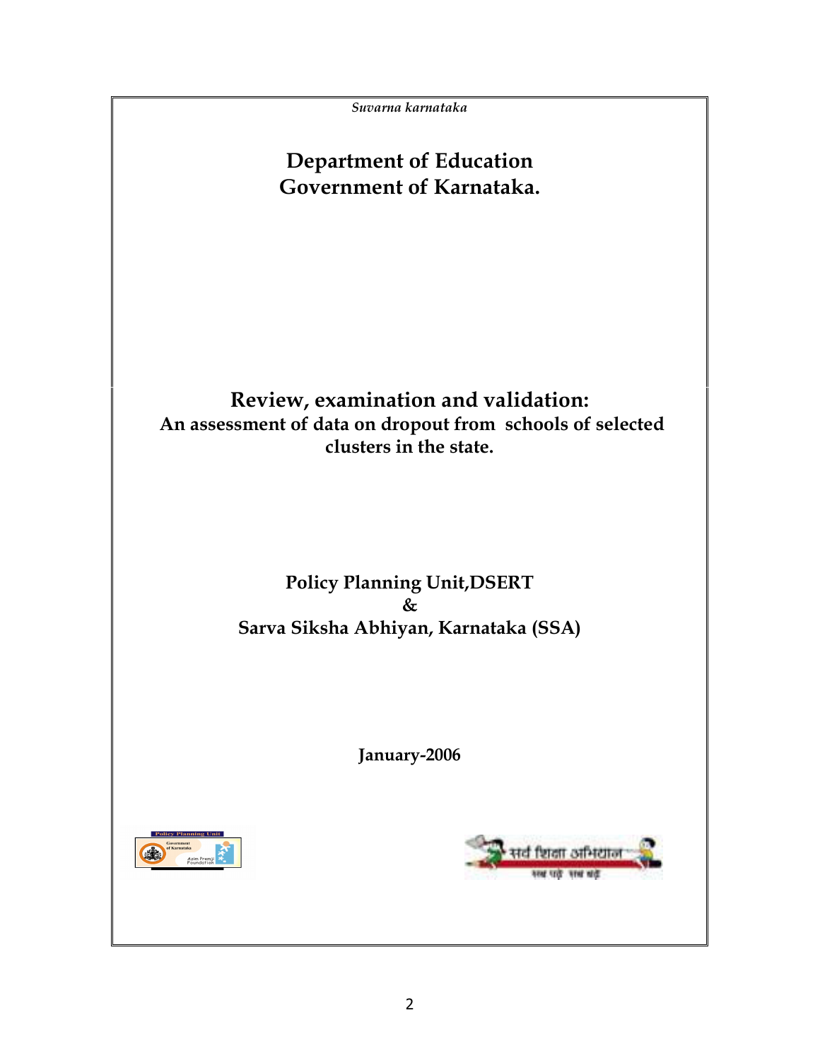*Suvarna karnataka*

# Department of Education
# Government of Karnataka.

## Review, examination and validation:
### An assessment of data on dropout from schools of selected clusters in the state.

**Policy Planning Unit,DSERT**
**&**
**Sarva Siksha Abhiyan, Karnataka (SSA)**

**January-2006**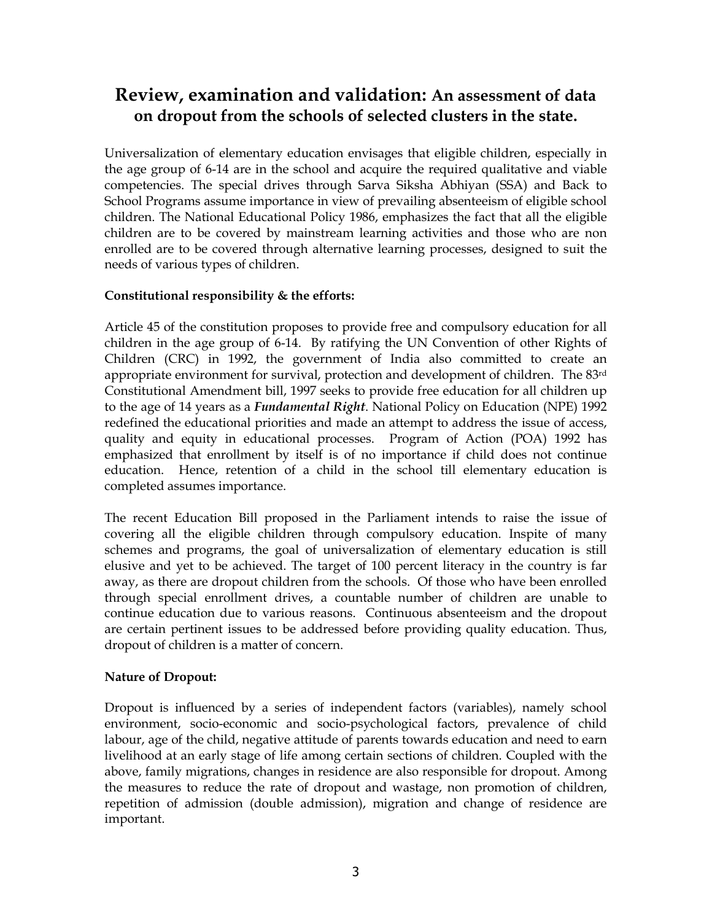# Review, examination and validation: An assessment of data on dropout from the schools of selected clusters in the state.

Universalization of elementary education envisages that eligible children, especially in the age group of 6-14 are in the school and acquire the required qualitative and viable competencies. The special drives through Sarva Siksha Abhiyan (SSA) and Back to School Programs assume importance in view of prevailing absenteeism of eligible school children. The National Educational Policy 1986, emphasizes the fact that all the eligible children are to be covered by mainstream learning activities and those who are non enrolled are to be covered through alternative learning processes, designed to suit the needs of various types of children.

**Constitutional responsibility & the efforts:**

Article 45 of the constitution proposes to provide free and compulsory education for all children in the age group of 6-14. By ratifying the UN Convention of other Rights of Children (CRC) in 1992, the government of India also committed to create an appropriate environment for survival, protection and development of children. The 83rd Constitutional Amendment bill, 1997 seeks to provide free education for all children up to the age of 14 years as a ***Fundamental Right***. National Policy on Education (NPE) 1992 redefined the educational priorities and made an attempt to address the issue of access, quality and equity in educational processes. Program of Action (POA) 1992 has emphasized that enrollment by itself is of no importance if child does not continue education. Hence, retention of a child in the school till elementary education is completed assumes importance.

The recent Education Bill proposed in the Parliament intends to raise the issue of covering all the eligible children through compulsory education. Inspite of many schemes and programs, the goal of universalization of elementary education is still elusive and yet to be achieved. The target of 100 percent literacy in the country is far away, as there are dropout children from the schools. Of those who have been enrolled through special enrollment drives, a countable number of children are unable to continue education due to various reasons. Continuous absenteeism and the dropout are certain pertinent issues to be addressed before providing quality education. Thus, dropout of children is a matter of concern.

**Nature of Dropout:**

Dropout is influenced by a series of independent factors (variables), namely school environment, socio-economic and socio-psychological factors, prevalence of child labour, age of the child, negative attitude of parents towards education and need to earn livelihood at an early stage of life among certain sections of children. Coupled with the above, family migrations, changes in residence are also responsible for dropout. Among the measures to reduce the rate of dropout and wastage, non promotion of children, repetition of admission (double admission), migration and change of residence are important.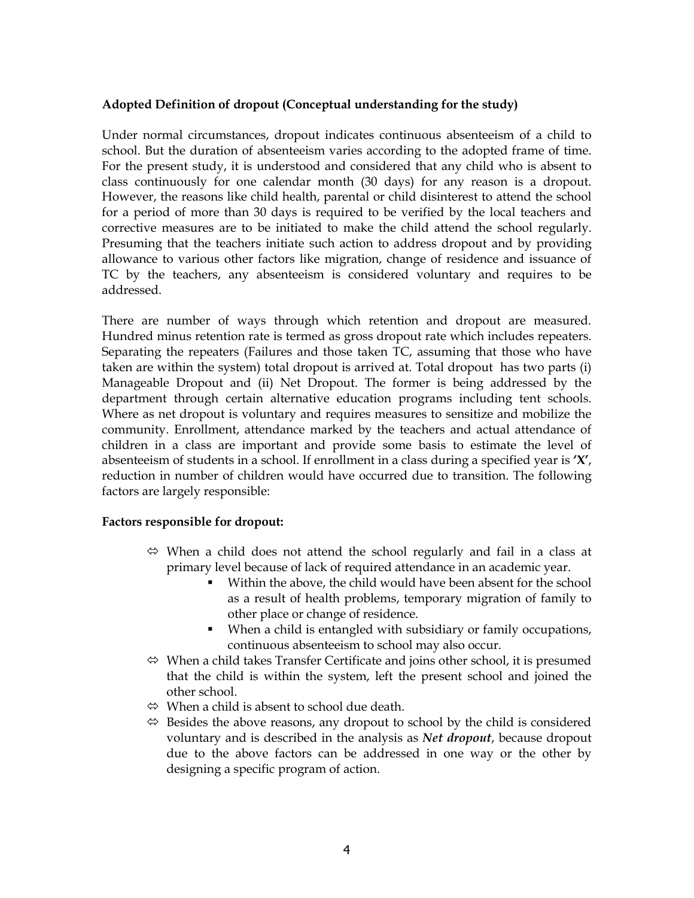**Adopted Definition of dropout (Conceptual understanding for the study)**

Under normal circumstances, dropout indicates continuous absenteeism of a child to school. But the duration of absenteeism varies according to the adopted frame of time. For the present study, it is understood and considered that any child who is absent to class continuously for one calendar month (30 days) for any reason is a dropout. However, the reasons like child health, parental or child disinterest to attend the school for a period of more than 30 days is required to be verified by the local teachers and corrective measures are to be initiated to make the child attend the school regularly. Presuming that the teachers initiate such action to address dropout and by providing allowance to various other factors like migration, change of residence and issuance of TC by the teachers, any absenteeism is considered voluntary and requires to be addressed.

There are number of ways through which retention and dropout are measured. Hundred minus retention rate is termed as gross dropout rate which includes repeaters. Separating the repeaters (Failures and those taken TC, assuming that those who have taken are within the system) total dropout is arrived at. Total dropout has two parts (i) Manageable Dropout and (ii) Net Dropout. The former is being addressed by the department through certain alternative education programs including tent schools. Where as net dropout is voluntary and requires measures to sensitize and mobilize the community. Enrollment, attendance marked by the teachers and actual attendance of children in a class are important and provide some basis to estimate the level of absenteeism of students in a school. If enrollment in a class during a specified year is **'X'**, reduction in number of children would have occurred due to transition. The following factors are largely responsible:

**Factors responsible for dropout:**

- ⇔ When a child does not attend the school regularly and fail in a class at primary level because of lack of required attendance in an academic year.
  - Within the above, the child would have been absent for the school as a result of health problems, temporary migration of family to other place or change of residence.
  - When a child is entangled with subsidiary or family occupations, continuous absenteeism to school may also occur.
- ⇔ When a child takes Transfer Certificate and joins other school, it is presumed that the child is within the system, left the present school and joined the other school.
- ⇔ When a child is absent to school due death.
- ⇔ Besides the above reasons, any dropout to school by the child is considered voluntary and is described in the analysis as ***Net dropout***, because dropout due to the above factors can be addressed in one way or the other by designing a specific program of action.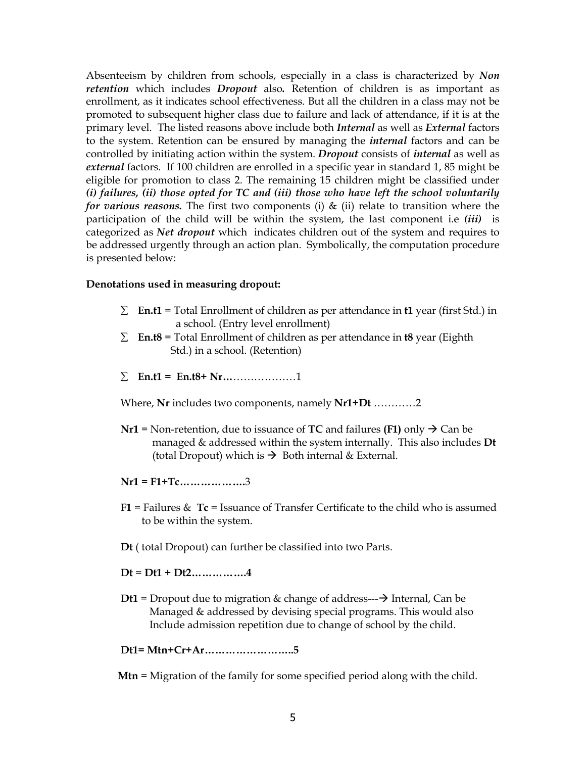Absenteeism by children from schools, especially in a class is characterized by ***Non retention*** which includes ***Dropout*** also**.** Retention of children is as important as enrollment, as it indicates school effectiveness. But all the children in a class may not be promoted to subsequent higher class due to failure and lack of attendance, if it is at the primary level. The listed reasons above include both ***Internal*** as well as ***External*** factors to the system. Retention can be ensured by managing the ***internal*** factors and can be controlled by initiating action within the system. ***Dropout*** consists of ***internal*** as well as ***external*** factors. If 100 children are enrolled in a specific year in standard 1, 85 might be eligible for promotion to class 2. The remaining 15 children might be classified under ***(i) failures, (ii) those opted for TC and (iii) those who have left the school voluntarily for various reasons.*** The first two components (i) & (ii) relate to transition where the participation of the child will be within the system, the last component i.e ***(iii)*** is categorized as ***Net dropout*** which indicates children out of the system and requires to be addressed urgently through an action plan. Symbolically, the computation procedure is presented below:

**Denotations used in measuring dropout:**

- $\sum$ **En.t1** = Total Enrollment of children as per attendance in **t1** year (first Std.) in a school. (Entry level enrollment)
- $\sum$ **En.t8** = Total Enrollment of children as per attendance in **t8** year (Eighth Std.) in a school. (Retention)
- $\sum$ **En.t1 = En.t8+ Nr…**………………1

Where, **Nr** includes two components, namely **Nr1+Dt** …………2

**Nr1** = Non-retention, due to issuance of **TC** and failures **(F1)** only → Can be managed & addressed within the system internally. This also includes **Dt** (total Dropout) which is → Both internal & External.

**Nr1 = F1+Tc……………….**3

**F1** = Failures & **Tc** = Issuance of Transfer Certificate to the child who is assumed to be within the system.

**Dt** ( total Dropout) can further be classified into two Parts.

**Dt = Dt1 + Dt2…………….4**

**Dt1** = Dropout due to migration & change of address---→ Internal, Can be Managed & addressed by devising special programs. This would also Include admission repetition due to change of school by the child.

**Dt1= Mtn+Cr+Ar……………………..5**

**Mtn** = Migration of the family for some specified period along with the child.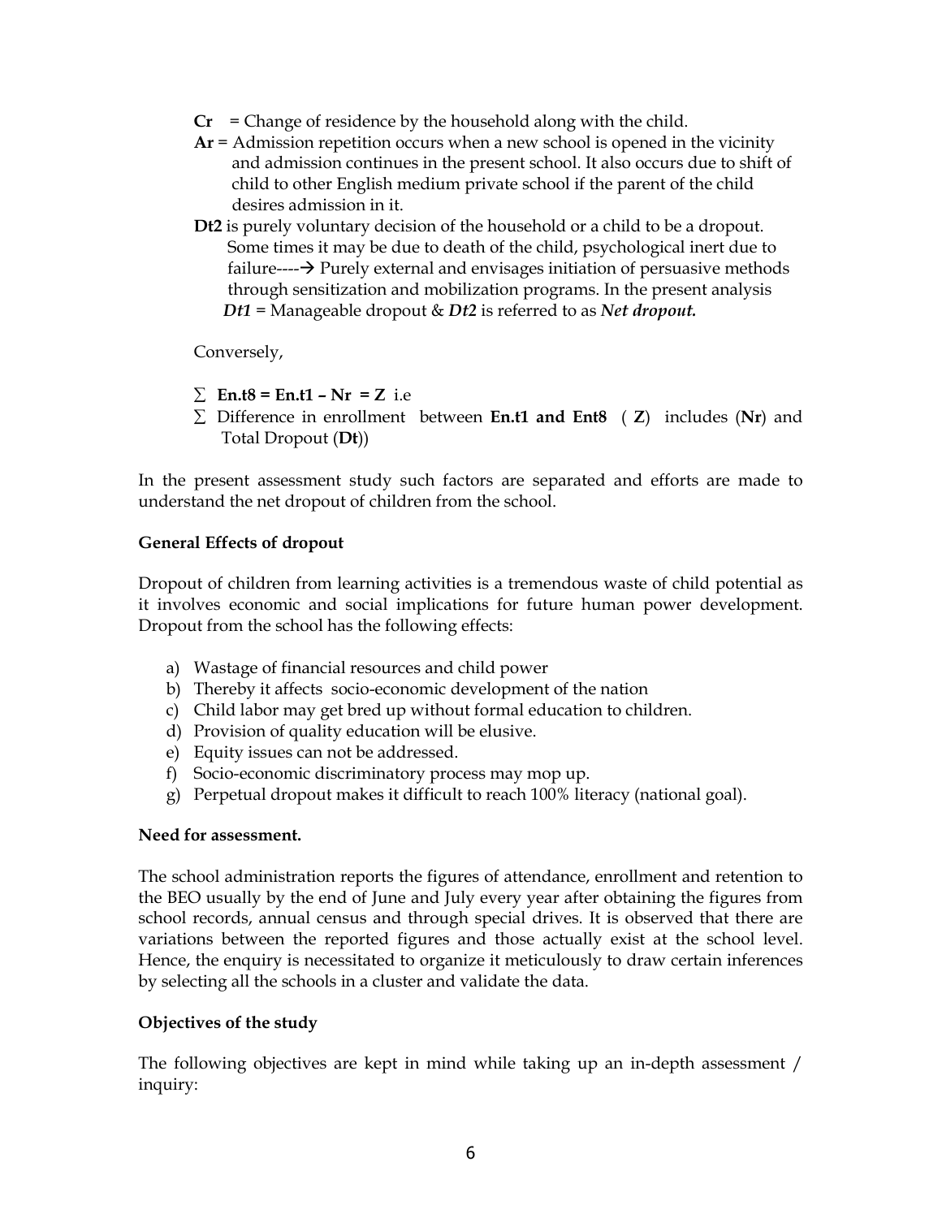**Cr** = Change of residence by the household along with the child.

**Ar** = Admission repetition occurs when a new school is opened in the vicinity and admission continues in the present school. It also occurs due to shift of child to other English medium private school if the parent of the child desires admission in it.

**Dt2** is purely voluntary decision of the household or a child to be a dropout. Some times it may be due to death of the child, psychological inert due to failure----→ Purely external and envisages initiation of persuasive methods through sensitization and mobilization programs. In the present analysis ***Dt1*** = Manageable dropout & ***Dt2*** is referred to as ***Net dropout.***

Conversely,

- ∑ **En.t8 = En.t1 – Nr = Z** i.e
- ∑ Difference in enrollment between **En.t1 and Ent8** ( **Z**) includes (**Nr**) and Total Dropout (**Dt**))

In the present assessment study such factors are separated and efforts are made to understand the net dropout of children from the school.

**General Effects of dropout**

Dropout of children from learning activities is a tremendous waste of child potential as it involves economic and social implications for future human power development. Dropout from the school has the following effects:

a) Wastage of financial resources and child power
b) Thereby it affects socio-economic development of the nation
c) Child labor may get bred up without formal education to children.
d) Provision of quality education will be elusive.
e) Equity issues can not be addressed.
f) Socio-economic discriminatory process may mop up.
g) Perpetual dropout makes it difficult to reach 100% literacy (national goal).

**Need for assessment.**

The school administration reports the figures of attendance, enrollment and retention to the BEO usually by the end of June and July every year after obtaining the figures from school records, annual census and through special drives. It is observed that there are variations between the reported figures and those actually exist at the school level. Hence, the enquiry is necessitated to organize it meticulously to draw certain inferences by selecting all the schools in a cluster and validate the data.

**Objectives of the study**

The following objectives are kept in mind while taking up an in-depth assessment / inquiry: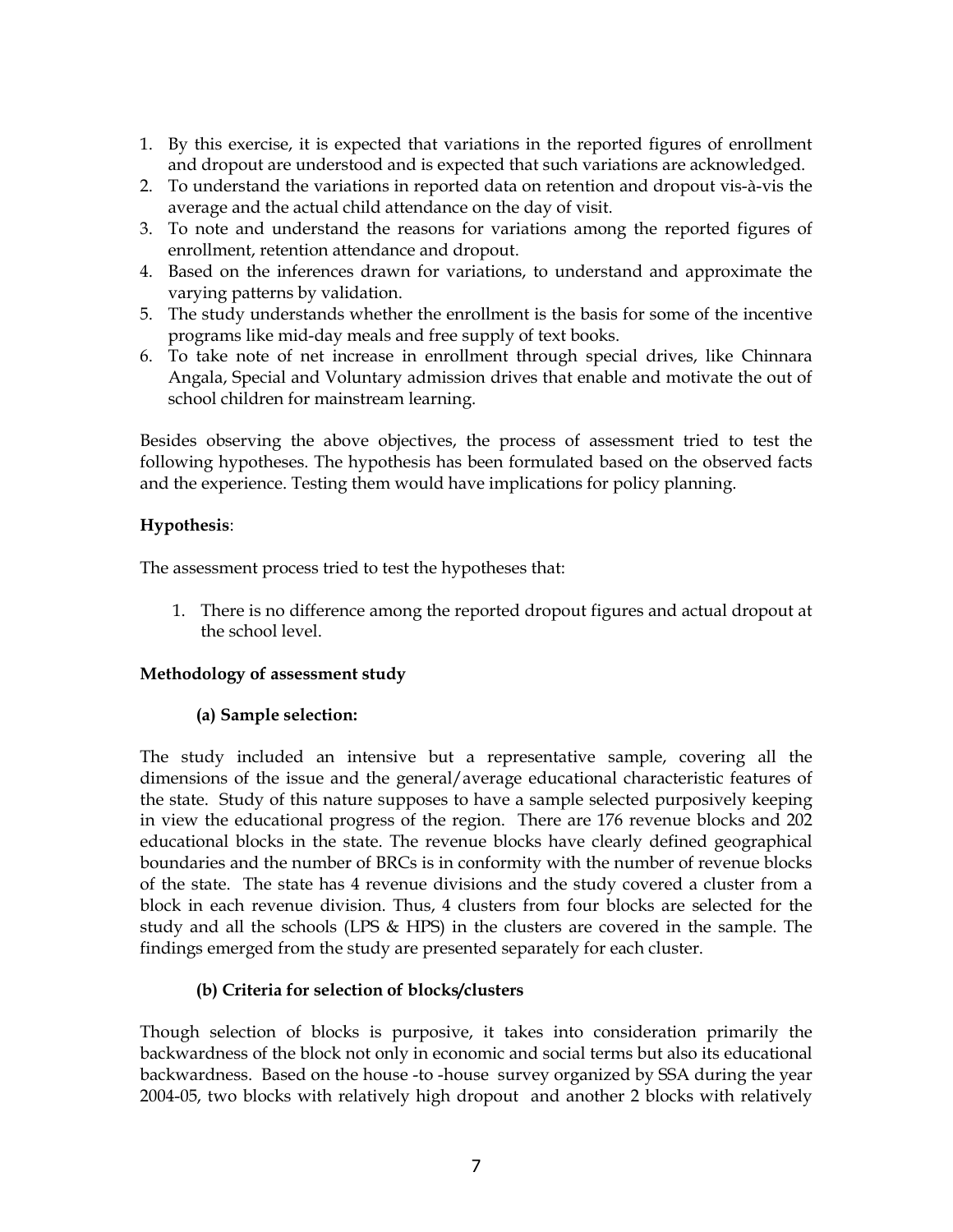1. By this exercise, it is expected that variations in the reported figures of enrollment and dropout are understood and is expected that such variations are acknowledged.
2. To understand the variations in reported data on retention and dropout vis-à-vis the average and the actual child attendance on the day of visit.
3. To note and understand the reasons for variations among the reported figures of enrollment, retention attendance and dropout.
4. Based on the inferences drawn for variations, to understand and approximate the varying patterns by validation.
5. The study understands whether the enrollment is the basis for some of the incentive programs like mid-day meals and free supply of text books.
6. To take note of net increase in enrollment through special drives, like Chinnara Angala, Special and Voluntary admission drives that enable and motivate the out of school children for mainstream learning.

Besides observing the above objectives, the process of assessment tried to test the following hypotheses. The hypothesis has been formulated based on the observed facts and the experience. Testing them would have implications for policy planning.

**Hypothesis**:

The assessment process tried to test the hypotheses that:

1. There is no difference among the reported dropout figures and actual dropout at the school level.

**Methodology of assessment study**

**(a) Sample selection:**

The study included an intensive but a representative sample, covering all the dimensions of the issue and the general/average educational characteristic features of the state. Study of this nature supposes to have a sample selected purposively keeping in view the educational progress of the region. There are 176 revenue blocks and 202 educational blocks in the state. The revenue blocks have clearly defined geographical boundaries and the number of BRCs is in conformity with the number of revenue blocks of the state. The state has 4 revenue divisions and the study covered a cluster from a block in each revenue division. Thus, 4 clusters from four blocks are selected for the study and all the schools (LPS & HPS) in the clusters are covered in the sample. The findings emerged from the study are presented separately for each cluster.

**(b) Criteria for selection of blocks/clusters**

Though selection of blocks is purposive, it takes into consideration primarily the backwardness of the block not only in economic and social terms but also its educational backwardness. Based on the house -to -house survey organized by SSA during the year 2004-05, two blocks with relatively high dropout and another 2 blocks with relatively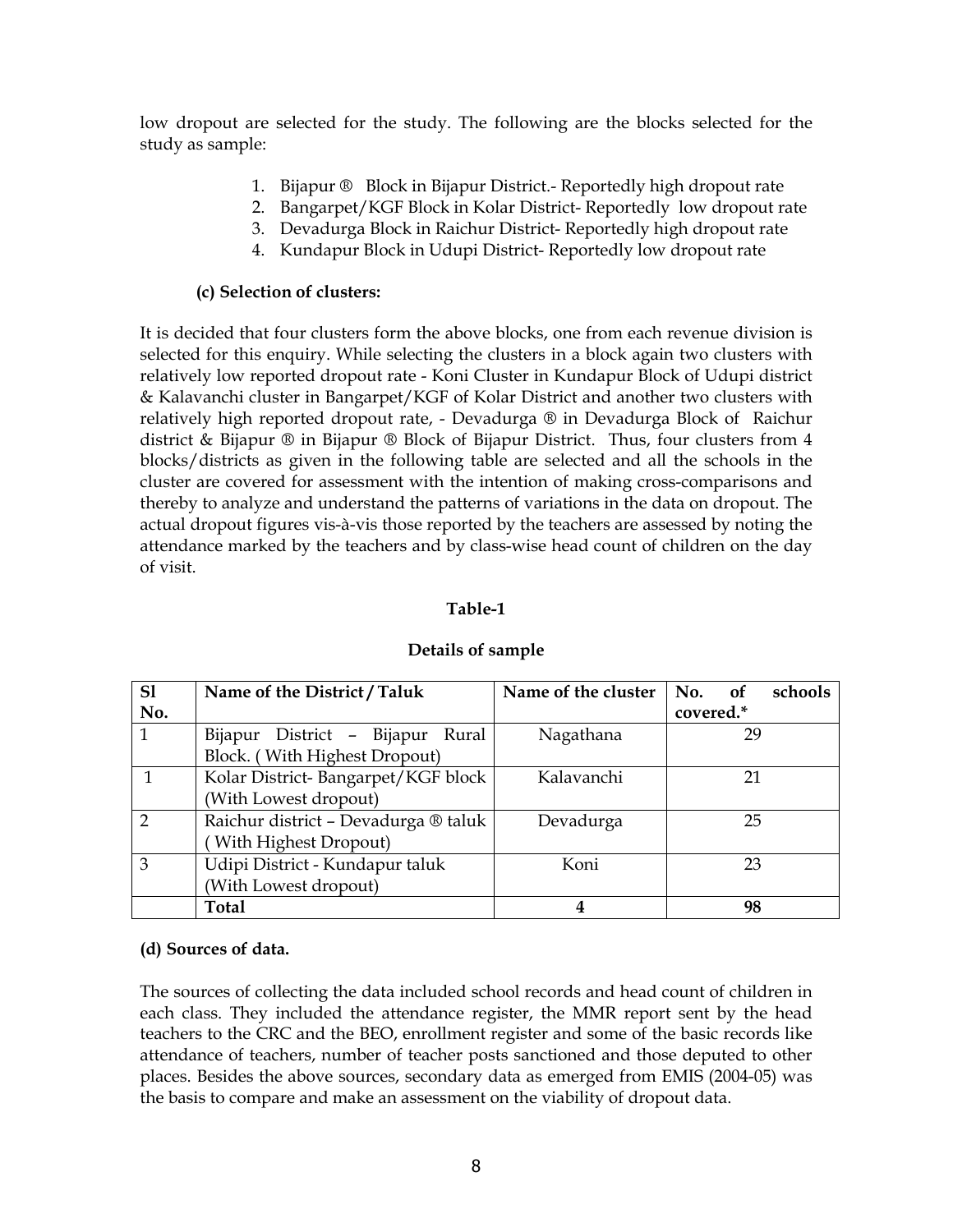low dropout are selected for the study. The following are the blocks selected for the study as sample:

1. Bijapur ® Block in Bijapur District.- Reportedly high dropout rate
2. Bangarpet/KGF Block in Kolar District- Reportedly low dropout rate
3. Devadurga Block in Raichur District- Reportedly high dropout rate
4. Kundapur Block in Udupi District- Reportedly low dropout rate

**(c) Selection of clusters:**

It is decided that four clusters form the above blocks, one from each revenue division is selected for this enquiry. While selecting the clusters in a block again two clusters with relatively low reported dropout rate - Koni Cluster in Kundapur Block of Udupi district & Kalavanchi cluster in Bangarpet/KGF of Kolar District and another two clusters with relatively high reported dropout rate, - Devadurga ® in Devadurga Block of Raichur district & Bijapur ® in Bijapur ® Block of Bijapur District. Thus, four clusters from 4 blocks/districts as given in the following table are selected and all the schools in the cluster are covered for assessment with the intention of making cross-comparisons and thereby to analyze and understand the patterns of variations in the data on dropout. The actual dropout figures vis-à-vis those reported by the teachers are assessed by noting the attendance marked by the teachers and by class-wise head count of children on the day of visit.

**Table-1**

**Details of sample**

| Sl No. | Name of the District / Taluk | Name of the cluster | No. of schools covered.* |
|---|---|---|---|
| 1 | Bijapur District – Bijapur Rural Block. ( With Highest Dropout) | Nagathana | 29 |
| 1 | Kolar District- Bangarpet/KGF block (With Lowest dropout) | Kalavanchi | 21 |
| 2 | Raichur district – Devadurga ® taluk ( With Highest Dropout) | Devadurga | 25 |
| 3 | Udipi District - Kundapur taluk (With Lowest dropout) | Koni | 23 |
| | **Total** | **4** | **98** |

**(d) Sources of data.**

The sources of collecting the data included school records and head count of children in each class. They included the attendance register, the MMR report sent by the head teachers to the CRC and the BEO, enrollment register and some of the basic records like attendance of teachers, number of teacher posts sanctioned and those deputed to other places. Besides the above sources, secondary data as emerged from EMIS (2004-05) was the basis to compare and make an assessment on the viability of dropout data.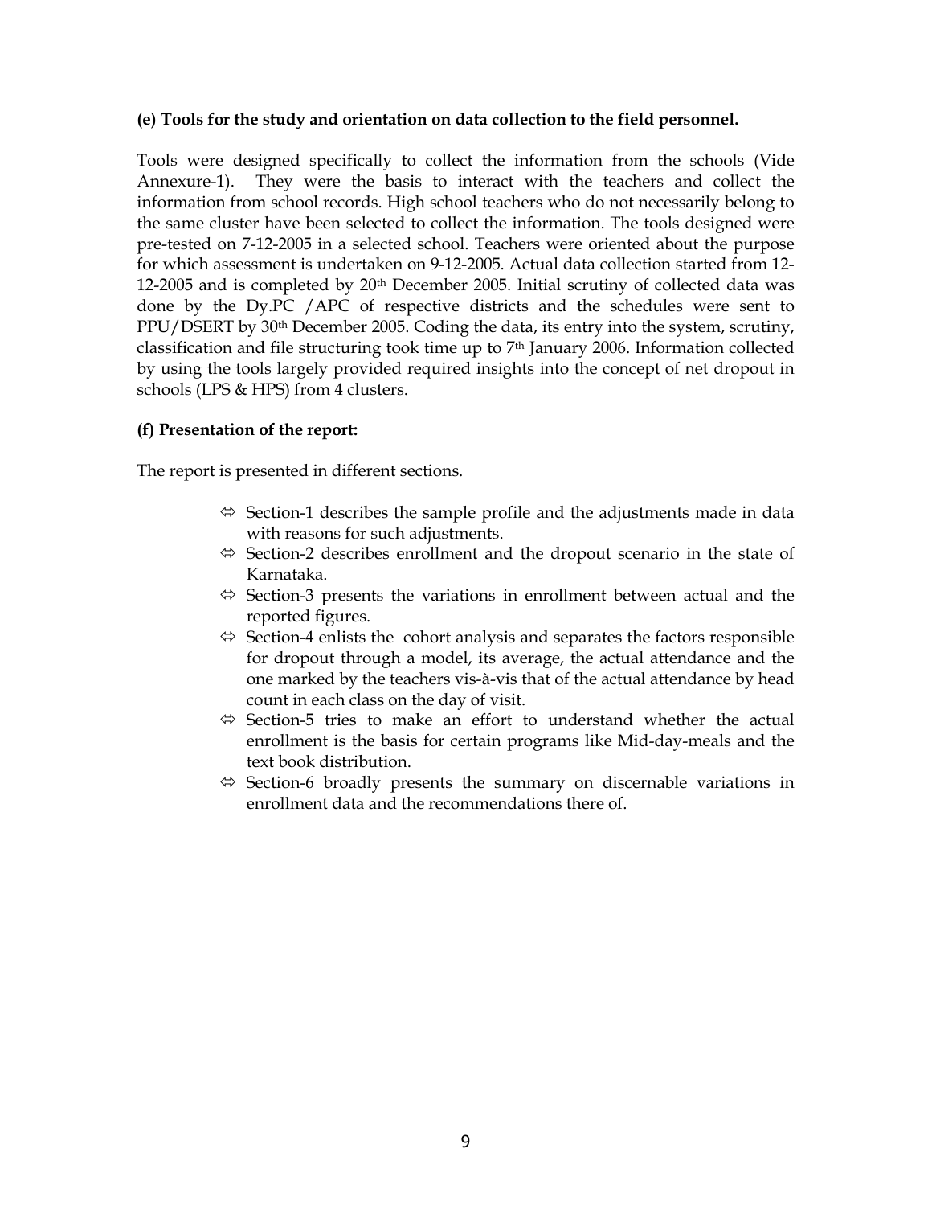**(e) Tools for the study and orientation on data collection to the field personnel.**

Tools were designed specifically to collect the information from the schools (Vide Annexure-1). They were the basis to interact with the teachers and collect the information from school records. High school teachers who do not necessarily belong to the same cluster have been selected to collect the information. The tools designed were pre-tested on 7-12-2005 in a selected school. Teachers were oriented about the purpose for which assessment is undertaken on 9-12-2005. Actual data collection started from 12-12-2005 and is completed by 20th December 2005. Initial scrutiny of collected data was done by the Dy.PC /APC of respective districts and the schedules were sent to PPU/DSERT by 30th December 2005. Coding the data, its entry into the system, scrutiny, classification and file structuring took time up to 7th January 2006. Information collected by using the tools largely provided required insights into the concept of net dropout in schools (LPS & HPS) from 4 clusters.

**(f) Presentation of the report:**

The report is presented in different sections.

- ⇔ Section-1 describes the sample profile and the adjustments made in data with reasons for such adjustments.
- ⇔ Section-2 describes enrollment and the dropout scenario in the state of Karnataka.
- ⇔ Section-3 presents the variations in enrollment between actual and the reported figures.
- ⇔ Section-4 enlists the cohort analysis and separates the factors responsible for dropout through a model, its average, the actual attendance and the one marked by the teachers vis-à-vis that of the actual attendance by head count in each class on the day of visit.
- ⇔ Section-5 tries to make an effort to understand whether the actual enrollment is the basis for certain programs like Mid-day-meals and the text book distribution.
- ⇔ Section-6 broadly presents the summary on discernable variations in enrollment data and the recommendations there of.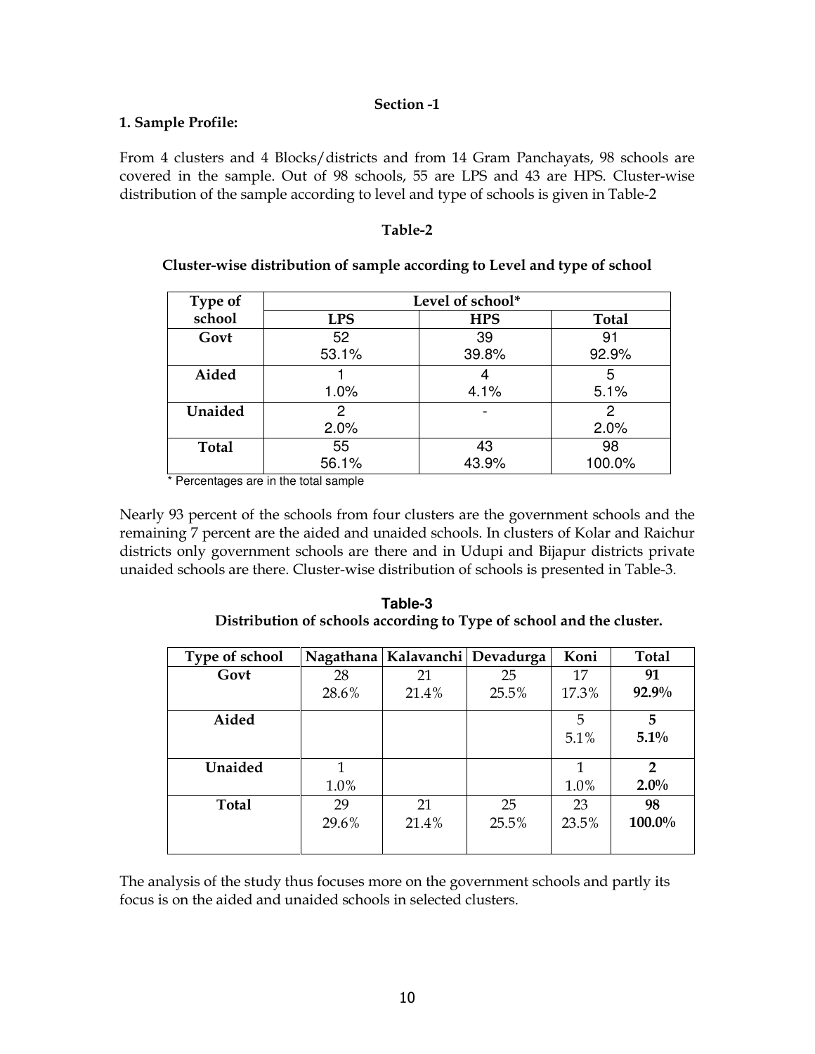## Section -1

### 1. Sample Profile:

From 4 clusters and 4 Blocks/districts and from 14 Gram Panchayats, 98 schools are covered in the sample. Out of 98 schools, 55 are LPS and 43 are HPS. Cluster-wise distribution of the sample according to level and type of schools is given in Table-2

**Table-2**

**Cluster-wise distribution of sample according to Level and type of school**

| Type of school | Level of school* | | |
|---|---|---|---|
| | **LPS** | **HPS** | **Total** |
| **Govt** | 52<br>53.1% | 39<br>39.8% | 91<br>92.9% |
| **Aided** | 1<br>1.0% | 4<br>4.1% | 5<br>5.1% |
| **Unaided** | 2<br>2.0% | - | 2<br>2.0% |
| **Total** | 55<br>56.1% | 43<br>43.9% | 98<br>100.0% |

* Percentages are in the total sample

Nearly 93 percent of the schools from four clusters are the government schools and the remaining 7 percent are the aided and unaided schools. In clusters of Kolar and Raichur districts only government schools are there and in Udupi and Bijapur districts private unaided schools are there. Cluster-wise distribution of schools is presented in Table-3.

**Table-3**
**Distribution of schools according to Type of school and the cluster.**

| Type of school | Nagathana | Kalavanchi | Devadurga | Koni | Total |
|---|---|---|---|---|---|
| **Govt** | 28<br>28.6% | 21<br>21.4% | 25<br>25.5% | 17<br>17.3% | **91**<br>**92.9%** |
| **Aided** | | | | 5<br>5.1% | **5**<br>**5.1%** |
| **Unaided** | 1<br>1.0% | | | 1<br>1.0% | **2**<br>**2.0%** |
| **Total** | 29<br>29.6% | 21<br>21.4% | 25<br>25.5% | 23<br>23.5% | **98**<br>**100.0%** |

The analysis of the study thus focuses more on the government schools and partly its focus is on the aided and unaided schools in selected clusters.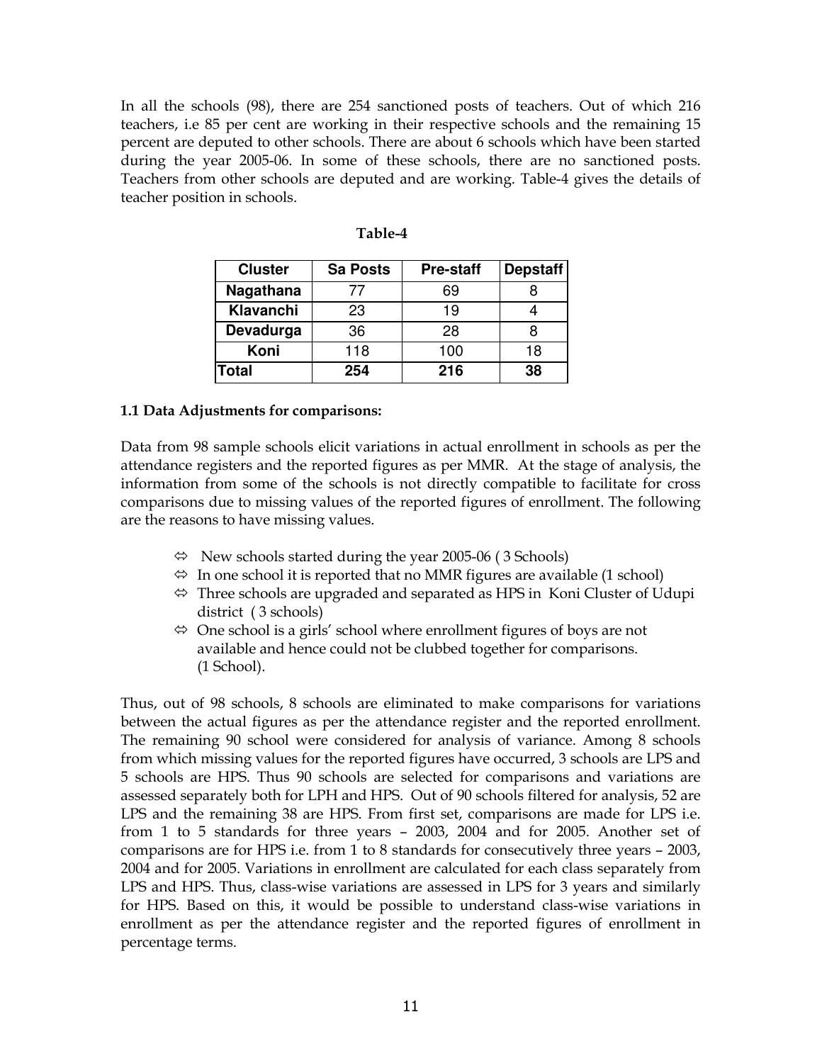In all the schools (98), there are 254 sanctioned posts of teachers. Out of which 216 teachers, i.e 85 per cent are working in their respective schools and the remaining 15 percent are deputed to other schools. There are about 6 schools which have been started during the year 2005-06. In some of these schools, there are no sanctioned posts. Teachers from other schools are deputed and are working. Table-4 gives the details of teacher position in schools.

**Table-4**

| Cluster | Sa Posts | Pre-staff | Depstaff |
|---|---|---|---|
| **Nagathana** | 77 | 69 | 8 |
| **Klavanchi** | 23 | 19 | 4 |
| **Devadurga** | 36 | 28 | 8 |
| **Koni** | 118 | 100 | 18 |
| **Total** | **254** | **216** | **38** |

### 1.1 Data Adjustments for comparisons:

Data from 98 sample schools elicit variations in actual enrollment in schools as per the attendance registers and the reported figures as per MMR. At the stage of analysis, the information from some of the schools is not directly compatible to facilitate for cross comparisons due to missing values of the reported figures of enrollment. The following are the reasons to have missing values.

- ⇔ New schools started during the year 2005-06 ( 3 Schools)
- ⇔ In one school it is reported that no MMR figures are available (1 school)
- ⇔ Three schools are upgraded and separated as HPS in Koni Cluster of Udupi district ( 3 schools)
- ⇔ One school is a girls' school where enrollment figures of boys are not available and hence could not be clubbed together for comparisons. (1 School).

Thus, out of 98 schools, 8 schools are eliminated to make comparisons for variations between the actual figures as per the attendance register and the reported enrollment. The remaining 90 school were considered for analysis of variance. Among 8 schools from which missing values for the reported figures have occurred, 3 schools are LPS and 5 schools are HPS. Thus 90 schools are selected for comparisons and variations are assessed separately both for LPH and HPS. Out of 90 schools filtered for analysis, 52 are LPS and the remaining 38 are HPS. From first set, comparisons are made for LPS i.e. from 1 to 5 standards for three years – 2003, 2004 and for 2005. Another set of comparisons are for HPS i.e. from 1 to 8 standards for consecutively three years – 2003, 2004 and for 2005. Variations in enrollment are calculated for each class separately from LPS and HPS. Thus, class-wise variations are assessed in LPS for 3 years and similarly for HPS. Based on this, it would be possible to understand class-wise variations in enrollment as per the attendance register and the reported figures of enrollment in percentage terms.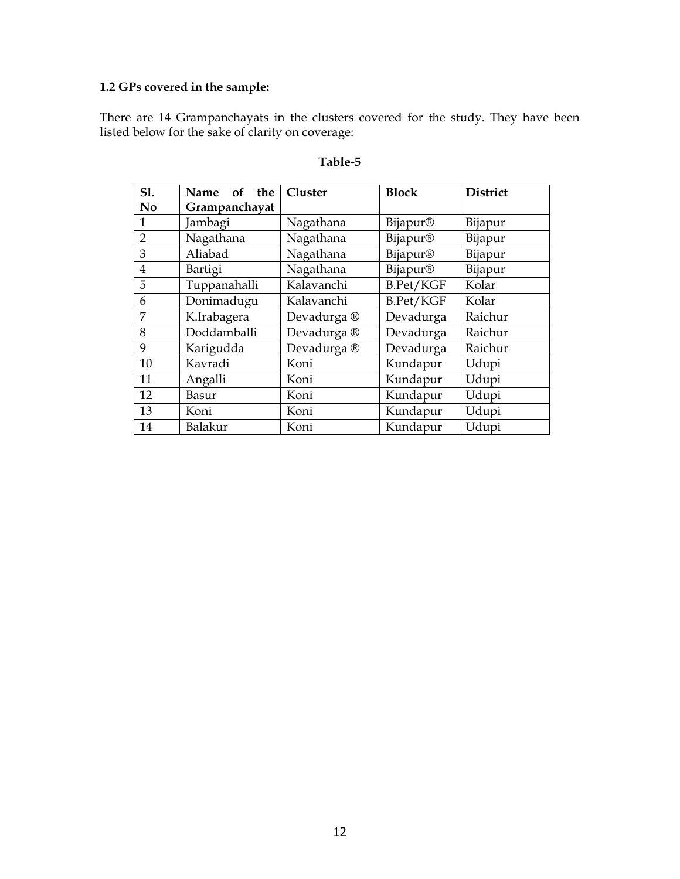**1.2 GPs covered in the sample:**

There are 14 Grampanchayats in the clusters covered for the study. They have been listed below for the sake of clarity on coverage:

**Table-5**

| Sl. No | Name of the Grampanchayat | Cluster | Block | District |
|---|---|---|---|---|
| 1 | Jambagi | Nagathana | Bijapur® | Bijapur |
| 2 | Nagathana | Nagathana | Bijapur® | Bijapur |
| 3 | Aliabad | Nagathana | Bijapur® | Bijapur |
| 4 | Bartigi | Nagathana | Bijapur® | Bijapur |
| 5 | Tuppanahalli | Kalavanchi | B.Pet/KGF | Kolar |
| 6 | Donimadugu | Kalavanchi | B.Pet/KGF | Kolar |
| 7 | K.Irabagera | Devadurga ® | Devadurga | Raichur |
| 8 | Doddamballi | Devadurga ® | Devadurga | Raichur |
| 9 | Karigudda | Devadurga ® | Devadurga | Raichur |
| 10 | Kavradi | Koni | Kundapur | Udupi |
| 11 | Angalli | Koni | Kundapur | Udupi |
| 12 | Basur | Koni | Kundapur | Udupi |
| 13 | Koni | Koni | Kundapur | Udupi |
| 14 | Balakur | Koni | Kundapur | Udupi |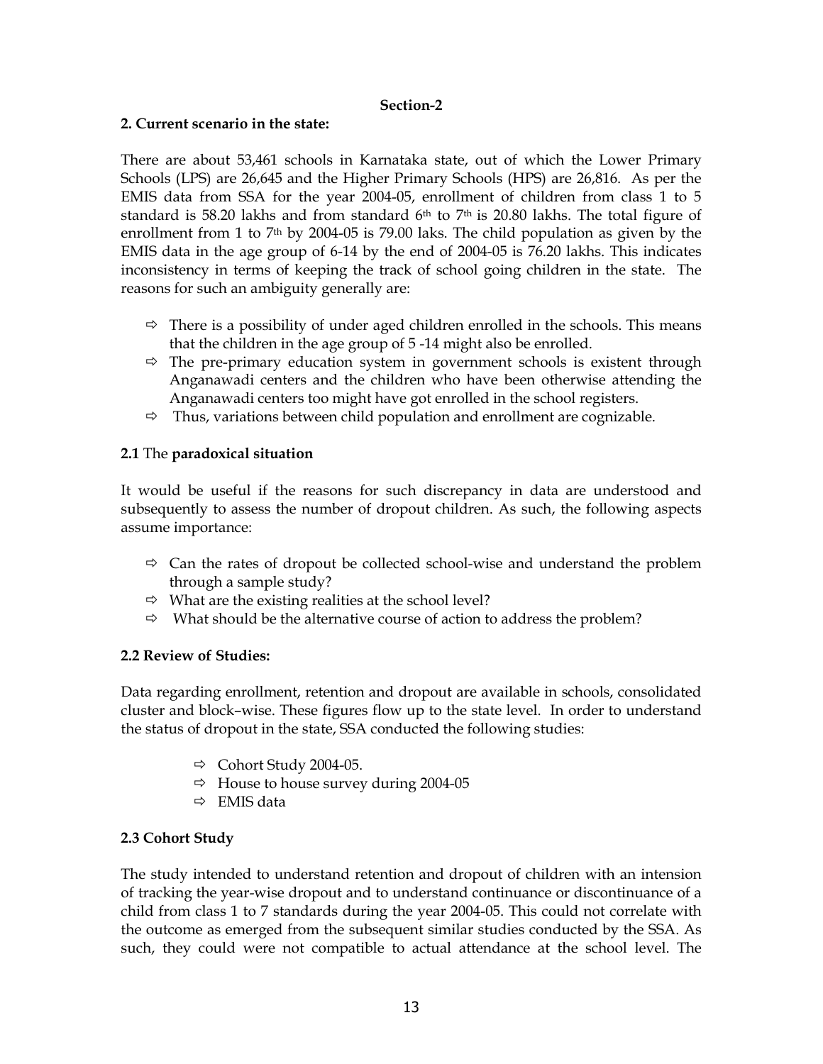**Section-2**

**2. Current scenario in the state:**

There are about 53,461 schools in Karnataka state, out of which the Lower Primary Schools (LPS) are 26,645 and the Higher Primary Schools (HPS) are 26,816. As per the EMIS data from SSA for the year 2004-05, enrollment of children from class 1 to 5 standard is 58.20 lakhs and from standard 6th to 7th is 20.80 lakhs. The total figure of enrollment from 1 to 7th by 2004-05 is 79.00 laks. The child population as given by the EMIS data in the age group of 6-14 by the end of 2004-05 is 76.20 lakhs. This indicates inconsistency in terms of keeping the track of school going children in the state. The reasons for such an ambiguity generally are:

- ⇨ There is a possibility of under aged children enrolled in the schools. This means that the children in the age group of 5 -14 might also be enrolled.
- ⇨ The pre-primary education system in government schools is existent through Anganawadi centers and the children who have been otherwise attending the Anganawadi centers too might have got enrolled in the school registers.
- ⇨ Thus, variations between child population and enrollment are cognizable.

**2.1** The **paradoxical situation**

It would be useful if the reasons for such discrepancy in data are understood and subsequently to assess the number of dropout children. As such, the following aspects assume importance:

- ⇨ Can the rates of dropout be collected school-wise and understand the problem through a sample study?
- ⇨ What are the existing realities at the school level?
- ⇨ What should be the alternative course of action to address the problem?

**2.2 Review of Studies:**

Data regarding enrollment, retention and dropout are available in schools, consolidated cluster and block–wise. These figures flow up to the state level. In order to understand the status of dropout in the state, SSA conducted the following studies:

- ⇨ Cohort Study 2004-05.
- ⇨ House to house survey during 2004-05
- ⇨ EMIS data

**2.3 Cohort Study**

The study intended to understand retention and dropout of children with an intension of tracking the year-wise dropout and to understand continuance or discontinuance of a child from class 1 to 7 standards during the year 2004-05. This could not correlate with the outcome as emerged from the subsequent similar studies conducted by the SSA. As such, they could were not compatible to actual attendance at the school level. The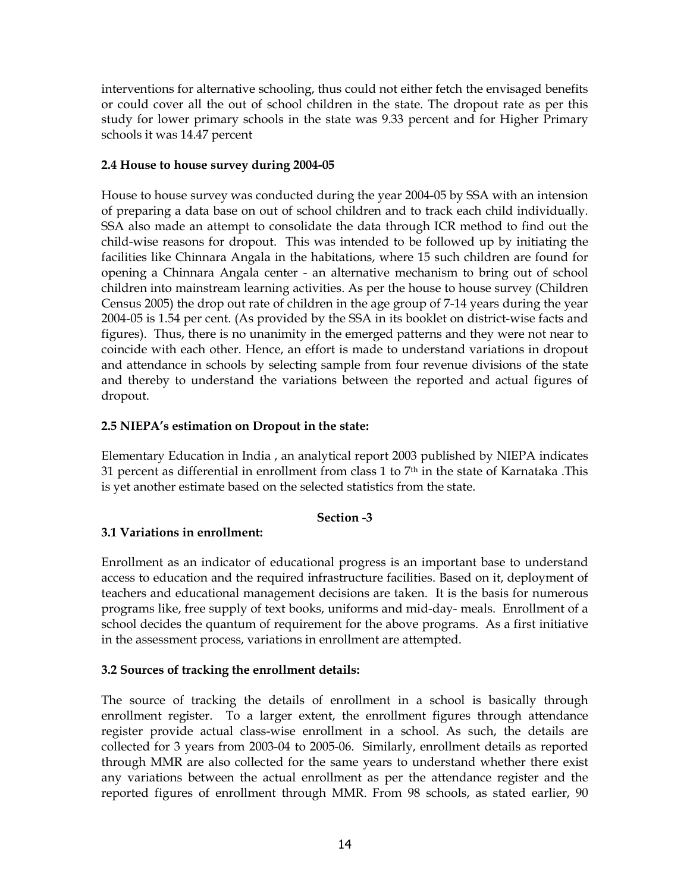interventions for alternative schooling, thus could not either fetch the envisaged benefits or could cover all the out of school children in the state. The dropout rate as per this study for lower primary schools in the state was 9.33 percent and for Higher Primary schools it was 14.47 percent

**2.4 House to house survey during 2004-05**

House to house survey was conducted during the year 2004-05 by SSA with an intension of preparing a data base on out of school children and to track each child individually. SSA also made an attempt to consolidate the data through ICR method to find out the child-wise reasons for dropout. This was intended to be followed up by initiating the facilities like Chinnara Angala in the habitations, where 15 such children are found for opening a Chinnara Angala center - an alternative mechanism to bring out of school children into mainstream learning activities. As per the house to house survey (Children Census 2005) the drop out rate of children in the age group of 7-14 years during the year 2004-05 is 1.54 per cent. (As provided by the SSA in its booklet on district-wise facts and figures). Thus, there is no unanimity in the emerged patterns and they were not near to coincide with each other. Hence, an effort is made to understand variations in dropout and attendance in schools by selecting sample from four revenue divisions of the state and thereby to understand the variations between the reported and actual figures of dropout.

**2.5 NIEPA's estimation on Dropout in the state:**

Elementary Education in India , an analytical report 2003 published by NIEPA indicates 31 percent as differential in enrollment from class 1 to 7th in the state of Karnataka .This is yet another estimate based on the selected statistics from the state.

## Section -3

**3.1 Variations in enrollment:**

Enrollment as an indicator of educational progress is an important base to understand access to education and the required infrastructure facilities. Based on it, deployment of teachers and educational management decisions are taken. It is the basis for numerous programs like, free supply of text books, uniforms and mid-day- meals. Enrollment of a school decides the quantum of requirement for the above programs. As a first initiative in the assessment process, variations in enrollment are attempted.

**3.2 Sources of tracking the enrollment details:**

The source of tracking the details of enrollment in a school is basically through enrollment register. To a larger extent, the enrollment figures through attendance register provide actual class-wise enrollment in a school. As such, the details are collected for 3 years from 2003-04 to 2005-06. Similarly, enrollment details as reported through MMR are also collected for the same years to understand whether there exist any variations between the actual enrollment as per the attendance register and the reported figures of enrollment through MMR. From 98 schools, as stated earlier, 90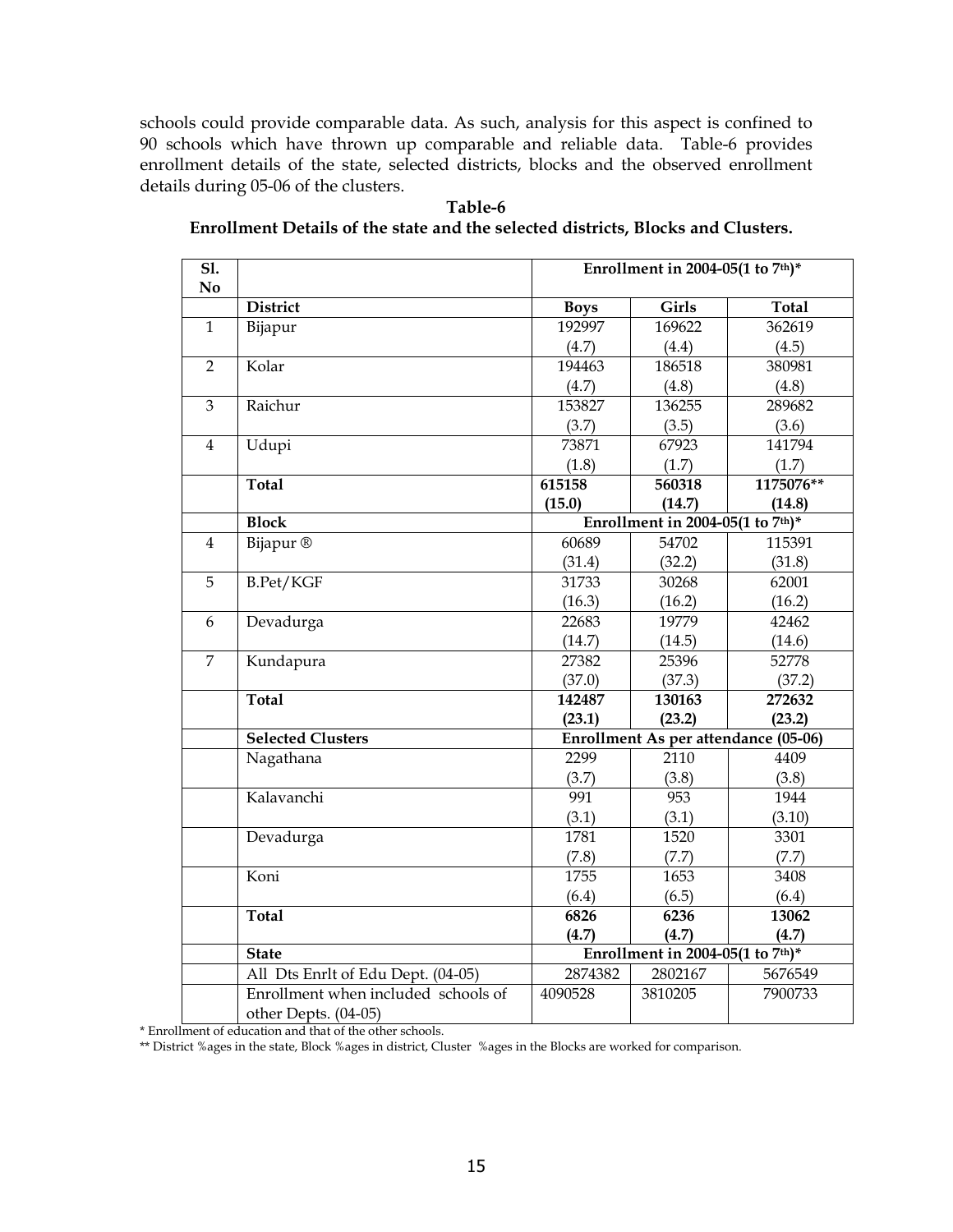schools could provide comparable data. As such, analysis for this aspect is confined to 90 schools which have thrown up comparable and reliable data. Table-6 provides enrollment details of the state, selected districts, blocks and the observed enrollment details during 05-06 of the clusters.

**Table-6**

**Enrollment Details of the state and the selected districts, Blocks and Clusters.**

| Sl. No | | Enrollment in 2004-05(1 to 7th)* | | |
|---|---|---|---|---|
| | **District** | **Boys** | **Girls** | **Total** |
| 1 | Bijapur | 192997<br>(4.7) | 169622<br>(4.4) | 362619<br>(4.5) |
| 2 | Kolar | 194463<br>(4.7) | 186518<br>(4.8) | 380981<br>(4.8) |
| 3 | Raichur | 153827<br>(3.7) | 136255<br>(3.5) | 289682<br>(3.6) |
| 4 | Udupi | 73871<br>(1.8) | 67923<br>(1.7) | 141794<br>(1.7) |
| | **Total** | **615158<br>(15.0)** | **560318<br>(14.7)** | **1175076**<br>(14.8)** |
| | **Block** | **Enrollment in 2004-05(1 to 7th)*** | | |
| 4 | Bijapur ® | 60689<br>(31.4) | 54702<br>(32.2) | 115391<br>(31.8) |
| 5 | B.Pet/KGF | 31733<br>(16.3) | 30268<br>(16.2) | 62001<br>(16.2) |
| 6 | Devadurga | 22683<br>(14.7) | 19779<br>(14.5) | 42462<br>(14.6) |
| 7 | Kundapura | 27382<br>(37.0) | 25396<br>(37.3) | 52778<br>(37.2) |
| | **Total** | **142487<br>(23.1)** | **130163<br>(23.2)** | **272632<br>(23.2)** |
| | **Selected Clusters** | **Enrollment As per attendance (05-06)** | | |
| | Nagathana | 2299<br>(3.7) | 2110<br>(3.8) | 4409<br>(3.8) |
| | Kalavanchi | 991<br>(3.1) | 953<br>(3.1) | 1944<br>(3.10) |
| | Devadurga | 1781<br>(7.8) | 1520<br>(7.7) | 3301<br>(7.7) |
| | Koni | 1755<br>(6.4) | 1653<br>(6.5) | 3408<br>(6.4) |
| | **Total** | **6826<br>(4.7)** | **6236<br>(4.7)** | **13062<br>(4.7)** |
| | **State** | **Enrollment in 2004-05(1 to 7th)*** | | |
| | All Dts Enrlt of Edu Dept. (04-05) | 2874382 | 2802167 | 5676549 |
| | Enrollment when included schools of other Depts. (04-05) | 4090528 | 3810205 | 7900733 |

\* Enrollment of education and that of the other schools.

\*\* District %ages in the state, Block %ages in district, Cluster %ages in the Blocks are worked for comparison.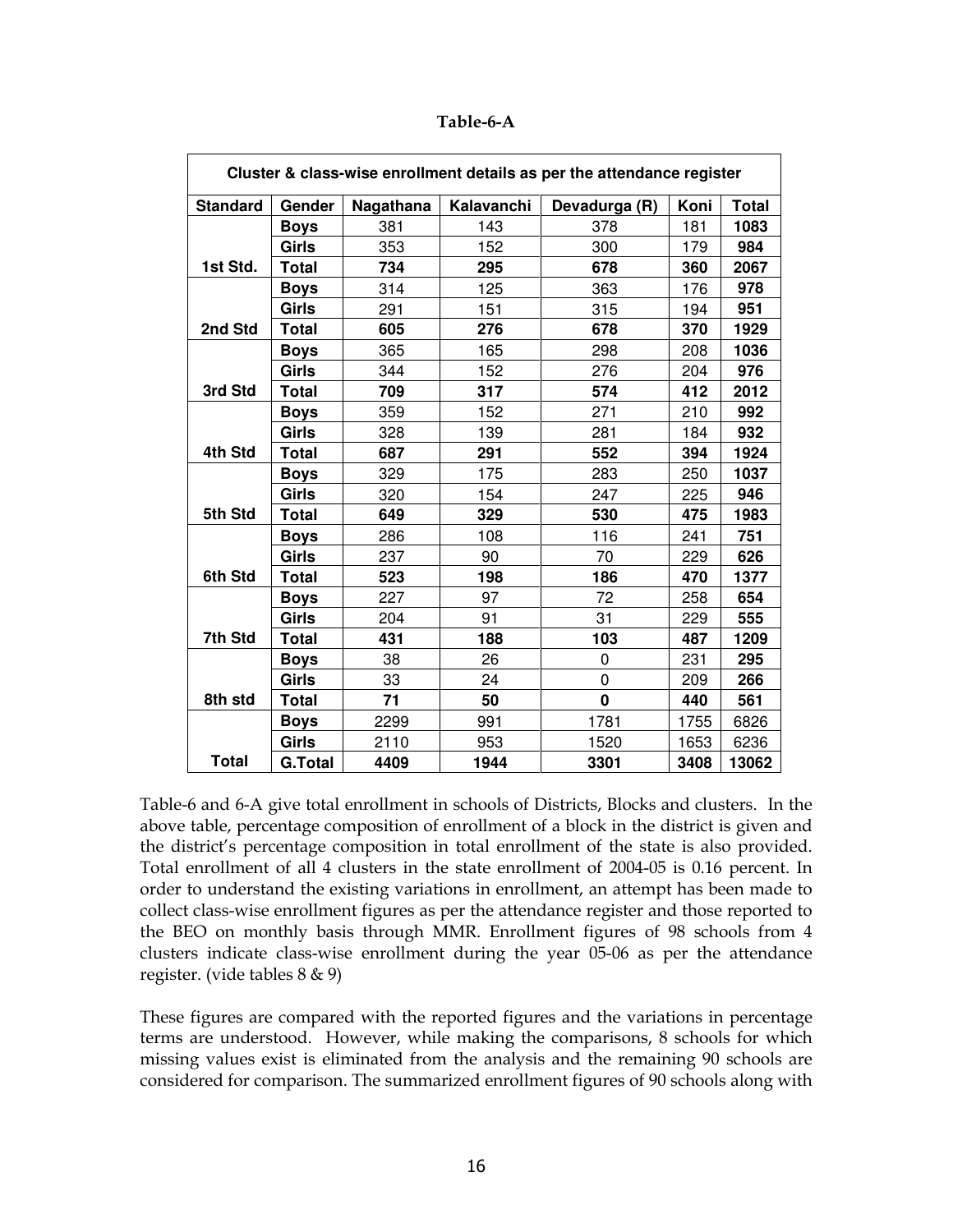**Table-6-A**

| Cluster & class-wise enrollment details as per the attendance register | | | | | | |
|---|---|---|---|---|---|---|
| **Standard** | **Gender** | **Nagathana** | **Kalavanchi** | **Devadurga (R)** | **Koni** | **Total** |
| | **Boys** | 381 | 143 | 378 | 181 | **1083** |
| | **Girls** | 353 | 152 | 300 | 179 | **984** |
| **1st Std.** | **Total** | **734** | **295** | **678** | **360** | **2067** |
| | **Boys** | 314 | 125 | 363 | 176 | **978** |
| | **Girls** | 291 | 151 | 315 | 194 | **951** |
| **2nd Std** | **Total** | **605** | **276** | **678** | **370** | **1929** |
| | **Boys** | 365 | 165 | 298 | 208 | **1036** |
| | **Girls** | 344 | 152 | 276 | 204 | **976** |
| **3rd Std** | **Total** | **709** | **317** | **574** | **412** | **2012** |
| | **Boys** | 359 | 152 | 271 | 210 | **992** |
| | **Girls** | 328 | 139 | 281 | 184 | **932** |
| **4th Std** | **Total** | **687** | **291** | **552** | **394** | **1924** |
| | **Boys** | 329 | 175 | 283 | 250 | **1037** |
| | **Girls** | 320 | 154 | 247 | 225 | **946** |
| **5th Std** | **Total** | **649** | **329** | **530** | **475** | **1983** |
| | **Boys** | 286 | 108 | 116 | 241 | **751** |
| | **Girls** | 237 | 90 | 70 | 229 | **626** |
| **6th Std** | **Total** | **523** | **198** | **186** | **470** | **1377** |
| | **Boys** | 227 | 97 | 72 | 258 | **654** |
| | **Girls** | 204 | 91 | 31 | 229 | **555** |
| **7th Std** | **Total** | **431** | **188** | **103** | **487** | **1209** |
| | **Boys** | 38 | 26 | 0 | 231 | **295** |
| | **Girls** | 33 | 24 | 0 | 209 | **266** |
| **8th std** | **Total** | **71** | **50** | **0** | **440** | **561** |
| | **Boys** | 2299 | 991 | 1781 | 1755 | 6826 |
| | **Girls** | 2110 | 953 | 1520 | 1653 | 6236 |
| **Total** | **G.Total** | **4409** | **1944** | **3301** | **3408** | **13062** |

Table-6 and 6-A give total enrollment in schools of Districts, Blocks and clusters. In the above table, percentage composition of enrollment of a block in the district is given and the district's percentage composition in total enrollment of the state is also provided. Total enrollment of all 4 clusters in the state enrollment of 2004-05 is 0.16 percent. In order to understand the existing variations in enrollment, an attempt has been made to collect class-wise enrollment figures as per the attendance register and those reported to the BEO on monthly basis through MMR. Enrollment figures of 98 schools from 4 clusters indicate class-wise enrollment during the year 05-06 as per the attendance register. (vide tables 8 & 9)

These figures are compared with the reported figures and the variations in percentage terms are understood. However, while making the comparisons, 8 schools for which missing values exist is eliminated from the analysis and the remaining 90 schools are considered for comparison. The summarized enrollment figures of 90 schools along with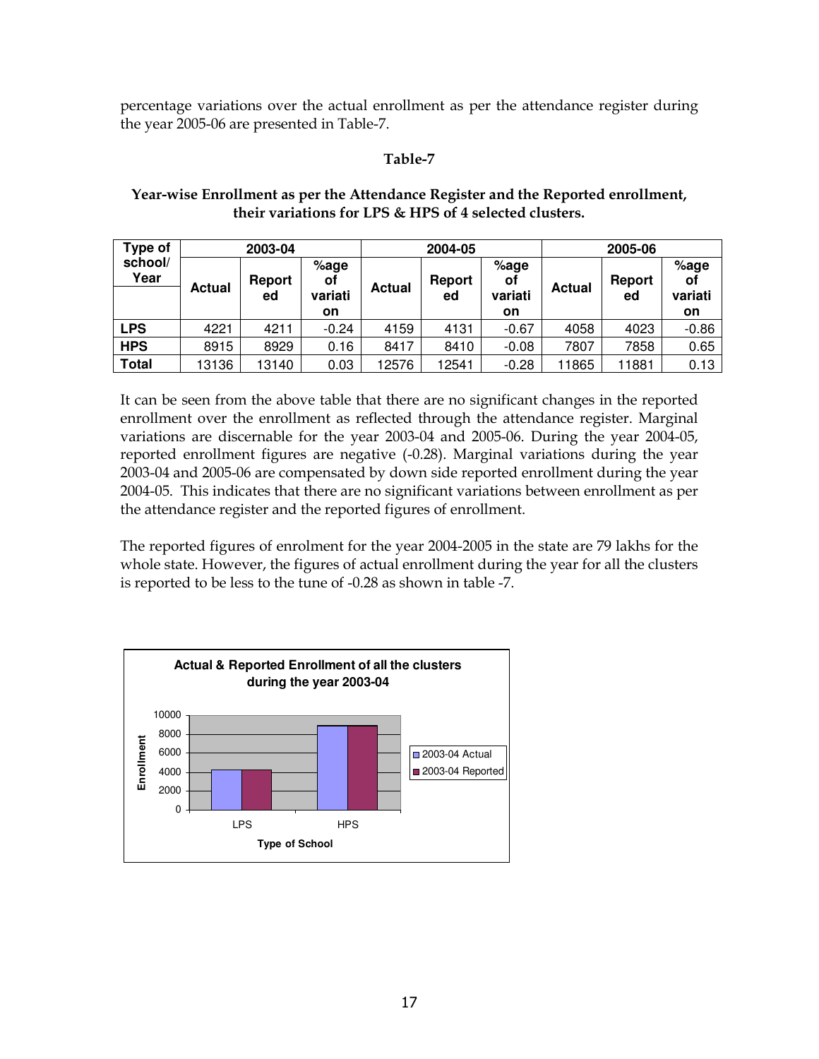percentage variations over the actual enrollment as per the attendance register during the year 2005-06 are presented in Table-7.

**Table-7**

**Year-wise Enrollment as per the Attendance Register and the Reported enrollment, their variations for LPS & HPS of 4 selected clusters.**

| Type of school/ Year | 2003-04 | | | 2004-05 | | | 2005-06 | | |
|---|---|---|---|---|---|---|---|---|---|
| | Actual | Reported | %age of variation | Actual | Reported | %age of variation | Actual | Reported | %age of variation |
| **LPS** | 4221 | 4211 | -0.24 | 4159 | 4131 | -0.67 | 4058 | 4023 | -0.86 |
| **HPS** | 8915 | 8929 | 0.16 | 8417 | 8410 | -0.08 | 7807 | 7858 | 0.65 |
| **Total** | 13136 | 13140 | 0.03 | 12576 | 12541 | -0.28 | 11865 | 11881 | 0.13 |

It can be seen from the above table that there are no significant changes in the reported enrollment over the enrollment as reflected through the attendance register. Marginal variations are discernable for the year 2003-04 and 2005-06. During the year 2004-05, reported enrollment figures are negative (-0.28). Marginal variations during the year 2003-04 and 2005-06 are compensated by down side reported enrollment during the year 2004-05. This indicates that there are no significant variations between enrollment as per the attendance register and the reported figures of enrollment.

The reported figures of enrolment for the year 2004-2005 in the state are 79 lakhs for the whole state. However, the figures of actual enrollment during the year for all the clusters is reported to be less to the tune of -0.28 as shown in table -7.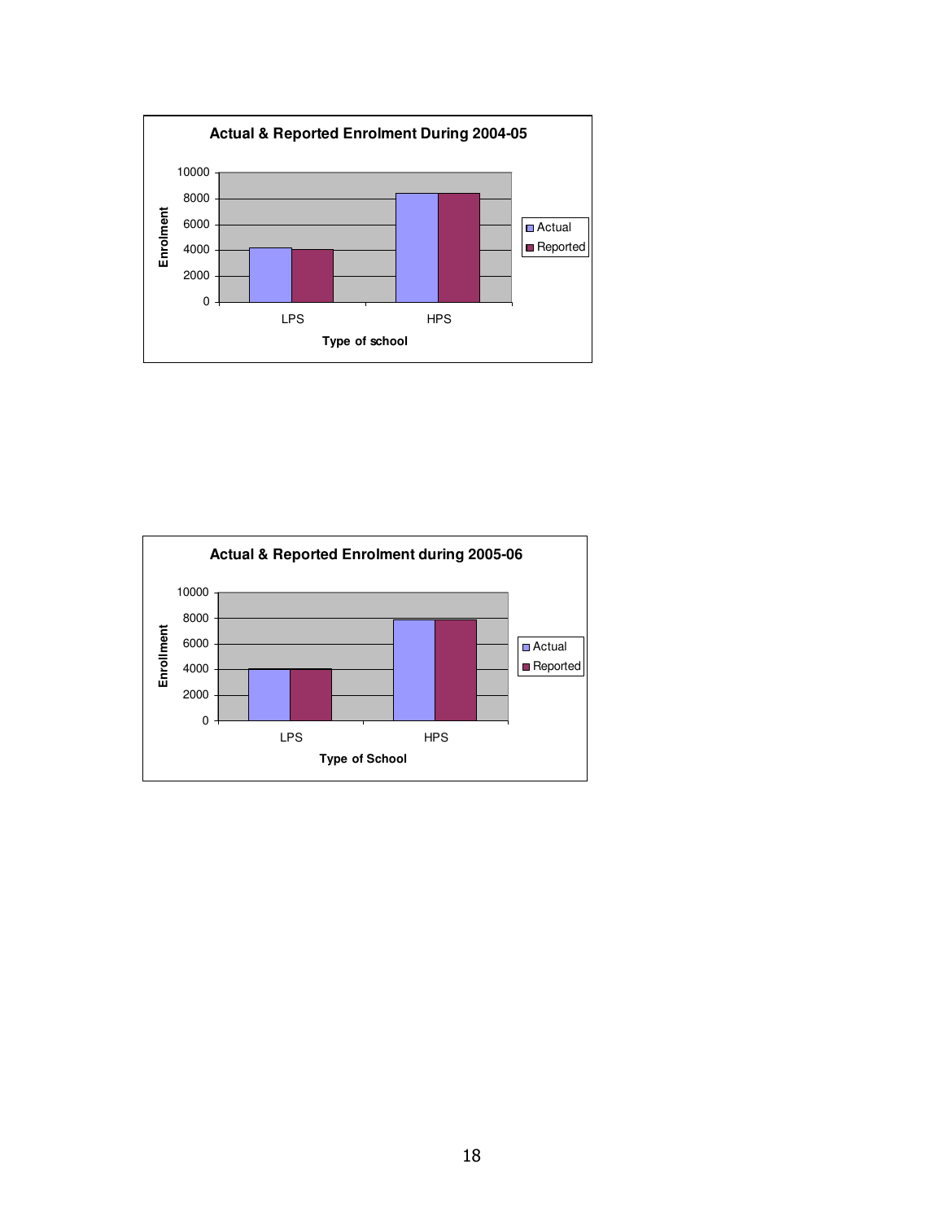**Actual & Reported Enrolment During 2004-05**

Enrolment

10000
8000
6000
4000
2000
0

LPS HPS

Type of school

Actual
Reported

**Actual & Reported Enrolment during 2005-06**

Enrollment

10000
8000
6000
4000
2000
0

LPS HPS

Type of School

Actual
Reported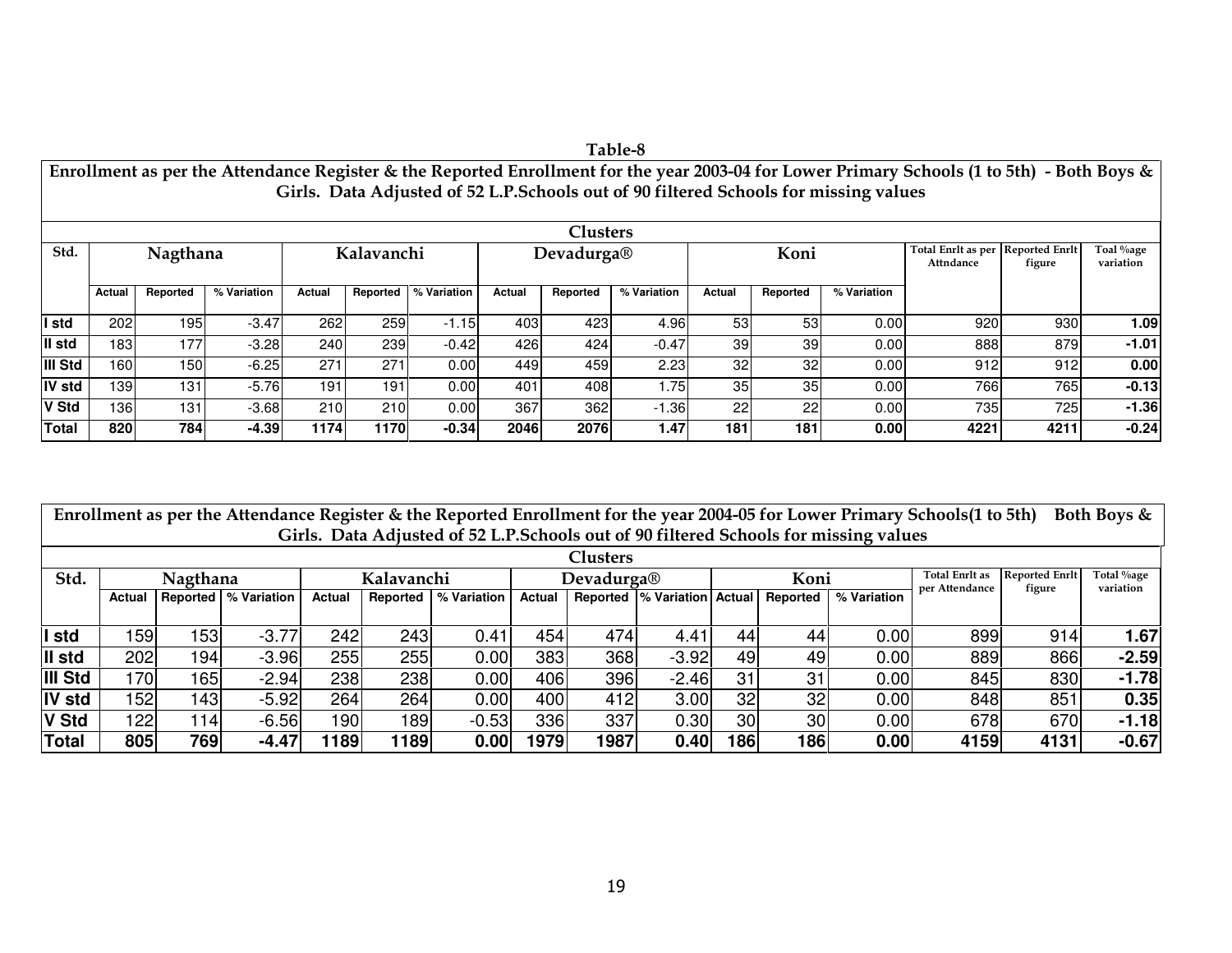**Table-8**

**Enrollment as per the Attendance Register & the Reported Enrollment for the year 2003-04 for Lower Primary Schools (1 to 5th) - Both Boys & Girls. Data Adjusted of 52 L.P.Schools out of 90 filtered Schools for missing values**

| Std. | Nagthana | | | Kalavanchi | | | Devadurga® | | | Koni | | | Total Enrlt as per Attndance | Reported Enrlt figure | Toal %age variation |
|---|---|---|---|---|---|---|---|---|---|---|---|---|---|---|---|
| | Actual | Reported | % Variation | Actual | Reported | % Variation | Actual | Reported | % Variation | Actual | Reported | % Variation | | | |
| I std | 202 | 195 | -3.47 | 262 | 259 | -1.15 | 403 | 423 | 4.96 | 53 | 53 | 0.00 | 920 | 930 | **1.09** |
| II std | 183 | 177 | -3.28 | 240 | 239 | -0.42 | 426 | 424 | -0.47 | 39 | 39 | 0.00 | 888 | 879 | **-1.01** |
| III Std | 160 | 150 | -6.25 | 271 | 271 | 0.00 | 449 | 459 | 2.23 | 32 | 32 | 0.00 | 912 | 912 | **0.00** |
| IV std | 139 | 131 | -5.76 | 191 | 191 | 0.00 | 401 | 408 | 1.75 | 35 | 35 | 0.00 | 766 | 765 | **-0.13** |
| V Std | 136 | 131 | -3.68 | 210 | 210 | 0.00 | 367 | 362 | -1.36 | 22 | 22 | 0.00 | 735 | 725 | **-1.36** |
| **Total** | **820** | **784** | **-4.39** | **1174** | **1170** | **-0.34** | **2046** | **2076** | **1.47** | **181** | **181** | **0.00** | **4221** | **4211** | **-0.24** |

**Enrollment as per the Attendance Register & the Reported Enrollment for the year 2004-05 for Lower Primary Schools(1 to 5th) Both Boys & Girls. Data Adjusted of 52 L.P.Schools out of 90 filtered Schools for missing values**

| Std. | Nagthana | | | Kalavanchi | | | Devadurga® | | | Koni | | | Total Enrlt as per Attendance | Reported Enrlt figure | Total %age variation |
|---|---|---|---|---|---|---|---|---|---|---|---|---|---|---|---|
| | Actual | Reported | % Variation | Actual | Reported | % Variation | Actual | Reported | % Variation | Actual | Reported | % Variation | | | |
| I std | 159 | 153 | -3.77 | 242 | 243 | 0.41 | 454 | 474 | 4.41 | 44 | 44 | 0.00 | 899 | 914 | **1.67** |
| II std | 202 | 194 | -3.96 | 255 | 255 | 0.00 | 383 | 368 | -3.92 | 49 | 49 | 0.00 | 889 | 866 | **-2.59** |
| III Std | 170 | 165 | -2.94 | 238 | 238 | 0.00 | 406 | 396 | -2.46 | 31 | 31 | 0.00 | 845 | 830 | **-1.78** |
| IV std | 152 | 143 | -5.92 | 264 | 264 | 0.00 | 400 | 412 | 3.00 | 32 | 32 | 0.00 | 848 | 851 | **0.35** |
| V Std | 122 | 114 | -6.56 | 190 | 189 | -0.53 | 336 | 337 | 0.30 | 30 | 30 | 0.00 | 678 | 670 | **-1.18** |
| **Total** | **805** | **769** | **-4.47** | **1189** | **1189** | **0.00** | **1979** | **1987** | **0.40** | **186** | **186** | **0.00** | **4159** | **4131** | **-0.67** |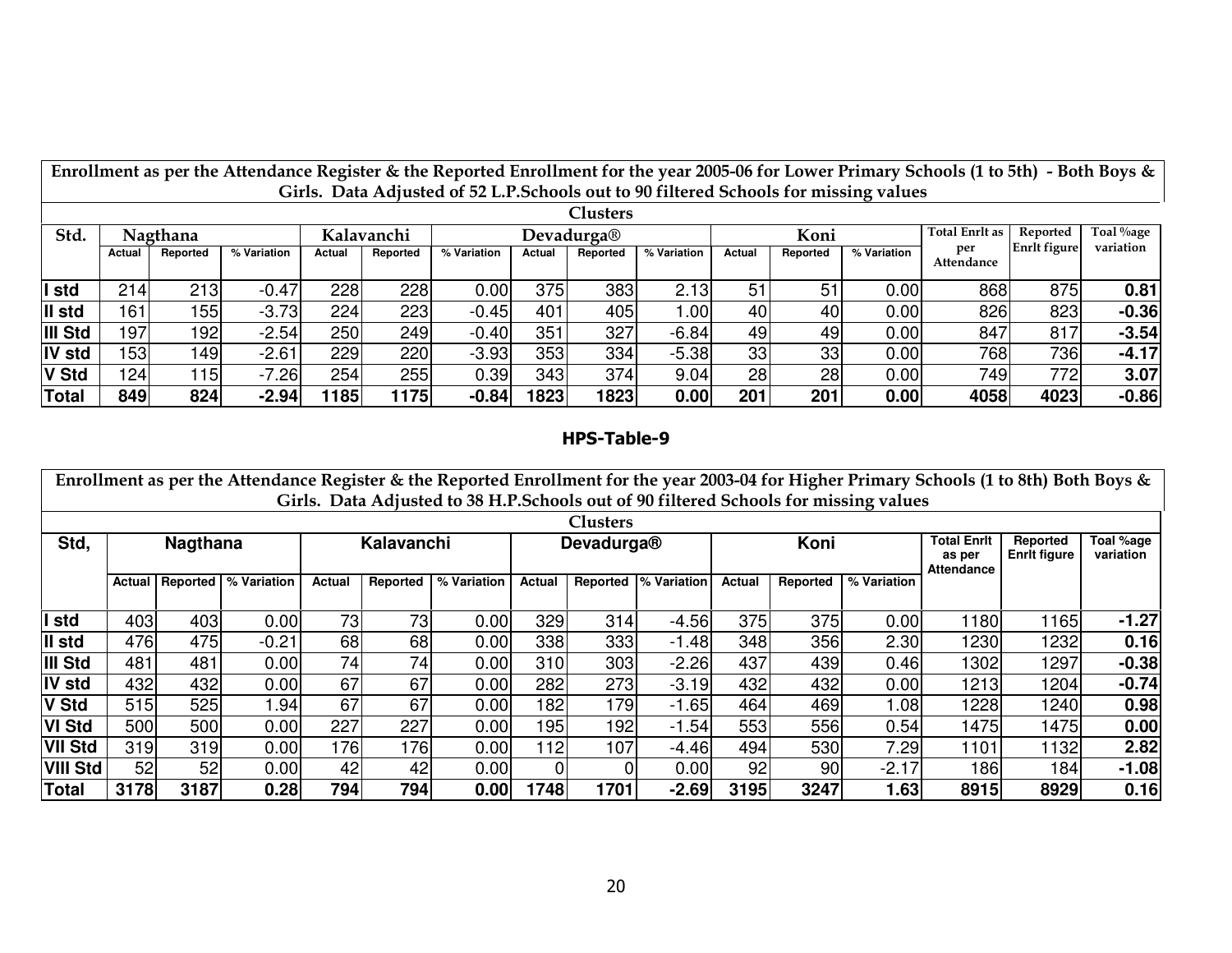**Enrollment as per the Attendance Register & the Reported Enrollment for the year 2005-06 for Lower Primary Schools (1 to 5th) - Both Boys & Girls. Data Adjusted of 52 L.P.Schools out to 90 filtered Schools for missing values**

| Std. | Clusters | | | | | | | | | | | | Total Enrlt as per Attendance | Reported Enrlt figure | Toal %age variation |
|---|---|---|---|---|---|---|---|---|---|---|---|---|---|---|---|
| | Nagthana | | | Kalavanchi | | | Devadurga® | | | Koni | | | | | |
| | Actual | Reported | % Variation | Actual | Reported | % Variation | Actual | Reported | % Variation | Actual | Reported | % Variation | | | |
| I std | 214 | 213 | -0.47 | 228 | 228 | 0.00 | 375 | 383 | 2.13 | 51 | 51 | 0.00 | 868 | 875 | **0.81** |
| II std | 161 | 155 | -3.73 | 224 | 223 | -0.45 | 401 | 405 | 1.00 | 40 | 40 | 0.00 | 826 | 823 | **-0.36** |
| III Std | 197 | 192 | -2.54 | 250 | 249 | -0.40 | 351 | 327 | -6.84 | 49 | 49 | 0.00 | 847 | 817 | **-3.54** |
| IV std | 153 | 149 | -2.61 | 229 | 220 | -3.93 | 353 | 334 | -5.38 | 33 | 33 | 0.00 | 768 | 736 | **-4.17** |
| V Std | 124 | 115 | -7.26 | 254 | 255 | 0.39 | 343 | 374 | 9.04 | 28 | 28 | 0.00 | 749 | 772 | **3.07** |
| **Total** | **849** | **824** | **-2.94** | **1185** | **1175** | **-0.84** | **1823** | **1823** | **0.00** | **201** | **201** | **0.00** | **4058** | **4023** | **-0.86** |

## HPS-Table-9

**Enrollment as per the Attendance Register & the Reported Enrollment for the year 2003-04 for Higher Primary Schools (1 to 8th) Both Boys & Girls. Data Adjusted to 38 H.P.Schools out of 90 filtered Schools for missing values**

| Std, | Clusters | | | | | | | | | | | | Total Enrlt as per Attendance | Reported Enrlt figure | Toal %age variation |
|---|---|---|---|---|---|---|---|---|---|---|---|---|---|---|---|
| | Nagthana | | | Kalavanchi | | | Devadurga® | | | Koni | | | | | |
| | Actual | Reported | % Variation | Actual | Reported | % Variation | Actual | Reported | % Variation | Actual | Reported | % Variation | | | |
| I std | 403 | 403 | 0.00 | 73 | 73 | 0.00 | 329 | 314 | -4.56 | 375 | 375 | 0.00 | 1180 | 1165 | **-1.27** |
| II std | 476 | 475 | -0.21 | 68 | 68 | 0.00 | 338 | 333 | -1.48 | 348 | 356 | 2.30 | 1230 | 1232 | **0.16** |
| III Std | 481 | 481 | 0.00 | 74 | 74 | 0.00 | 310 | 303 | -2.26 | 437 | 439 | 0.46 | 1302 | 1297 | **-0.38** |
| IV std | 432 | 432 | 0.00 | 67 | 67 | 0.00 | 282 | 273 | -3.19 | 432 | 432 | 0.00 | 1213 | 1204 | **-0.74** |
| V Std | 515 | 525 | 1.94 | 67 | 67 | 0.00 | 182 | 179 | -1.65 | 464 | 469 | 1.08 | 1228 | 1240 | **0.98** |
| VI Std | 500 | 500 | 0.00 | 227 | 227 | 0.00 | 195 | 192 | -1.54 | 553 | 556 | 0.54 | 1475 | 1475 | **0.00** |
| VII Std | 319 | 319 | 0.00 | 176 | 176 | 0.00 | 112 | 107 | -4.46 | 494 | 530 | 7.29 | 1101 | 1132 | **2.82** |
| VIII Std | 52 | 52 | 0.00 | 42 | 42 | 0.00 | 0 | 0 | 0.00 | 92 | 90 | -2.17 | 186 | 184 | **-1.08** |
| **Total** | **3178** | **3187** | **0.28** | **794** | **794** | **0.00** | **1748** | **1701** | **-2.69** | **3195** | **3247** | **1.63** | **8915** | **8929** | **0.16** |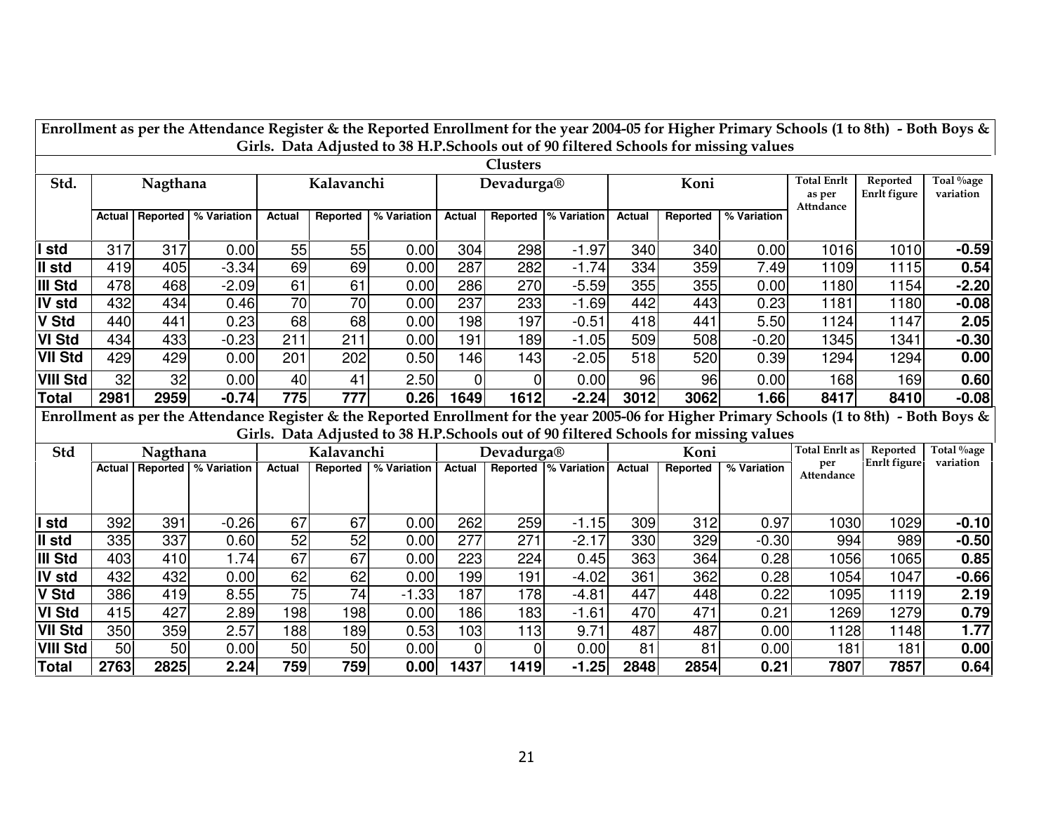**Enrollment as per the Attendance Register & the Reported Enrollment for the year 2004-05 for Higher Primary Schools (1 to 8th) - Both Boys & Girls. Data Adjusted to 38 H.P.Schools out of 90 filtered Schools for missing values**

| Std. | Nagthana | | | Kalavanchi | | | Devadurga® | | | Koni | | | Total Enrlt as per Attndance | Reported Enrlt figure | Toal %age variation |
|---|---|---|---|---|---|---|---|---|---|---|---|---|---|---|---|
| | Actual | Reported | % Variation | Actual | Reported | % Variation | Actual | Reported | % Variation | Actual | Reported | % Variation | | | |
| I std | 317 | 317 | 0.00 | 55 | 55 | 0.00 | 304 | 298 | -1.97 | 340 | 340 | 0.00 | 1016 | 1010 | **-0.59** |
| II std | 419 | 405 | -3.34 | 69 | 69 | 0.00 | 287 | 282 | -1.74 | 334 | 359 | 7.49 | 1109 | 1115 | **0.54** |
| III Std | 478 | 468 | -2.09 | 61 | 61 | 0.00 | 286 | 270 | -5.59 | 355 | 355 | 0.00 | 1180 | 1154 | **-2.20** |
| IV std | 432 | 434 | 0.46 | 70 | 70 | 0.00 | 237 | 233 | -1.69 | 442 | 443 | 0.23 | 1181 | 1180 | **-0.08** |
| V Std | 440 | 441 | 0.23 | 68 | 68 | 0.00 | 198 | 197 | -0.51 | 418 | 441 | 5.50 | 1124 | 1147 | **2.05** |
| VI Std | 434 | 433 | -0.23 | 211 | 211 | 0.00 | 191 | 189 | -1.05 | 509 | 508 | -0.20 | 1345 | 1341 | **-0.30** |
| VII Std | 429 | 429 | 0.00 | 201 | 202 | 0.50 | 146 | 143 | -2.05 | 518 | 520 | 0.39 | 1294 | 1294 | **0.00** |
| VIII Std | 32 | 32 | 0.00 | 40 | 41 | 2.50 | 0 | 0 | 0.00 | 96 | 96 | 0.00 | 168 | 169 | **0.60** |
| **Total** | **2981** | **2959** | **-0.74** | **775** | **777** | **0.26** | **1649** | **1612** | **-2.24** | **3012** | **3062** | **1.66** | **8417** | **8410** | **-0.08** |

**Enrollment as per the Attendance Register & the Reported Enrollment for the year 2005-06 for Higher Primary Schools (1 to 8th) - Both Boys & Girls. Data Adjusted to 38 H.P.Schools out of 90 filtered Schools for missing values**

| Std | Nagthana | | | Kalavanchi | | | Devadurga® | | | Koni | | | Total Enrlt as per Attendance | Reported Enrlt figure | Total %age variation |
|---|---|---|---|---|---|---|---|---|---|---|---|---|---|---|---|
| | Actual | Reported | % Variation | Actual | Reported | % Variation | Actual | Reported | % Variation | Actual | Reported | % Variation | | | |
| I std | 392 | 391 | -0.26 | 67 | 67 | 0.00 | 262 | 259 | -1.15 | 309 | 312 | 0.97 | 1030 | 1029 | **-0.10** |
| II std | 335 | 337 | 0.60 | 52 | 52 | 0.00 | 277 | 271 | -2.17 | 330 | 329 | -0.30 | 994 | 989 | **-0.50** |
| III Std | 403 | 410 | 1.74 | 67 | 67 | 0.00 | 223 | 224 | 0.45 | 363 | 364 | 0.28 | 1056 | 1065 | **0.85** |
| IV std | 432 | 432 | 0.00 | 62 | 62 | 0.00 | 199 | 191 | -4.02 | 361 | 362 | 0.28 | 1054 | 1047 | **-0.66** |
| V Std | 386 | 419 | 8.55 | 75 | 74 | -1.33 | 187 | 178 | -4.81 | 447 | 448 | 0.22 | 1095 | 1119 | **2.19** |
| VI Std | 415 | 427 | 2.89 | 198 | 198 | 0.00 | 186 | 183 | -1.61 | 470 | 471 | 0.21 | 1269 | 1279 | **0.79** |
| VII Std | 350 | 359 | 2.57 | 188 | 189 | 0.53 | 103 | 113 | 9.71 | 487 | 487 | 0.00 | 1128 | 1148 | **1.77** |
| VIII Std | 50 | 50 | 0.00 | 50 | 50 | 0.00 | 0 | 0 | 0.00 | 81 | 81 | 0.00 | 181 | 181 | **0.00** |
| **Total** | **2763** | **2825** | **2.24** | **759** | **759** | **0.00** | **1437** | **1419** | **-1.25** | **2848** | **2854** | **0.21** | **7807** | **7857** | **0.64** |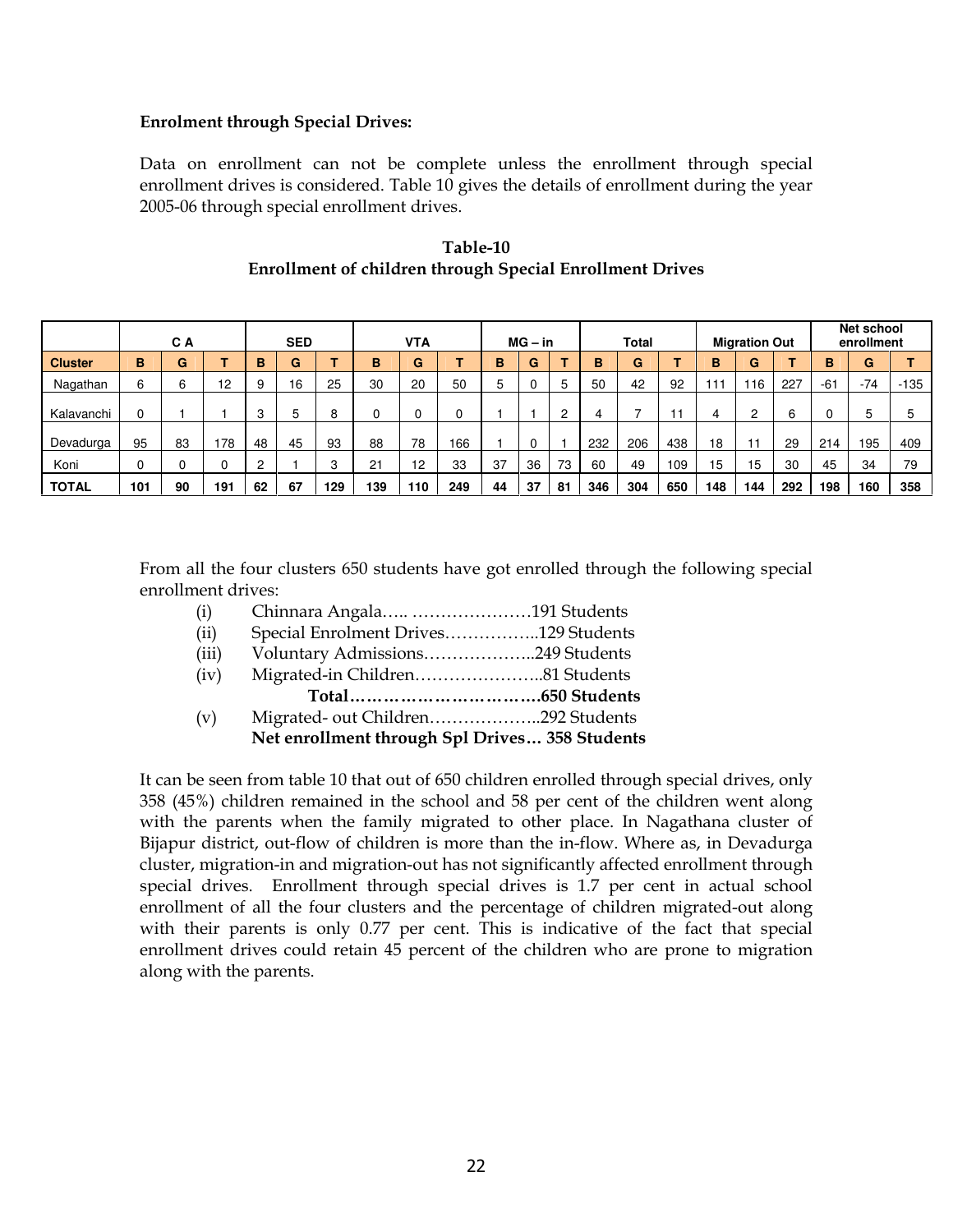**Enrolment through Special Drives:**

Data on enrollment can not be complete unless the enrollment through special enrollment drives is considered. Table 10 gives the details of enrollment during the year 2005-06 through special enrollment drives.

**Table-10**
**Enrollment of children through Special Enrollment Drives**

| | C A | | | SED | | | VTA | | | MG – in | | | Total | | | Migration Out | | | Net school enrollment | | |
|---|---|---|---|---|---|---|---|---|---|---|---|---|---|---|---|---|---|---|---|---|---|
| **Cluster** | **B** | **G** | **T** | **B** | **G** | **T** | **B** | **G** | **T** | **B** | **G** | **T** | **B** | **G** | **T** | **B** | **G** | **T** | **B** | **G** | **T** |
| Nagathan | 6 | 6 | 12 | 9 | 16 | 25 | 30 | 20 | 50 | 5 | 0 | 5 | 50 | 42 | 92 | 111 | 116 | 227 | -61 | -74 | -135 |
| Kalavanchi | 0 | 1 | 1 | 3 | 5 | 8 | 0 | 0 | 0 | 1 | 1 | 2 | 4 | 7 | 11 | 4 | 2 | 6 | 0 | 5 | 5 |
| Devadurga | 95 | 83 | 178 | 48 | 45 | 93 | 88 | 78 | 166 | 1 | 0 | 1 | 232 | 206 | 438 | 18 | 11 | 29 | 214 | 195 | 409 |
| Koni | 0 | 0 | 0 | 2 | 1 | 3 | 21 | 12 | 33 | 37 | 36 | 73 | 60 | 49 | 109 | 15 | 15 | 30 | 45 | 34 | 79 |
| **TOTAL** | **101** | **90** | **191** | **62** | **67** | **129** | **139** | **110** | **249** | **44** | **37** | **81** | **346** | **304** | **650** | **148** | **144** | **292** | **198** | **160** | **358** |

From all the four clusters 650 students have got enrolled through the following special enrollment drives:

(i) Chinnara Angala….. …………………191 Students
(ii) Special Enrolment Drives……………..129 Students
(iii) Voluntary Admissions………………..249 Students
(iv) Migrated-in Children…………………..81 Students
**Total…………………………….650 Students**
(v) Migrated- out Children………………..292 Students
**Net enrollment through Spl Drives… 358 Students**

It can be seen from table 10 that out of 650 children enrolled through special drives, only 358 (45%) children remained in the school and 58 per cent of the children went along with the parents when the family migrated to other place. In Nagathana cluster of Bijapur district, out-flow of children is more than the in-flow. Where as, in Devadurga cluster, migration-in and migration-out has not significantly affected enrollment through special drives. Enrollment through special drives is 1.7 per cent in actual school enrollment of all the four clusters and the percentage of children migrated-out along with their parents is only 0.77 per cent. This is indicative of the fact that special enrollment drives could retain 45 percent of the children who are prone to migration along with the parents.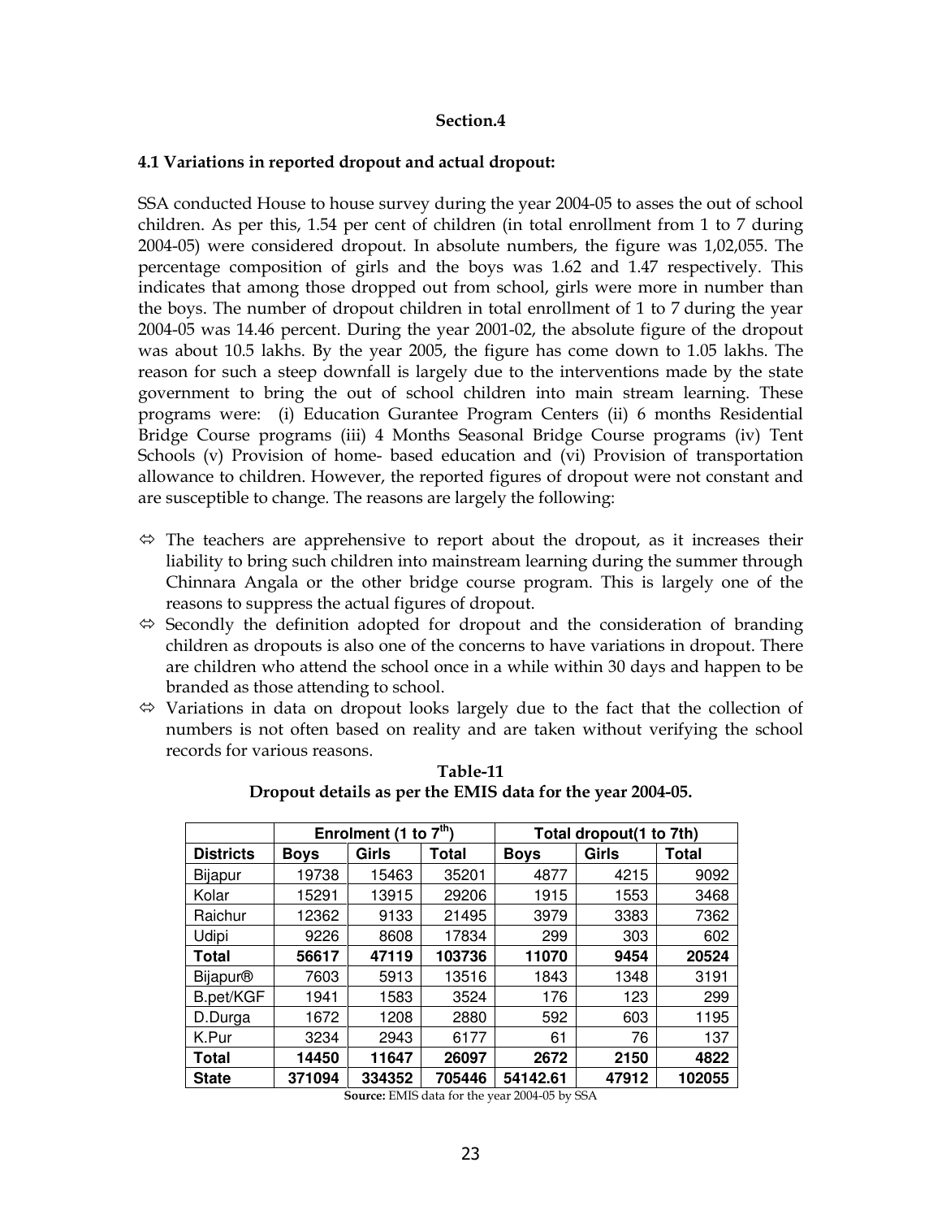**Section.4**

**4.1 Variations in reported dropout and actual dropout:**

SSA conducted House to house survey during the year 2004-05 to asses the out of school children. As per this, 1.54 per cent of children (in total enrollment from 1 to 7 during 2004-05) were considered dropout. In absolute numbers, the figure was 1,02,055. The percentage composition of girls and the boys was 1.62 and 1.47 respectively. This indicates that among those dropped out from school, girls were more in number than the boys. The number of dropout children in total enrollment of 1 to 7 during the year 2004-05 was 14.46 percent. During the year 2001-02, the absolute figure of the dropout was about 10.5 lakhs. By the year 2005, the figure has come down to 1.05 lakhs. The reason for such a steep downfall is largely due to the interventions made by the state government to bring the out of school children into main stream learning. These programs were: (i) Education Gurantee Program Centers (ii) 6 months Residential Bridge Course programs (iii) 4 Months Seasonal Bridge Course programs (iv) Tent Schools (v) Provision of home- based education and (vi) Provision of transportation allowance to children. However, the reported figures of dropout were not constant and are susceptible to change. The reasons are largely the following:

- ⇔ The teachers are apprehensive to report about the dropout, as it increases their liability to bring such children into mainstream learning during the summer through Chinnara Angala or the other bridge course program. This is largely one of the reasons to suppress the actual figures of dropout.
- ⇔ Secondly the definition adopted for dropout and the consideration of branding children as dropouts is also one of the concerns to have variations in dropout. There are children who attend the school once in a while within 30 days and happen to be branded as those attending to school.
- ⇔ Variations in data on dropout looks largely due to the fact that the collection of numbers is not often based on reality and are taken without verifying the school records for various reasons.

**Table-11**
**Dropout details as per the EMIS data for the year 2004-05.**

| | Enrolment (1 to 7th) | | | Total dropout(1 to 7th) | | |
|---|---|---|---|---|---|---|
| **Districts** | **Boys** | **Girls** | **Total** | **Boys** | **Girls** | **Total** |
| Bijapur | 19738 | 15463 | 35201 | 4877 | 4215 | 9092 |
| Kolar | 15291 | 13915 | 29206 | 1915 | 1553 | 3468 |
| Raichur | 12362 | 9133 | 21495 | 3979 | 3383 | 7362 |
| Udipi | 9226 | 8608 | 17834 | 299 | 303 | 602 |
| **Total** | **56617** | **47119** | **103736** | **11070** | **9454** | **20524** |
| Bijapur® | 7603 | 5913 | 13516 | 1843 | 1348 | 3191 |
| B.pet/KGF | 1941 | 1583 | 3524 | 176 | 123 | 299 |
| D.Durga | 1672 | 1208 | 2880 | 592 | 603 | 1195 |
| K.Pur | 3234 | 2943 | 6177 | 61 | 76 | 137 |
| **Total** | **14450** | **11647** | **26097** | **2672** | **2150** | **4822** |
| **State** | **371094** | **334352** | **705446** | **54142.61** | **47912** | **102055** |

**Source:** EMIS data for the year 2004-05 by SSA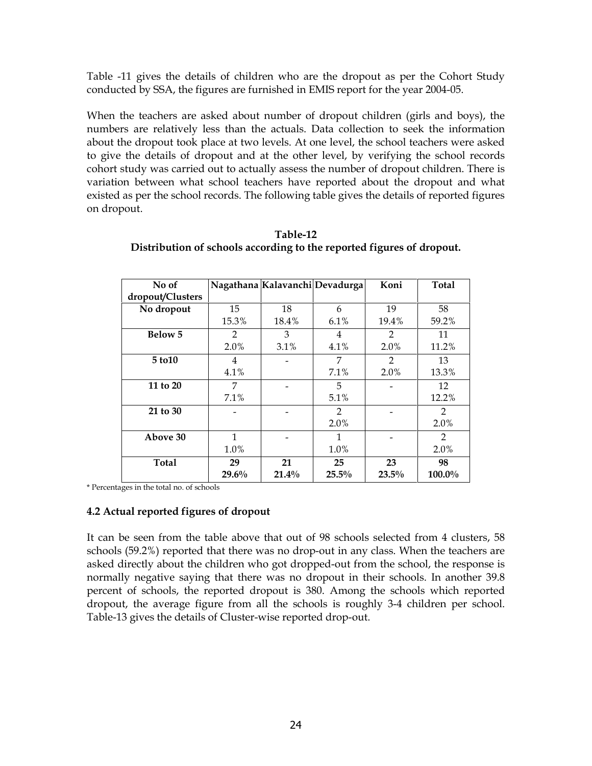Table -11 gives the details of children who are the dropout as per the Cohort Study conducted by SSA, the figures are furnished in EMIS report for the year 2004-05.

When the teachers are asked about number of dropout children (girls and boys), the numbers are relatively less than the actuals. Data collection to seek the information about the dropout took place at two levels. At one level, the school teachers were asked to give the details of dropout and at the other level, by verifying the school records cohort study was carried out to actually assess the number of dropout children. There is variation between what school teachers have reported about the dropout and what existed as per the school records. The following table gives the details of reported figures on dropout.

**Table-12**
**Distribution of schools according to the reported figures of dropout.**

| No of dropout/Clusters | Nagathana | Kalavanchi | Devadurga | Koni | Total |
|---|---|---|---|---|---|
| **No dropout** | 15<br>15.3% | 18<br>18.4% | 6<br>6.1% | 19<br>19.4% | 58<br>59.2% |
| **Below 5** | 2<br>2.0% | 3<br>3.1% | 4<br>4.1% | 2<br>2.0% | 11<br>11.2% |
| **5 to10** | 4<br>4.1% | - | 7<br>7.1% | 2<br>2.0% | 13<br>13.3% |
| **11 to 20** | 7<br>7.1% | - | 5<br>5.1% | - | 12<br>12.2% |
| **21 to 30** | - | - | 2<br>2.0% | - | 2<br>2.0% |
| **Above 30** | 1<br>1.0% | - | 1<br>1.0% | - | 2<br>2.0% |
| **Total** | **29**<br>**29.6%** | **21**<br>**21.4%** | **25**<br>**25.5%** | **23**<br>**23.5%** | **98**<br>**100.0%** |

* Percentages in the total no. of schools

### 4.2 Actual reported figures of dropout

It can be seen from the table above that out of 98 schools selected from 4 clusters, 58 schools (59.2%) reported that there was no drop-out in any class. When the teachers are asked directly about the children who got dropped-out from the school, the response is normally negative saying that there was no dropout in their schools. In another 39.8 percent of schools, the reported dropout is 380. Among the schools which reported dropout, the average figure from all the schools is roughly 3-4 children per school. Table-13 gives the details of Cluster-wise reported drop-out.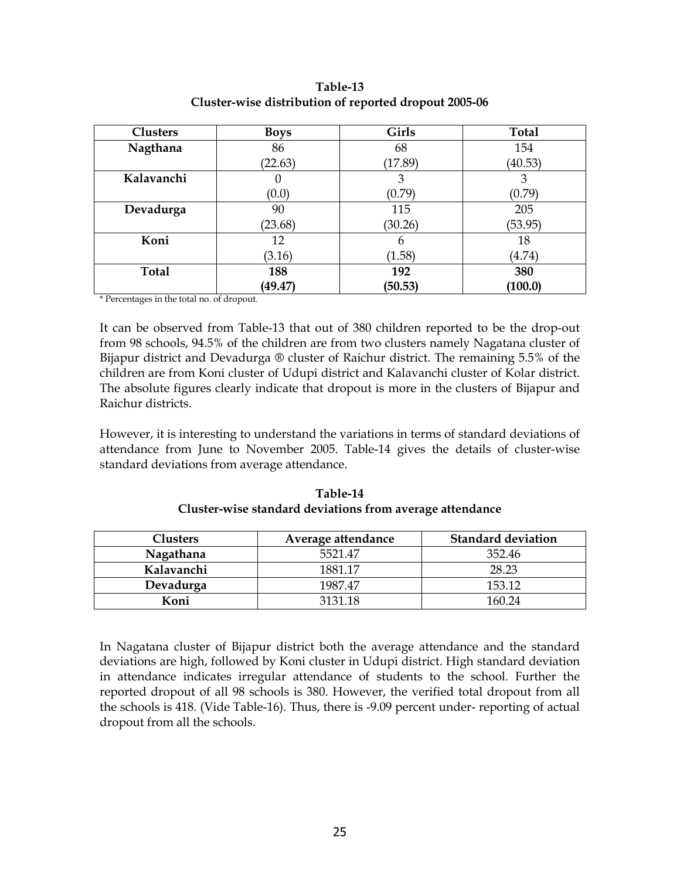**Table-13**
**Cluster-wise distribution of reported dropout 2005-06**

| Clusters | Boys | Girls | Total |
|---|---|---|---|
| **Nagthana** | 86<br>(22.63) | 68<br>(17.89) | 154<br>(40.53) |
| **Kalavanchi** | 0<br>(0.0) | 3<br>(0.79) | 3<br>(0.79) |
| **Devadurga** | 90<br>(23.68) | 115<br>(30.26) | 205<br>(53.95) |
| **Koni** | 12<br>(3.16) | 6<br>(1.58) | 18<br>(4.74) |
| **Total** | **188**<br>**(49.47)** | **192**<br>**(50.53)** | **380**<br>**(100.0)** |

* Percentages in the total no. of dropout.

It can be observed from Table-13 that out of 380 children reported to be the drop-out from 98 schools, 94.5% of the children are from two clusters namely Nagatana cluster of Bijapur district and Devadurga ® cluster of Raichur district. The remaining 5.5% of the children are from Koni cluster of Udupi district and Kalavanchi cluster of Kolar district. The absolute figures clearly indicate that dropout is more in the clusters of Bijapur and Raichur districts.

However, it is interesting to understand the variations in terms of standard deviations of attendance from June to November 2005. Table-14 gives the details of cluster-wise standard deviations from average attendance.

**Table-14**
**Cluster-wise standard deviations from average attendance**

| Clusters | Average attendance | Standard deviation |
|---|---|---|
| **Nagathana** | 5521.47 | 352.46 |
| **Kalavanchi** | 1881.17 | 28.23 |
| **Devadurga** | 1987.47 | 153.12 |
| **Koni** | 3131.18 | 160.24 |

In Nagatana cluster of Bijapur district both the average attendance and the standard deviations are high, followed by Koni cluster in Udupi district. High standard deviation in attendance indicates irregular attendance of students to the school. Further the reported dropout of all 98 schools is 380. However, the verified total dropout from all the schools is 418. (Vide Table-16). Thus, there is -9.09 percent under- reporting of actual dropout from all the schools.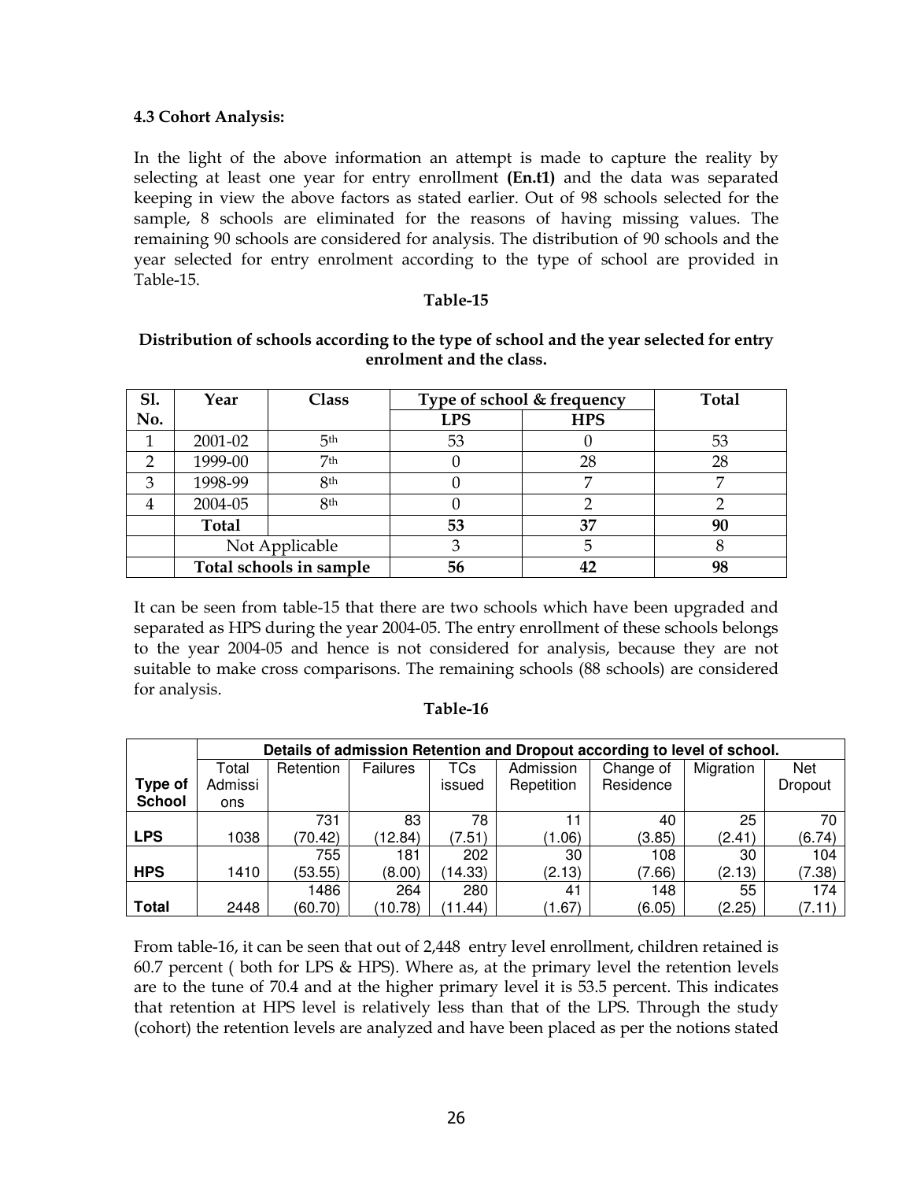**4.3 Cohort Analysis:**

In the light of the above information an attempt is made to capture the reality by selecting at least one year for entry enrollment **(En.t1)** and the data was separated keeping in view the above factors as stated earlier. Out of 98 schools selected for the sample, 8 schools are eliminated for the reasons of having missing values. The remaining 90 schools are considered for analysis. The distribution of 90 schools and the year selected for entry enrolment according to the type of school are provided in Table-15.

**Table-15**

**Distribution of schools according to the type of school and the year selected for entry enrolment and the class.**

| Sl. No. | Year | Class | Type of school & frequency | | Total |
|---|---|---|---|---|---|
| | | | LPS | HPS | |
| 1 | 2001-02 | 5th | 53 | 0 | 53 |
| 2 | 1999-00 | 7th | 0 | 28 | 28 |
| 3 | 1998-99 | 8th | 0 | 7 | 7 |
| 4 | 2004-05 | 8th | 0 | 2 | 2 |
| | **Total** | | **53** | **37** | **90** |
| | Not Applicable | | 3 | 5 | 8 |
| | **Total schools in sample** | | **56** | **42** | **98** |

It can be seen from table-15 that there are two schools which have been upgraded and separated as HPS during the year 2004-05. The entry enrollment of these schools belongs to the year 2004-05 and hence is not considered for analysis, because they are not suitable to make cross comparisons. The remaining schools (88 schools) are considered for analysis.

**Table-16**

| | **Details of admission Retention and Dropout according to level of school.** | | | | | | | |
|---|---|---|---|---|---|---|---|---|
| **Type of School** | Total Admissions | Retention | Failures | TCs issued | Admission Repetition | Change of Residence | Migration | Net Dropout |
| **LPS** | 1038 | 731 (70.42) | 83 (12.84) | 78 (7.51) | 11 (1.06) | 40 (3.85) | 25 (2.41) | 70 (6.74) |
| **HPS** | 1410 | 755 (53.55) | 181 (8.00) | 202 (14.33) | 30 (2.13) | 108 (7.66) | 30 (2.13) | 104 (7.38) |
| **Total** | 2448 | 1486 (60.70) | 264 (10.78) | 280 (11.44) | 41 (1.67) | 148 (6.05) | 55 (2.25) | 174 (7.11) |

From table-16, it can be seen that out of 2,448 entry level enrollment, children retained is 60.7 percent ( both for LPS & HPS). Where as, at the primary level the retention levels are to the tune of 70.4 and at the higher primary level it is 53.5 percent. This indicates that retention at HPS level is relatively less than that of the LPS. Through the study (cohort) the retention levels are analyzed and have been placed as per the notions stated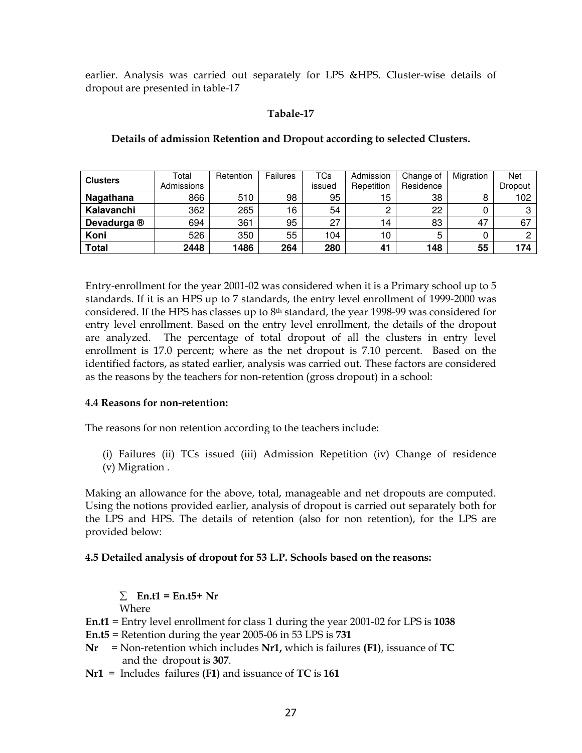earlier. Analysis was carried out separately for LPS &HPS. Cluster-wise details of dropout are presented in table-17

**Tabale-17**

**Details of admission Retention and Dropout according to selected Clusters.**

| Clusters | Total Admissions | Retention | Failures | TCs issued | Admission Repetition | Change of Residence | Migration | Net Dropout |
|---|---|---|---|---|---|---|---|---|
| **Nagathana** | 866 | 510 | 98 | 95 | 15 | 38 | 8 | 102 |
| **Kalavanchi** | 362 | 265 | 16 | 54 | 2 | 22 | 0 | 3 |
| **Devadurga ®** | 694 | 361 | 95 | 27 | 14 | 83 | 47 | 67 |
| **Koni** | 526 | 350 | 55 | 104 | 10 | 5 | 0 | 2 |
| **Total** | **2448** | **1486** | **264** | **280** | **41** | **148** | **55** | **174** |

Entry-enrollment for the year 2001-02 was considered when it is a Primary school up to 5 standards. If it is an HPS up to 7 standards, the entry level enrollment of 1999-2000 was considered. If the HPS has classes up to 8th standard, the year 1998-99 was considered for entry level enrollment. Based on the entry level enrollment, the details of the dropout are analyzed. The percentage of total dropout of all the clusters in entry level enrollment is 17.0 percent; where as the net dropout is 7.10 percent. Based on the identified factors, as stated earlier, analysis was carried out. These factors are considered as the reasons by the teachers for non-retention (gross dropout) in a school:

### 4.4 Reasons for non-retention:

The reasons for non retention according to the teachers include:

(i) Failures (ii) TCs issued (iii) Admission Repetition (iv) Change of residence (v) Migration .

Making an allowance for the above, total, manageable and net dropouts are computed. Using the notions provided earlier, analysis of dropout is carried out separately both for the LPS and HPS. The details of retention (also for non retention), for the LPS are provided below:

### 4.5 Detailed analysis of dropout for 53 L.P. Schools based on the reasons:

$$\sum \mathbf{En.t1 = En.t5 + Nr}$$

Where

**En.t1** = Entry level enrollment for class 1 during the year 2001-02 for LPS is **1038**

**En.t5** = Retention during the year 2005-06 in 53 LPS is **731**

**Nr** = Non-retention which includes **Nr1,** which is failures **(F1)**, issuance of **TC** and the dropout is **307**.

**Nr1** = Includes failures **(F1)** and issuance of **TC** is **161**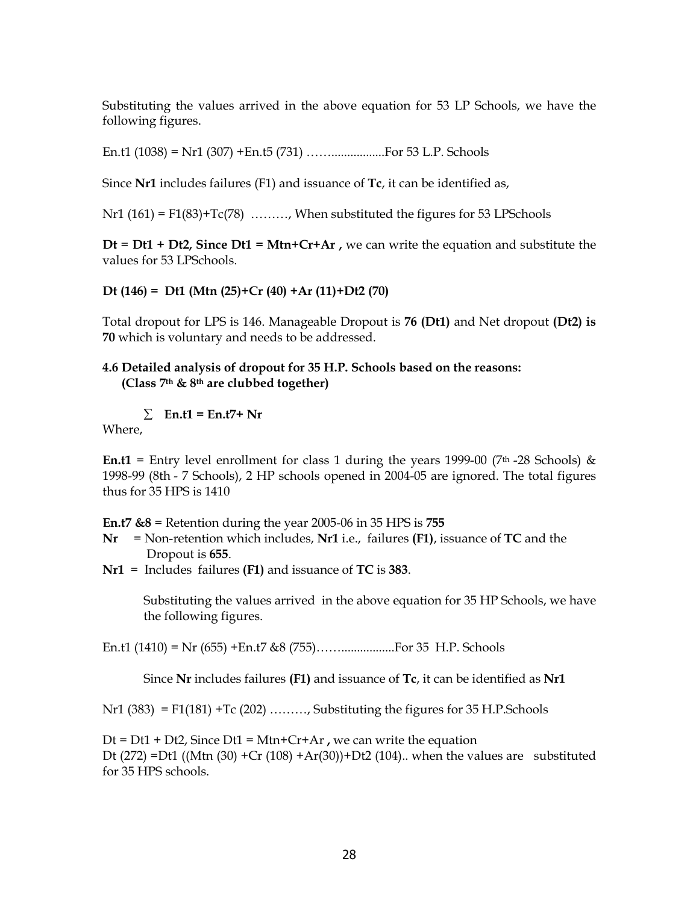Substituting the values arrived in the above equation for 53 LP Schools, we have the following figures.

En.t1 (1038) = Nr1 (307) +En.t5 (731) ……................For 53 L.P. Schools

Since **Nr1** includes failures (F1) and issuance of **Tc**, it can be identified as,

Nr1 (161) = F1(83)+Tc(78) ………, When substituted the figures for 53 LPSchools

**Dt = Dt1 + Dt2, Since Dt1 = Mtn+Cr+Ar ,** we can write the equation and substitute the values for 53 LPSchools.

**Dt (146) = Dt1 (Mtn (25)+Cr (40) +Ar (11)+Dt2 (70)**

Total dropout for LPS is 146. Manageable Dropout is **76 (Dt1)** and Net dropout **(Dt2) is 70** which is voluntary and needs to be addressed.

### 4.6 Detailed analysis of dropout for 35 H.P. Schools based on the reasons: (Class 7th & 8th are clubbed together)

$\sum$ **En.t1 = En.t7+ Nr**

Where,

**En.t1** = Entry level enrollment for class 1 during the years 1999-00 (7th -28 Schools) & 1998-99 (8th - 7 Schools), 2 HP schools opened in 2004-05 are ignored. The total figures thus for 35 HPS is 1410

**En.t7 &8** = Retention during the year 2005-06 in 35 HPS is **755**

**Nr** = Non-retention which includes, **Nr1** i.e., failures **(F1)**, issuance of **TC** and the Dropout is **655**.

**Nr1** = Includes failures **(F1)** and issuance of **TC** is **383**.

Substituting the values arrived in the above equation for 35 HP Schools, we have the following figures.

En.t1 (1410) = Nr (655) +En.t7 &8 (755)……................For 35 H.P. Schools

Since **Nr** includes failures **(F1)** and issuance of **Tc**, it can be identified as **Nr1**

Nr1 (383) = F1(181) +Tc (202) ………, Substituting the figures for 35 H.P.Schools

Dt = Dt1 + Dt2, Since Dt1 = Mtn+Cr+Ar **,** we can write the equation
Dt (272) =Dt1 ((Mtn (30) +Cr (108) +Ar(30))+Dt2 (104).. when the values are substituted for 35 HPS schools.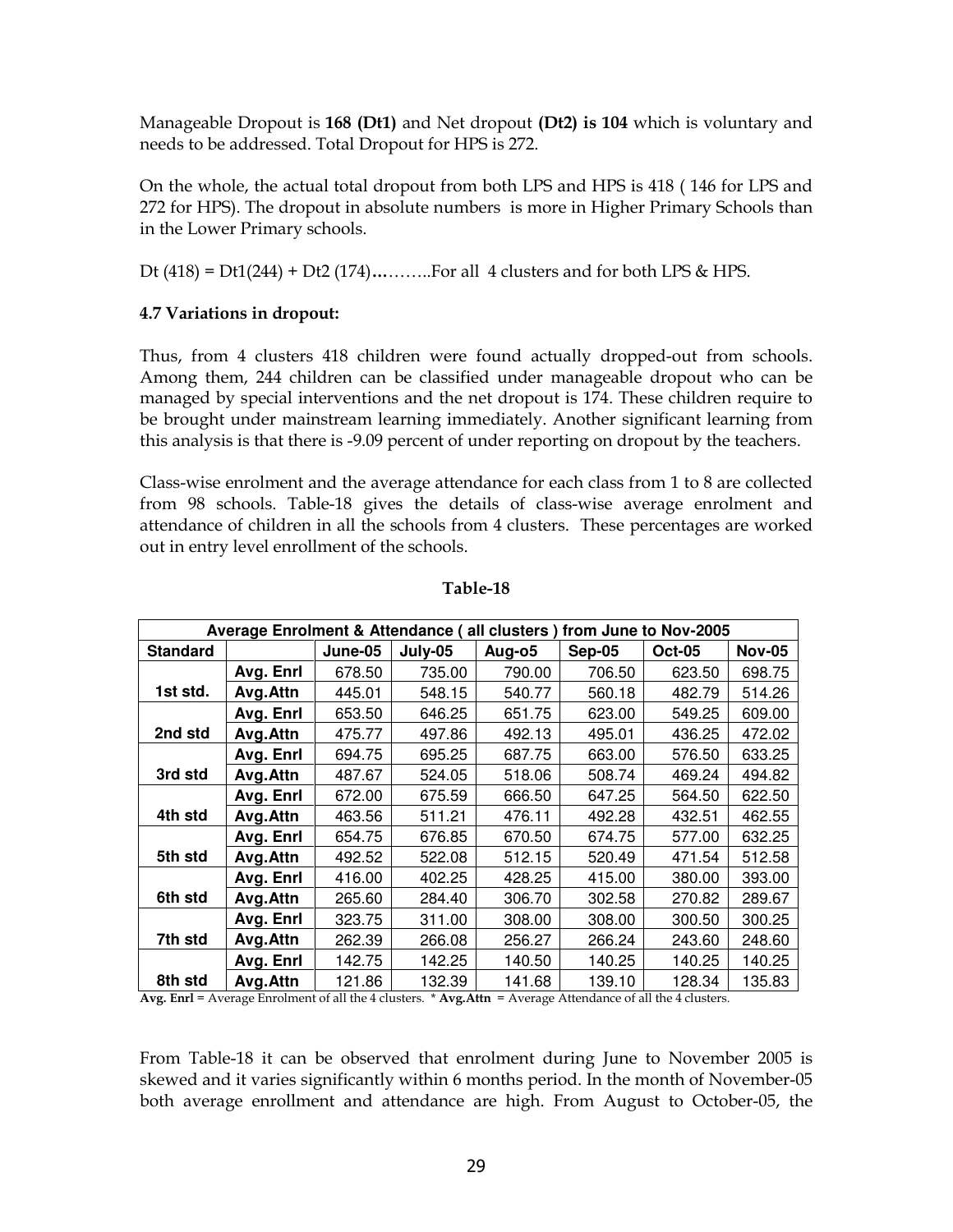Manageable Dropout is **168 (Dt1)** and Net dropout **(Dt2) is 104** which is voluntary and needs to be addressed. Total Dropout for HPS is 272.

On the whole, the actual total dropout from both LPS and HPS is 418 ( 146 for LPS and 272 for HPS). The dropout in absolute numbers is more in Higher Primary Schools than in the Lower Primary schools.

Dt (418) = Dt1(244) + Dt2 (174)**…**……..For all 4 clusters and for both LPS & HPS.

### 4.7 Variations in dropout:

Thus, from 4 clusters 418 children were found actually dropped-out from schools. Among them, 244 children can be classified under manageable dropout who can be managed by special interventions and the net dropout is 174. These children require to be brought under mainstream learning immediately. Another significant learning from this analysis is that there is -9.09 percent of under reporting on dropout by the teachers.

Class-wise enrolment and the average attendance for each class from 1 to 8 are collected from 98 schools. Table-18 gives the details of class-wise average enrolment and attendance of children in all the schools from 4 clusters. These percentages are worked out in entry level enrollment of the schools.

**Table-18**

| Average Enrolment & Attendance ( all clusters ) from June to Nov-2005 | | | | | | | |
|---|---|---|---|---|---|---|---|
| **Standard** | | **June-05** | **July-05** | **Aug-o5** | **Sep-05** | **Oct-05** | **Nov-05** |
| **1st std.** | **Avg. Enrl** | 678.50 | 735.00 | 790.00 | 706.50 | 623.50 | 698.75 |
| | **Avg.Attn** | 445.01 | 548.15 | 540.77 | 560.18 | 482.79 | 514.26 |
| **2nd std** | **Avg. Enrl** | 653.50 | 646.25 | 651.75 | 623.00 | 549.25 | 609.00 |
| | **Avg.Attn** | 475.77 | 497.86 | 492.13 | 495.01 | 436.25 | 472.02 |
| **3rd std** | **Avg. Enrl** | 694.75 | 695.25 | 687.75 | 663.00 | 576.50 | 633.25 |
| | **Avg.Attn** | 487.67 | 524.05 | 518.06 | 508.74 | 469.24 | 494.82 |
| **4th std** | **Avg. Enrl** | 672.00 | 675.59 | 666.50 | 647.25 | 564.50 | 622.50 |
| | **Avg.Attn** | 463.56 | 511.21 | 476.11 | 492.28 | 432.51 | 462.55 |
| **5th std** | **Avg. Enrl** | 654.75 | 676.85 | 670.50 | 674.75 | 577.00 | 632.25 |
| | **Avg.Attn** | 492.52 | 522.08 | 512.15 | 520.49 | 471.54 | 512.58 |
| **6th std** | **Avg. Enrl** | 416.00 | 402.25 | 428.25 | 415.00 | 380.00 | 393.00 |
| | **Avg.Attn** | 265.60 | 284.40 | 306.70 | 302.58 | 270.82 | 289.67 |
| **7th std** | **Avg. Enrl** | 323.75 | 311.00 | 308.00 | 308.00 | 300.50 | 300.25 |
| | **Avg.Attn** | 262.39 | 266.08 | 256.27 | 266.24 | 243.60 | 248.60 |
| **8th std** | **Avg. Enrl** | 142.75 | 142.25 | 140.50 | 140.25 | 140.25 | 140.25 |
| | **Avg.Attn** | 121.86 | 132.39 | 141.68 | 139.10 | 128.34 | 135.83 |

**Avg. Enrl** = Average Enrolment of all the 4 clusters. * **Avg.Attn** = Average Attendance of all the 4 clusters.

From Table-18 it can be observed that enrolment during June to November 2005 is skewed and it varies significantly within 6 months period. In the month of November-05 both average enrollment and attendance are high. From August to October-05, the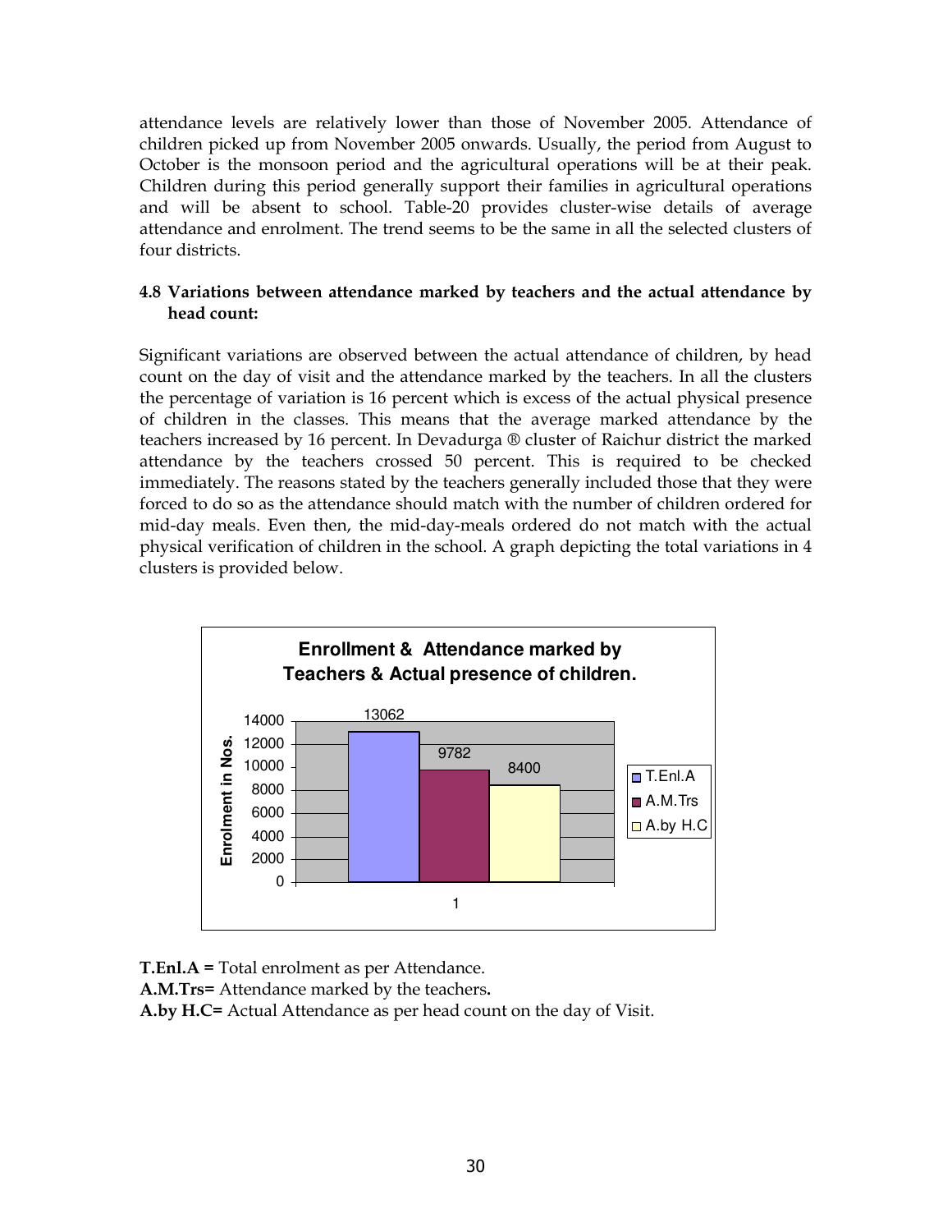attendance levels are relatively lower than those of November 2005. Attendance of children picked up from November 2005 onwards. Usually, the period from August to October is the monsoon period and the agricultural operations will be at their peak. Children during this period generally support their families in agricultural operations and will be absent to school. Table-20 provides cluster-wise details of average attendance and enrolment. The trend seems to be the same in all the selected clusters of four districts.

### 4.8 Variations between attendance marked by teachers and the actual attendance by head count:

Significant variations are observed between the actual attendance of children, by head count on the day of visit and the attendance marked by the teachers. In all the clusters the percentage of variation is 16 percent which is excess of the actual physical presence of children in the classes. This means that the average marked attendance by the teachers increased by 16 percent. In Devadurga ® cluster of Raichur district the marked attendance by the teachers crossed 50 percent. This is required to be checked immediately. The reasons stated by the teachers generally included those that they were forced to do so as the attendance should match with the number of children ordered for mid-day meals. Even then, the mid-day-meals ordered do not match with the actual physical verification of children in the school. A graph depicting the total variations in 4 clusters is provided below.

**Enrollment & Attendance marked by Teachers & Actual presence of children.**

| | T.Enl.A | A.M.Trs | A.by H.C |
|---|---|---|---|
| 1 | 13062 | 9782 | 8400 |

**T.Enl.A =** Total enrolment as per Attendance.
**A.M.Trs=** Attendance marked by the teachers**.**
**A.by H.C=** Actual Attendance as per head count on the day of Visit.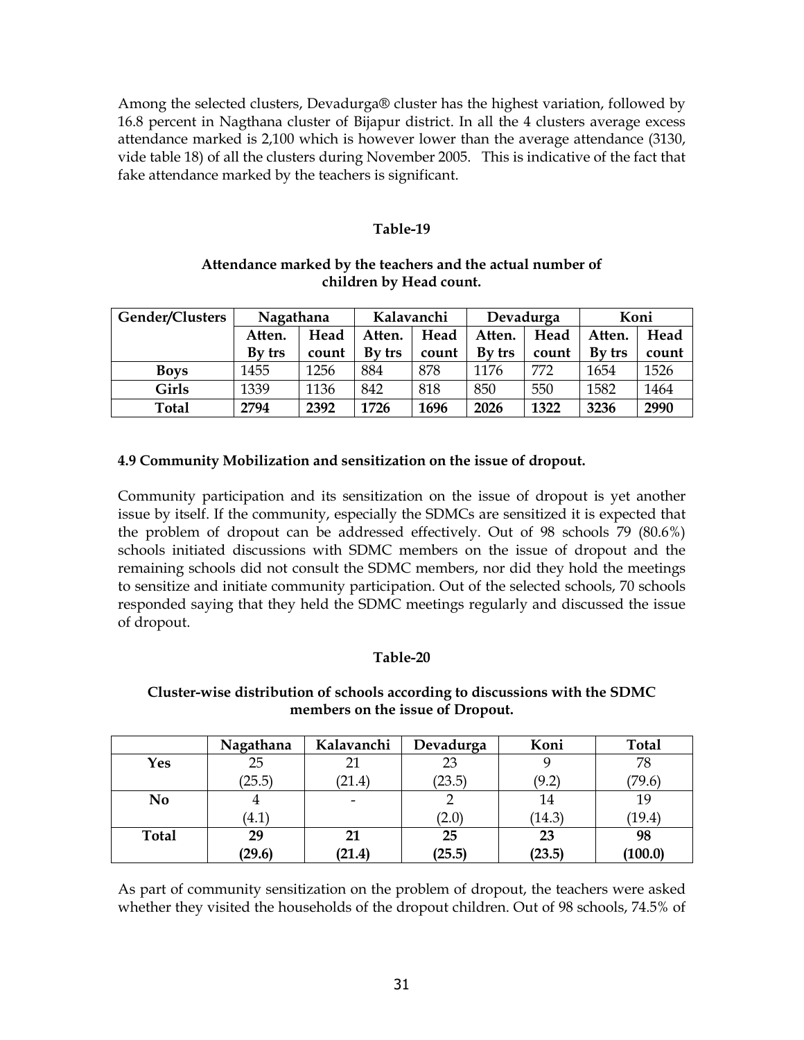Among the selected clusters, Devadurga® cluster has the highest variation, followed by 16.8 percent in Nagthana cluster of Bijapur district. In all the 4 clusters average excess attendance marked is 2,100 which is however lower than the average attendance (3130, vide table 18) of all the clusters during November 2005. This is indicative of the fact that fake attendance marked by the teachers is significant.

**Table-19**

**Attendance marked by the teachers and the actual number of children by Head count.**

| Gender/Clusters | Nagathana | | Kalavanchi | | Devadurga | | Koni | |
|---|---|---|---|---|---|---|---|---|
| | Atten. By trs | Head count | Atten. By trs | Head count | Atten. By trs | Head count | Atten. By trs | Head count |
| **Boys** | 1455 | 1256 | 884 | 878 | 1176 | 772 | 1654 | 1526 |
| **Girls** | 1339 | 1136 | 842 | 818 | 850 | 550 | 1582 | 1464 |
| **Total** | **2794** | **2392** | **1726** | **1696** | **2026** | **1322** | **3236** | **2990** |

**4.9 Community Mobilization and sensitization on the issue of dropout.**

Community participation and its sensitization on the issue of dropout is yet another issue by itself. If the community, especially the SDMCs are sensitized it is expected that the problem of dropout can be addressed effectively. Out of 98 schools 79 (80.6%) schools initiated discussions with SDMC members on the issue of dropout and the remaining schools did not consult the SDMC members, nor did they hold the meetings to sensitize and initiate community participation. Out of the selected schools, 70 schools responded saying that they held the SDMC meetings regularly and discussed the issue of dropout.

**Table-20**

**Cluster-wise distribution of schools according to discussions with the SDMC members on the issue of Dropout.**

| | Nagathana | Kalavanchi | Devadurga | Koni | Total |
|---|---|---|---|---|---|
| **Yes** | 25 (25.5) | 21 (21.4) | 23 (23.5) | 9 (9.2) | 78 (79.6) |
| **No** | 4 (4.1) | - | 2 (2.0) | 14 (14.3) | 19 (19.4) |
| **Total** | **29 (29.6)** | **21 (21.4)** | **25 (25.5)** | **23 (23.5)** | **98 (100.0)** |

As part of community sensitization on the problem of dropout, the teachers were asked whether they visited the households of the dropout children. Out of 98 schools, 74.5% of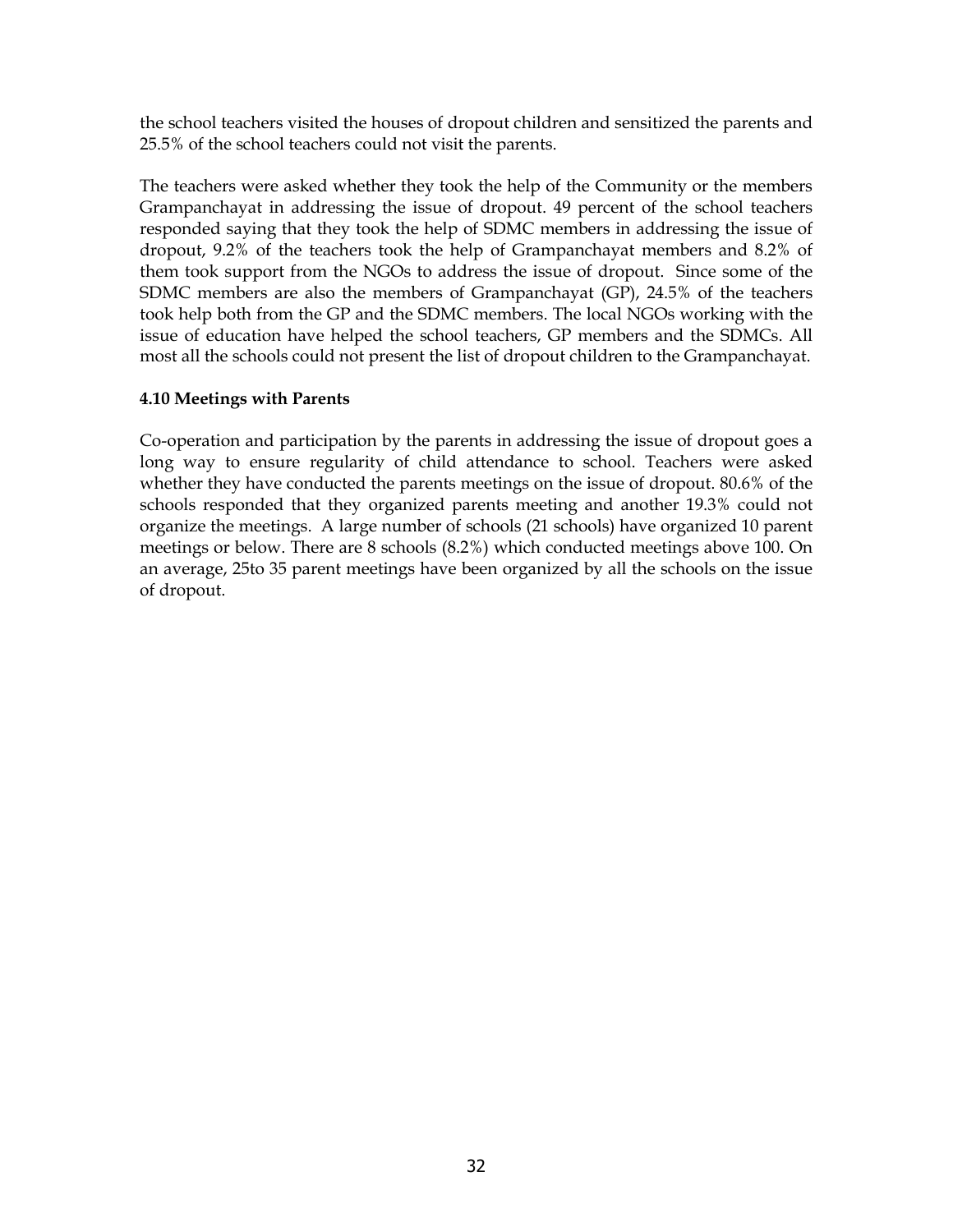the school teachers visited the houses of dropout children and sensitized the parents and 25.5% of the school teachers could not visit the parents.

The teachers were asked whether they took the help of the Community or the members Grampanchayat in addressing the issue of dropout. 49 percent of the school teachers responded saying that they took the help of SDMC members in addressing the issue of dropout, 9.2% of the teachers took the help of Grampanchayat members and 8.2% of them took support from the NGOs to address the issue of dropout. Since some of the SDMC members are also the members of Grampanchayat (GP), 24.5% of the teachers took help both from the GP and the SDMC members. The local NGOs working with the issue of education have helped the school teachers, GP members and the SDMCs. All most all the schools could not present the list of dropout children to the Grampanchayat.

### 4.10 Meetings with Parents

Co-operation and participation by the parents in addressing the issue of dropout goes a long way to ensure regularity of child attendance to school. Teachers were asked whether they have conducted the parents meetings on the issue of dropout. 80.6% of the schools responded that they organized parents meeting and another 19.3% could not organize the meetings. A large number of schools (21 schools) have organized 10 parent meetings or below. There are 8 schools (8.2%) which conducted meetings above 100. On an average, 25to 35 parent meetings have been organized by all the schools on the issue of dropout.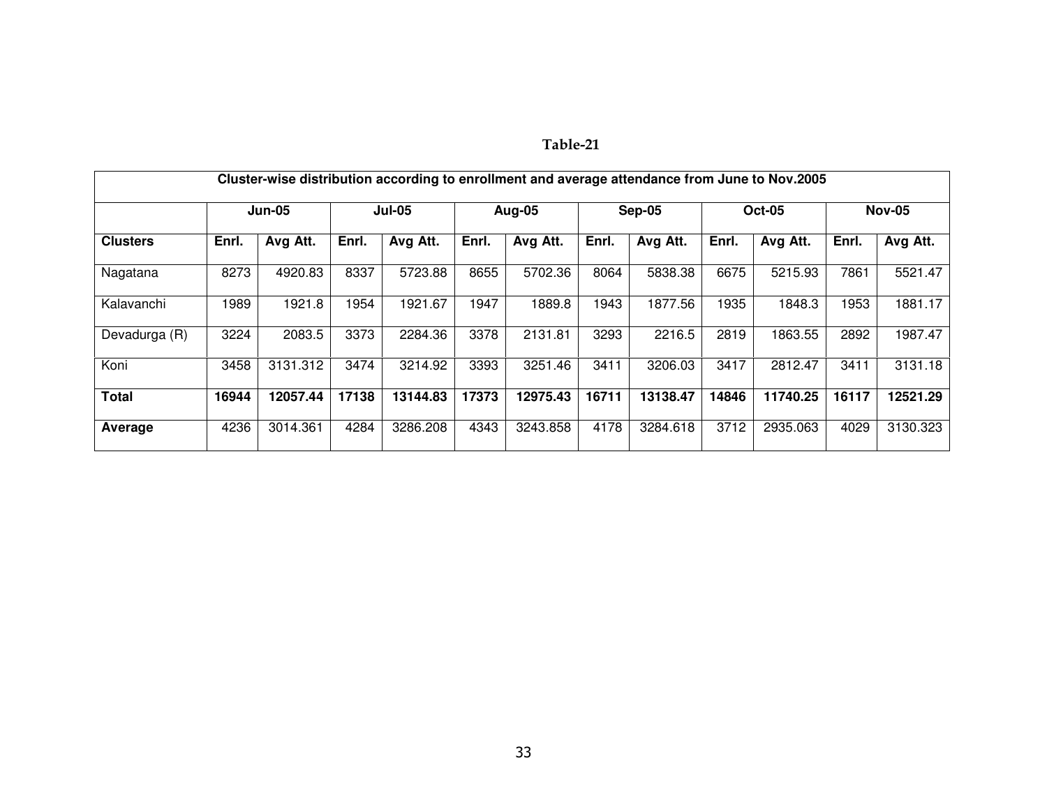**Table-21**

| Cluster-wise distribution according to enrollment and average attendance from June to Nov.2005 | | | | | | | | | | | | |
|---|---|---|---|---|---|---|---|---|---|---|---|---|
| | Jun-05 | | Jul-05 | | Aug-05 | | Sep-05 | | Oct-05 | | Nov-05 | |
| **Clusters** | **Enrl.** | **Avg Att.** | **Enrl.** | **Avg Att.** | **Enrl.** | **Avg Att.** | **Enrl.** | **Avg Att.** | **Enrl.** | **Avg Att.** | **Enrl.** | **Avg Att.** |
| Nagatana | 8273 | 4920.83 | 8337 | 5723.88 | 8655 | 5702.36 | 8064 | 5838.38 | 6675 | 5215.93 | 7861 | 5521.47 |
| Kalavanchi | 1989 | 1921.8 | 1954 | 1921.67 | 1947 | 1889.8 | 1943 | 1877.56 | 1935 | 1848.3 | 1953 | 1881.17 |
| Devadurga (R) | 3224 | 2083.5 | 3373 | 2284.36 | 3378 | 2131.81 | 3293 | 2216.5 | 2819 | 1863.55 | 2892 | 1987.47 |
| Koni | 3458 | 3131.312 | 3474 | 3214.92 | 3393 | 3251.46 | 3411 | 3206.03 | 3417 | 2812.47 | 3411 | 3131.18 |
| **Total** | **16944** | **12057.44** | **17138** | **13144.83** | **17373** | **12975.43** | **16711** | **13138.47** | **14846** | **11740.25** | **16117** | **12521.29** |
| **Average** | 4236 | 3014.361 | 4284 | 3286.208 | 4343 | 3243.858 | 4178 | 3284.618 | 3712 | 2935.063 | 4029 | 3130.323 |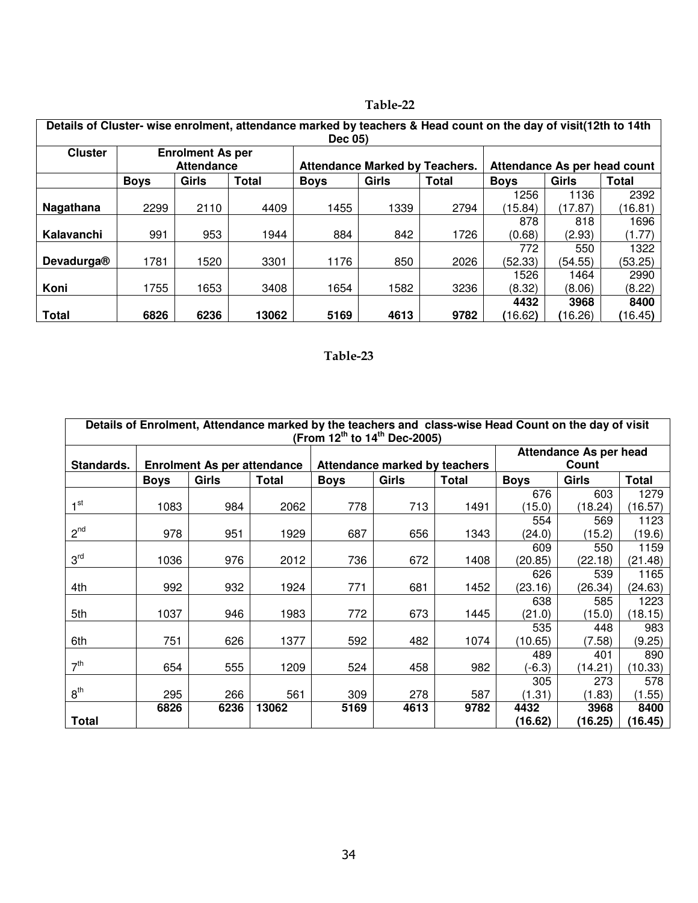**Table-22**

| Details of Cluster- wise enrolment, attendance marked by teachers & Head count on the day of visit(12th to 14th Dec 05) | | | | | | | | | |
|---|---|---|---|---|---|---|---|---|---|
| Cluster | Enrolment As per Attendance | | | Attendance Marked by Teachers. | | | Attendance As per head count | | |
| | Boys | Girls | Total | Boys | Girls | Total | Boys | Girls | Total |
| Nagathana | 2299 | 2110 | 4409 | 1455 | 1339 | 2794 | 1256 (15.84) | 1136 (17.87) | 2392 (16.81) |
| Kalavanchi | 991 | 953 | 1944 | 884 | 842 | 1726 | 878 (0.68) | 818 (2.93) | 1696 (1.77) |
| Devadurga® | 1781 | 1520 | 3301 | 1176 | 850 | 2026 | 772 (52.33) | 550 (54.55) | 1322 (53.25) |
| Koni | 1755 | 1653 | 3408 | 1654 | 1582 | 3236 | 1526 (8.32) | 1464 (8.06) | 2990 (8.22) |
| **Total** | **6826** | **6236** | **13062** | **5169** | **4613** | **9782** | **4432 (16.62)** | **3968 (16.26)** | **8400 (16.45)** |

**Table-23**

| Details of Enrolment, Attendance marked by the teachers and class-wise Head Count on the day of visit (From 12th to 14th Dec-2005) | | | | | | | | | |
|---|---|---|---|---|---|---|---|---|---|
| Standards. | Enrolment As per attendance | | | Attendance marked by teachers | | | Attendance As per head Count | | |
| | Boys | Girls | Total | Boys | Girls | Total | Boys | Girls | Total |
| 1st | 1083 | 984 | 2062 | 778 | 713 | 1491 | 676 (15.0) | 603 (18.24) | 1279 (16.57) |
| 2nd | 978 | 951 | 1929 | 687 | 656 | 1343 | 554 (24.0) | 569 (15.2) | 1123 (19.6) |
| 3rd | 1036 | 976 | 2012 | 736 | 672 | 1408 | 609 (20.85) | 550 (22.18) | 1159 (21.48) |
| 4th | 992 | 932 | 1924 | 771 | 681 | 1452 | 626 (23.16) | 539 (26.34) | 1165 (24.63) |
| 5th | 1037 | 946 | 1983 | 772 | 673 | 1445 | 638 (21.0) | 585 (15.0) | 1223 (18.15) |
| 6th | 751 | 626 | 1377 | 592 | 482 | 1074 | 535 (10.65) | 448 (7.58) | 983 (9.25) |
| 7th | 654 | 555 | 1209 | 524 | 458 | 982 | 489 (-6.3) | 401 (14.21) | 890 (10.33) |
| 8th | 295 | 266 | 561 | 309 | 278 | 587 | 305 (1.31) | 273 (1.83) | 578 (1.55) |
| **Total** | **6826** | **6236** | **13062** | **5169** | **4613** | **9782** | **4432 (16.62)** | **3968 (16.25)** | **8400 (16.45)** |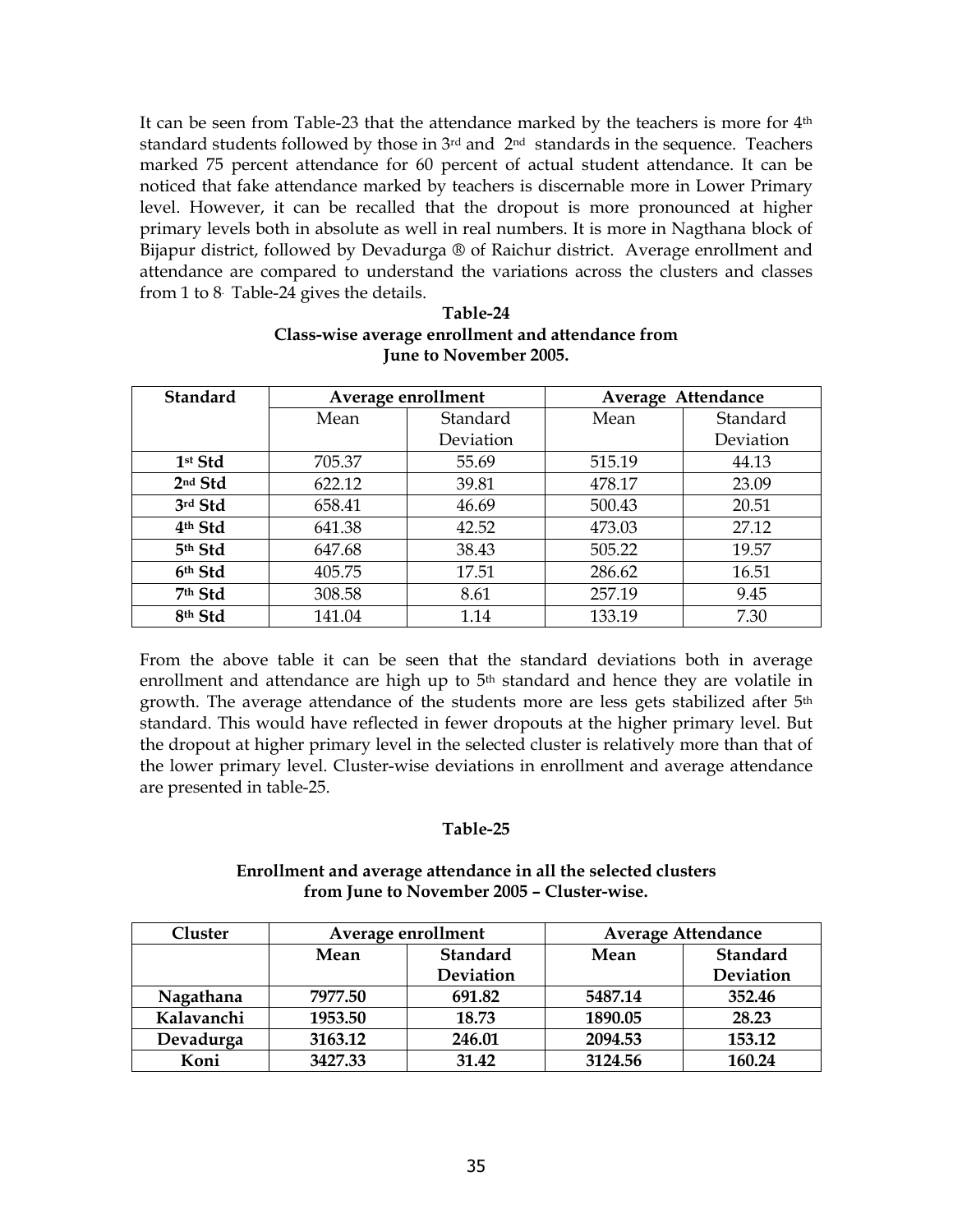It can be seen from Table-23 that the attendance marked by the teachers is more for 4th standard students followed by those in 3rd and 2nd standards in the sequence. Teachers marked 75 percent attendance for 60 percent of actual student attendance. It can be noticed that fake attendance marked by teachers is discernable more in Lower Primary level. However, it can be recalled that the dropout is more pronounced at higher primary levels both in absolute as well in real numbers. It is more in Nagthana block of Bijapur district, followed by Devadurga ® of Raichur district. Average enrollment and attendance are compared to understand the variations across the clusters and classes from 1 to 8. Table-24 gives the details.

**Table-24**
**Class-wise average enrollment and attendance from June to November 2005.**

| Standard | Average enrollment | | Average Attendance | |
|---|---|---|---|---|
| | Mean | Standard Deviation | Mean | Standard Deviation |
| **1st Std** | 705.37 | 55.69 | 515.19 | 44.13 |
| **2nd Std** | 622.12 | 39.81 | 478.17 | 23.09 |
| **3rd Std** | 658.41 | 46.69 | 500.43 | 20.51 |
| **4th Std** | 641.38 | 42.52 | 473.03 | 27.12 |
| **5th Std** | 647.68 | 38.43 | 505.22 | 19.57 |
| **6th Std** | 405.75 | 17.51 | 286.62 | 16.51 |
| **7th Std** | 308.58 | 8.61 | 257.19 | 9.45 |
| **8th Std** | 141.04 | 1.14 | 133.19 | 7.30 |

From the above table it can be seen that the standard deviations both in average enrollment and attendance are high up to 5th standard and hence they are volatile in growth. The average attendance of the students more are less gets stabilized after 5th standard. This would have reflected in fewer dropouts at the higher primary level. But the dropout at higher primary level in the selected cluster is relatively more than that of the lower primary level. Cluster-wise deviations in enrollment and average attendance are presented in table-25.

**Table-25**

**Enrollment and average attendance in all the selected clusters from June to November 2005 – Cluster-wise.**

| Cluster | Average enrollment | | Average Attendance | |
|---|---|---|---|---|
| | **Mean** | **Standard Deviation** | **Mean** | **Standard Deviation** |
| **Nagathana** | **7977.50** | **691.82** | **5487.14** | **352.46** |
| **Kalavanchi** | **1953.50** | **18.73** | **1890.05** | **28.23** |
| **Devadurga** | **3163.12** | **246.01** | **2094.53** | **153.12** |
| **Koni** | **3427.33** | **31.42** | **3124.56** | **160.24** |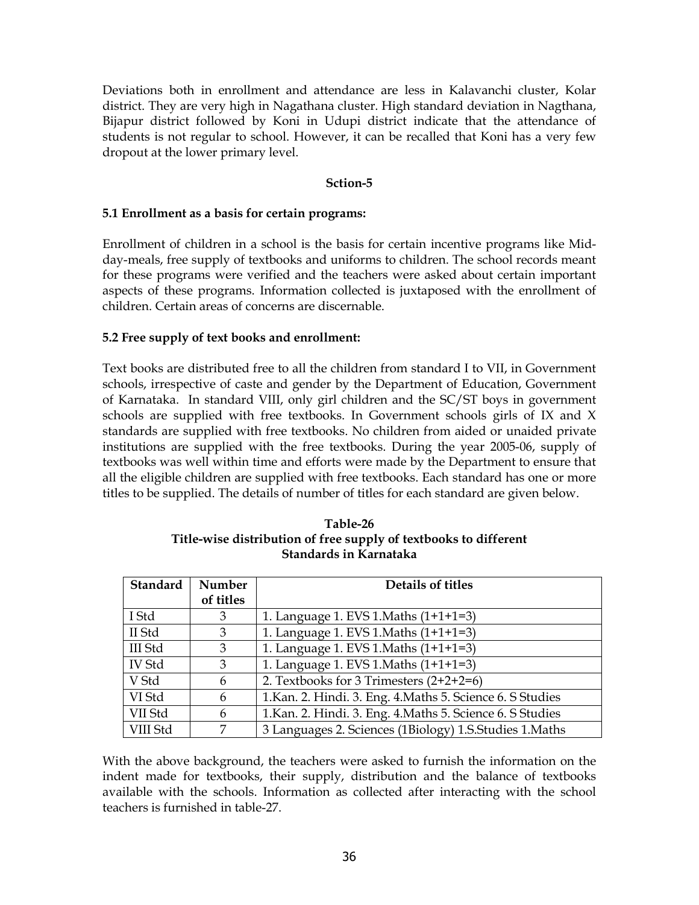Deviations both in enrollment and attendance are less in Kalavanchi cluster, Kolar district. They are very high in Nagathana cluster. High standard deviation in Nagthana, Bijapur district followed by Koni in Udupi district indicate that the attendance of students is not regular to school. However, it can be recalled that Koni has a very few dropout at the lower primary level.

## Sction-5

### 5.1 Enrollment as a basis for certain programs:

Enrollment of children in a school is the basis for certain incentive programs like Mid-day-meals, free supply of textbooks and uniforms to children. The school records meant for these programs were verified and the teachers were asked about certain important aspects of these programs. Information collected is juxtaposed with the enrollment of children. Certain areas of concerns are discernable.

### 5.2 Free supply of text books and enrollment:

Text books are distributed free to all the children from standard I to VII, in Government schools, irrespective of caste and gender by the Department of Education, Government of Karnataka. In standard VIII, only girl children and the SC/ST boys in government schools are supplied with free textbooks. In Government schools girls of IX and X standards are supplied with free textbooks. No children from aided or unaided private institutions are supplied with the free textbooks. During the year 2005-06, supply of textbooks was well within time and efforts were made by the Department to ensure that all the eligible children are supplied with free textbooks. Each standard has one or more titles to be supplied. The details of number of titles for each standard are given below.

**Table-26**
**Title-wise distribution of free supply of textbooks to different Standards in Karnataka**

| Standard | Number of titles | Details of titles |
|---|---|---|
| I Std | 3 | 1. Language 1. EVS 1.Maths (1+1+1=3) |
| II Std | 3 | 1. Language 1. EVS 1.Maths (1+1+1=3) |
| III Std | 3 | 1. Language 1. EVS 1.Maths (1+1+1=3) |
| IV Std | 3 | 1. Language 1. EVS 1.Maths (1+1+1=3) |
| V Std | 6 | 2. Textbooks for 3 Trimesters (2+2+2=6) |
| VI Std | 6 | 1.Kan. 2. Hindi. 3. Eng. 4.Maths 5. Science 6. S Studies |
| VII Std | 6 | 1.Kan. 2. Hindi. 3. Eng. 4.Maths 5. Science 6. S Studies |
| VIII Std | 7 | 3 Languages 2. Sciences (1Biology) 1.S.Studies 1.Maths |

With the above background, the teachers were asked to furnish the information on the indent made for textbooks, their supply, distribution and the balance of textbooks available with the schools. Information as collected after interacting with the school teachers is furnished in table-27.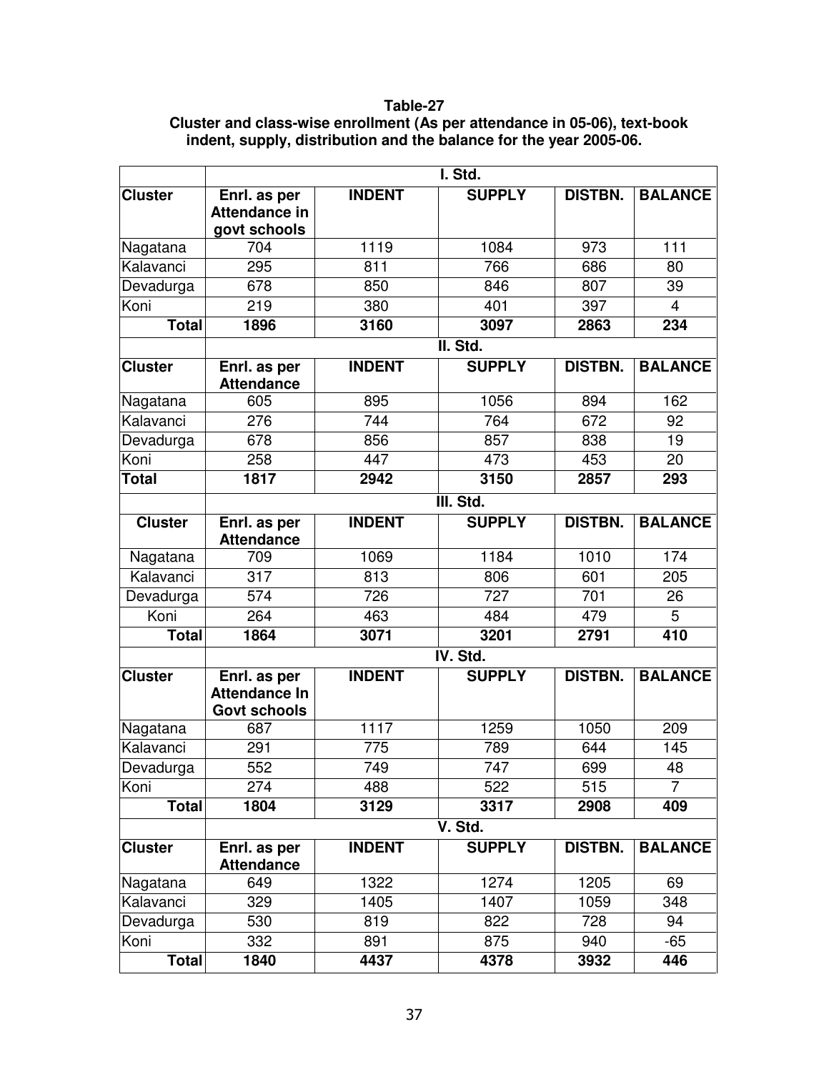**Table-27**
**Cluster and class-wise enrollment (As per attendance in 05-06), text-book indent, supply, distribution and the balance for the year 2005-06.**

| | I. Std. | | | | |
|---|---|---|---|---|---|
| **Cluster** | **Enrl. as per Attendance in govt schools** | **INDENT** | **SUPPLY** | **DISTBN.** | **BALANCE** |
| Nagatana | 704 | 1119 | 1084 | 973 | 111 |
| Kalavanci | 295 | 811 | 766 | 686 | 80 |
| Devadurga | 678 | 850 | 846 | 807 | 39 |
| Koni | 219 | 380 | 401 | 397 | 4 |
| **Total** | **1896** | **3160** | **3097** | **2863** | **234** |
| | **II. Std.** | | | | |
| **Cluster** | **Enrl. as per Attendance** | **INDENT** | **SUPPLY** | **DISTBN.** | **BALANCE** |
| Nagatana | 605 | 895 | 1056 | 894 | 162 |
| Kalavanci | 276 | 744 | 764 | 672 | 92 |
| Devadurga | 678 | 856 | 857 | 838 | 19 |
| Koni | 258 | 447 | 473 | 453 | 20 |
| **Total** | **1817** | **2942** | **3150** | **2857** | **293** |
| | **III. Std.** | | | | |
| **Cluster** | **Enrl. as per Attendance** | **INDENT** | **SUPPLY** | **DISTBN.** | **BALANCE** |
| Nagatana | 709 | 1069 | 1184 | 1010 | 174 |
| Kalavanci | 317 | 813 | 806 | 601 | 205 |
| Devadurga | 574 | 726 | 727 | 701 | 26 |
| Koni | 264 | 463 | 484 | 479 | 5 |
| **Total** | **1864** | **3071** | **3201** | **2791** | **410** |
| | **IV. Std.** | | | | |
| **Cluster** | **Enrl. as per Attendance In Govt schools** | **INDENT** | **SUPPLY** | **DISTBN.** | **BALANCE** |
| Nagatana | 687 | 1117 | 1259 | 1050 | 209 |
| Kalavanci | 291 | 775 | 789 | 644 | 145 |
| Devadurga | 552 | 749 | 747 | 699 | 48 |
| Koni | 274 | 488 | 522 | 515 | 7 |
| **Total** | **1804** | **3129** | **3317** | **2908** | **409** |
| | **V. Std.** | | | | |
| **Cluster** | **Enrl. as per Attendance** | **INDENT** | **SUPPLY** | **DISTBN.** | **BALANCE** |
| Nagatana | 649 | 1322 | 1274 | 1205 | 69 |
| Kalavanci | 329 | 1405 | 1407 | 1059 | 348 |
| Devadurga | 530 | 819 | 822 | 728 | 94 |
| Koni | 332 | 891 | 875 | 940 | -65 |
| **Total** | **1840** | **4437** | **4378** | **3932** | **446** |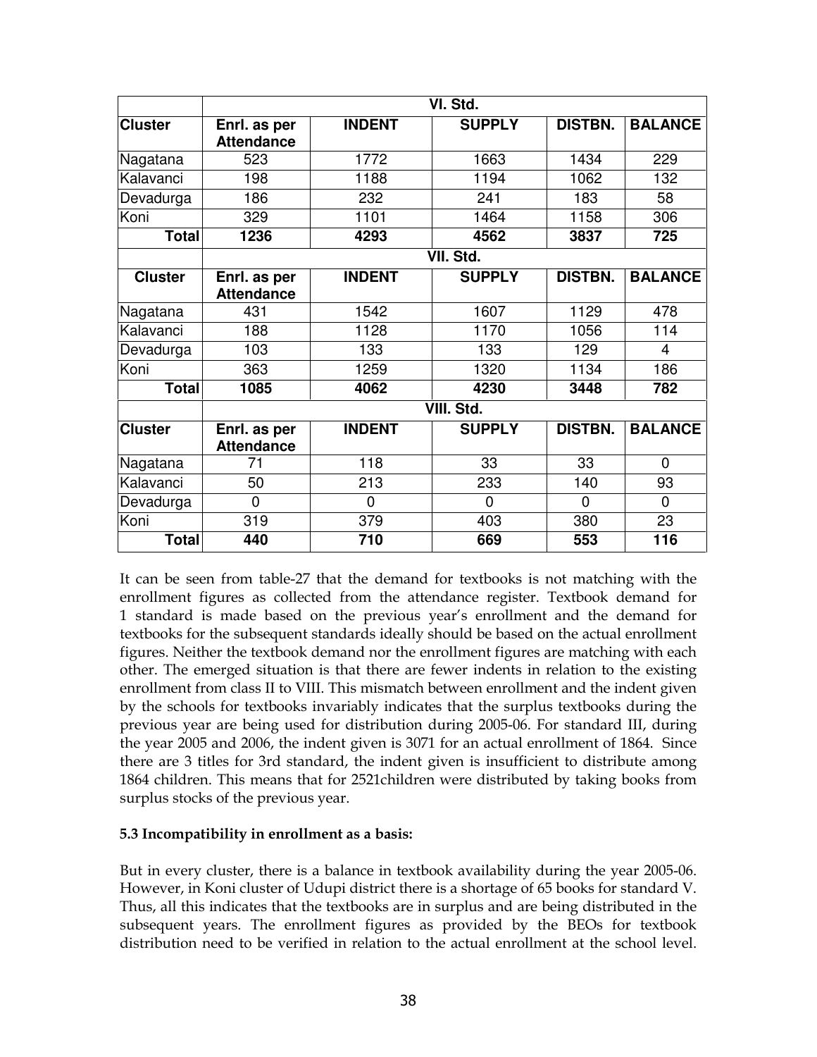| | VI. Std. | | | | |
|---|---|---|---|---|---|
| **Cluster** | **Enrl. as per Attendance** | **INDENT** | **SUPPLY** | **DISTBN.** | **BALANCE** |
| Nagatana | 523 | 1772 | 1663 | 1434 | 229 |
| Kalavanci | 198 | 1188 | 1194 | 1062 | 132 |
| Devadurga | 186 | 232 | 241 | 183 | 58 |
| Koni | 329 | 1101 | 1464 | 1158 | 306 |
| **Total** | **1236** | **4293** | **4562** | **3837** | **725** |
| | **VII. Std.** | | | | |
| **Cluster** | **Enrl. as per Attendance** | **INDENT** | **SUPPLY** | **DISTBN.** | **BALANCE** |
| Nagatana | 431 | 1542 | 1607 | 1129 | 478 |
| Kalavanci | 188 | 1128 | 1170 | 1056 | 114 |
| Devadurga | 103 | 133 | 133 | 129 | 4 |
| Koni | 363 | 1259 | 1320 | 1134 | 186 |
| **Total** | **1085** | **4062** | **4230** | **3448** | **782** |
| | **VIII. Std.** | | | | |
| **Cluster** | **Enrl. as per Attendance** | **INDENT** | **SUPPLY** | **DISTBN.** | **BALANCE** |
| Nagatana | 71 | 118 | 33 | 33 | 0 |
| Kalavanci | 50 | 213 | 233 | 140 | 93 |
| Devadurga | 0 | 0 | 0 | 0 | 0 |
| Koni | 319 | 379 | 403 | 380 | 23 |
| **Total** | **440** | **710** | **669** | **553** | **116** |

It can be seen from table-27 that the demand for textbooks is not matching with the enrollment figures as collected from the attendance register. Textbook demand for 1 standard is made based on the previous year's enrollment and the demand for textbooks for the subsequent standards ideally should be based on the actual enrollment figures. Neither the textbook demand nor the enrollment figures are matching with each other. The emerged situation is that there are fewer indents in relation to the existing enrollment from class II to VIII. This mismatch between enrollment and the indent given by the schools for textbooks invariably indicates that the surplus textbooks during the previous year are being used for distribution during 2005-06. For standard III, during the year 2005 and 2006, the indent given is 3071 for an actual enrollment of 1864. Since there are 3 titles for 3rd standard, the indent given is insufficient to distribute among 1864 children. This means that for 2521children were distributed by taking books from surplus stocks of the previous year.

**5.3 Incompatibility in enrollment as a basis:**

But in every cluster, there is a balance in textbook availability during the year 2005-06. However, in Koni cluster of Udupi district there is a shortage of 65 books for standard V. Thus, all this indicates that the textbooks are in surplus and are being distributed in the subsequent years. The enrollment figures as provided by the BEOs for textbook distribution need to be verified in relation to the actual enrollment at the school level.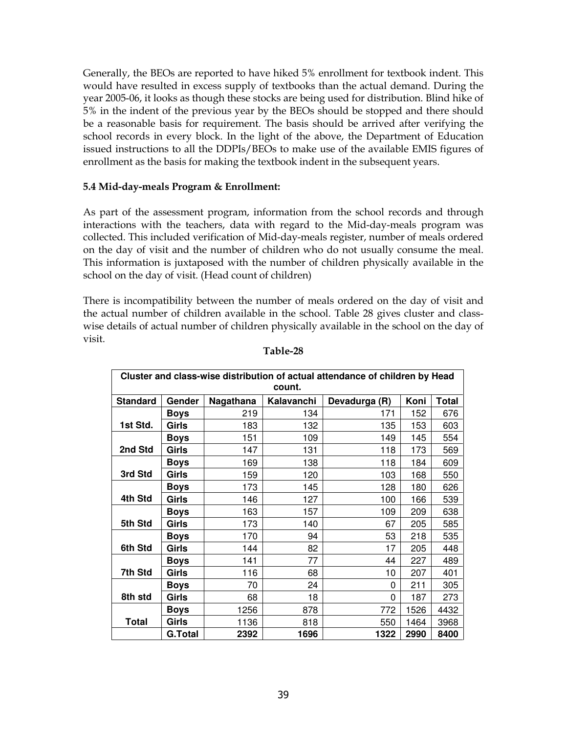Generally, the BEOs are reported to have hiked 5% enrollment for textbook indent. This would have resulted in excess supply of textbooks than the actual demand. During the year 2005-06, it looks as though these stocks are being used for distribution. Blind hike of 5% in the indent of the previous year by the BEOs should be stopped and there should be a reasonable basis for requirement. The basis should be arrived after verifying the school records in every block. In the light of the above, the Department of Education issued instructions to all the DDPIs/BEOs to make use of the available EMIS figures of enrollment as the basis for making the textbook indent in the subsequent years.

### 5.4 Mid-day-meals Program & Enrollment:

As part of the assessment program, information from the school records and through interactions with the teachers, data with regard to the Mid-day-meals program was collected. This included verification of Mid-day-meals register, number of meals ordered on the day of visit and the number of children who do not usually consume the meal. This information is juxtaposed with the number of children physically available in the school on the day of visit. (Head count of children)

There is incompatibility between the number of meals ordered on the day of visit and the actual number of children available in the school. Table 28 gives cluster and class-wise details of actual number of children physically available in the school on the day of visit.

**Table-28**

**Cluster and class-wise distribution of actual attendance of children by Head count.**

| Standard | Gender | Nagathana | Kalavanchi | Devadurga (R) | Koni | Total |
|---|---|---|---|---|---|---|
| 1st Std. | Boys | 219 | 134 | 171 | 152 | 676 |
| | Girls | 183 | 132 | 135 | 153 | 603 |
| 2nd Std | Boys | 151 | 109 | 149 | 145 | 554 |
| | Girls | 147 | 131 | 118 | 173 | 569 |
| 3rd Std | Boys | 169 | 138 | 118 | 184 | 609 |
| | Girls | 159 | 120 | 103 | 168 | 550 |
| 4th Std | Boys | 173 | 145 | 128 | 180 | 626 |
| | Girls | 146 | 127 | 100 | 166 | 539 |
| 5th Std | Boys | 163 | 157 | 109 | 209 | 638 |
| | Girls | 173 | 140 | 67 | 205 | 585 |
| 6th Std | Boys | 170 | 94 | 53 | 218 | 535 |
| | Girls | 144 | 82 | 17 | 205 | 448 |
| 7th Std | Boys | 141 | 77 | 44 | 227 | 489 |
| | Girls | 116 | 68 | 10 | 207 | 401 |
| 8th std | Boys | 70 | 24 | 0 | 211 | 305 |
| | Girls | 68 | 18 | 0 | 187 | 273 |
| Total | Boys | 1256 | 878 | 772 | 1526 | 4432 |
| | Girls | 1136 | 818 | 550 | 1464 | 3968 |
| | **G.Total** | **2392** | **1696** | **1322** | **2990** | **8400** |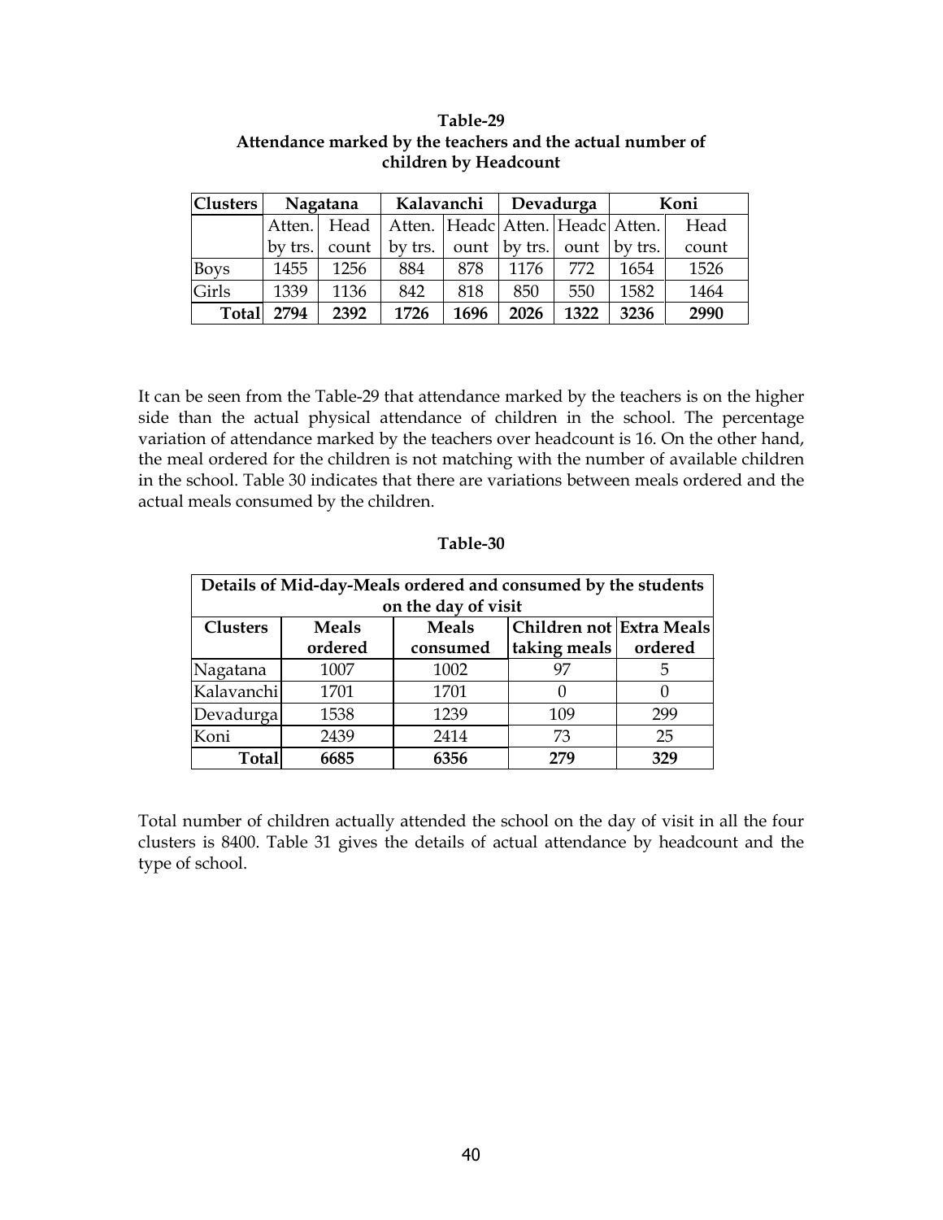**Table-29**
**Attendance marked by the teachers and the actual number of children by Headcount**

| Clusters | Nagatana | | Kalavanchi | | Devadurga | | Koni | |
|---|---|---|---|---|---|---|---|---|
| | Atten. by trs. | Head count | Atten. by trs. | Headcount | Atten. by trs. | Headcount | Atten. by trs. | Head count |
| Boys | 1455 | 1256 | 884 | 878 | 1176 | 772 | 1654 | 1526 |
| Girls | 1339 | 1136 | 842 | 818 | 850 | 550 | 1582 | 1464 |
| **Total** | **2794** | **2392** | **1726** | **1696** | **2026** | **1322** | **3236** | **2990** |

It can be seen from the Table-29 that attendance marked by the teachers is on the higher side than the actual physical attendance of children in the school. The percentage variation of attendance marked by the teachers over headcount is 16. On the other hand, the meal ordered for the children is not matching with the number of available children in the school. Table 30 indicates that there are variations between meals ordered and the actual meals consumed by the children.

**Table-30**

**Details of Mid-day-Meals ordered and consumed by the students on the day of visit**

| Clusters | Meals ordered | Meals consumed | Children not taking meals | Extra Meals ordered |
|---|---|---|---|---|
| Nagatana | 1007 | 1002 | 97 | 5 |
| Kalavanchi | 1701 | 1701 | 0 | 0 |
| Devadurga | 1538 | 1239 | 109 | 299 |
| Koni | 2439 | 2414 | 73 | 25 |
| **Total** | **6685** | **6356** | **279** | **329** |

Total number of children actually attended the school on the day of visit in all the four clusters is 8400. Table 31 gives the details of actual attendance by headcount and the type of school.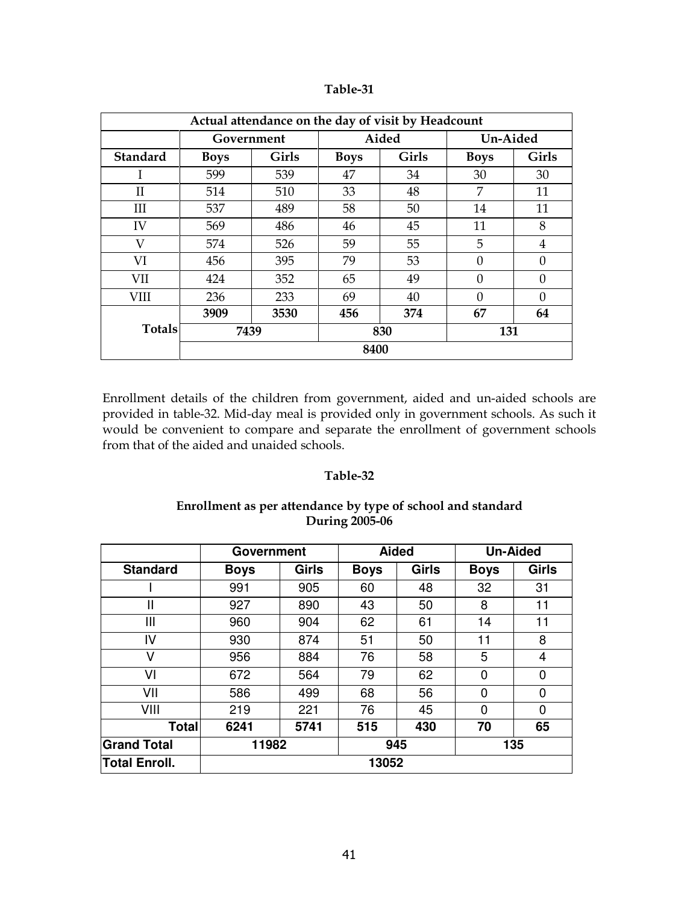**Table-31**

| Actual attendance on the day of visit by Headcount | | | | | | |
|---|---|---|---|---|---|---|
| | Government | | Aided | | Un-Aided | |
| **Standard** | **Boys** | **Girls** | **Boys** | **Girls** | **Boys** | **Girls** |
| I | 599 | 539 | 47 | 34 | 30 | 30 |
| II | 514 | 510 | 33 | 48 | 7 | 11 |
| III | 537 | 489 | 58 | 50 | 14 | 11 |
| IV | 569 | 486 | 46 | 45 | 11 | 8 |
| V | 574 | 526 | 59 | 55 | 5 | 4 |
| VI | 456 | 395 | 79 | 53 | 0 | 0 |
| VII | 424 | 352 | 65 | 49 | 0 | 0 |
| VIII | 236 | 233 | 69 | 40 | 0 | 0 |
| **Totals** | **3909** | **3530** | **456** | **374** | **67** | **64** |
| | **7439** | | **830** | | **131** | |
| | **8400** | | | | | |

Enrollment details of the children from government, aided and un-aided schools are provided in table-32. Mid-day meal is provided only in government schools. As such it would be convenient to compare and separate the enrollment of government schools from that of the aided and unaided schools.

**Table-32**

**Enrollment as per attendance by type of school and standard During 2005-06**

| | Government | | Aided | | Un-Aided | |
|---|---|---|---|---|---|---|
| **Standard** | **Boys** | **Girls** | **Boys** | **Girls** | **Boys** | **Girls** |
| I | 991 | 905 | 60 | 48 | 32 | 31 |
| II | 927 | 890 | 43 | 50 | 8 | 11 |
| III | 960 | 904 | 62 | 61 | 14 | 11 |
| IV | 930 | 874 | 51 | 50 | 11 | 8 |
| V | 956 | 884 | 76 | 58 | 5 | 4 |
| VI | 672 | 564 | 79 | 62 | 0 | 0 |
| VII | 586 | 499 | 68 | 56 | 0 | 0 |
| VIII | 219 | 221 | 76 | 45 | 0 | 0 |
| **Total** | **6241** | **5741** | **515** | **430** | **70** | **65** |
| **Grand Total** | **11982** | | **945** | | **135** | |
| **Total Enroll.** | **13052** | | | | | |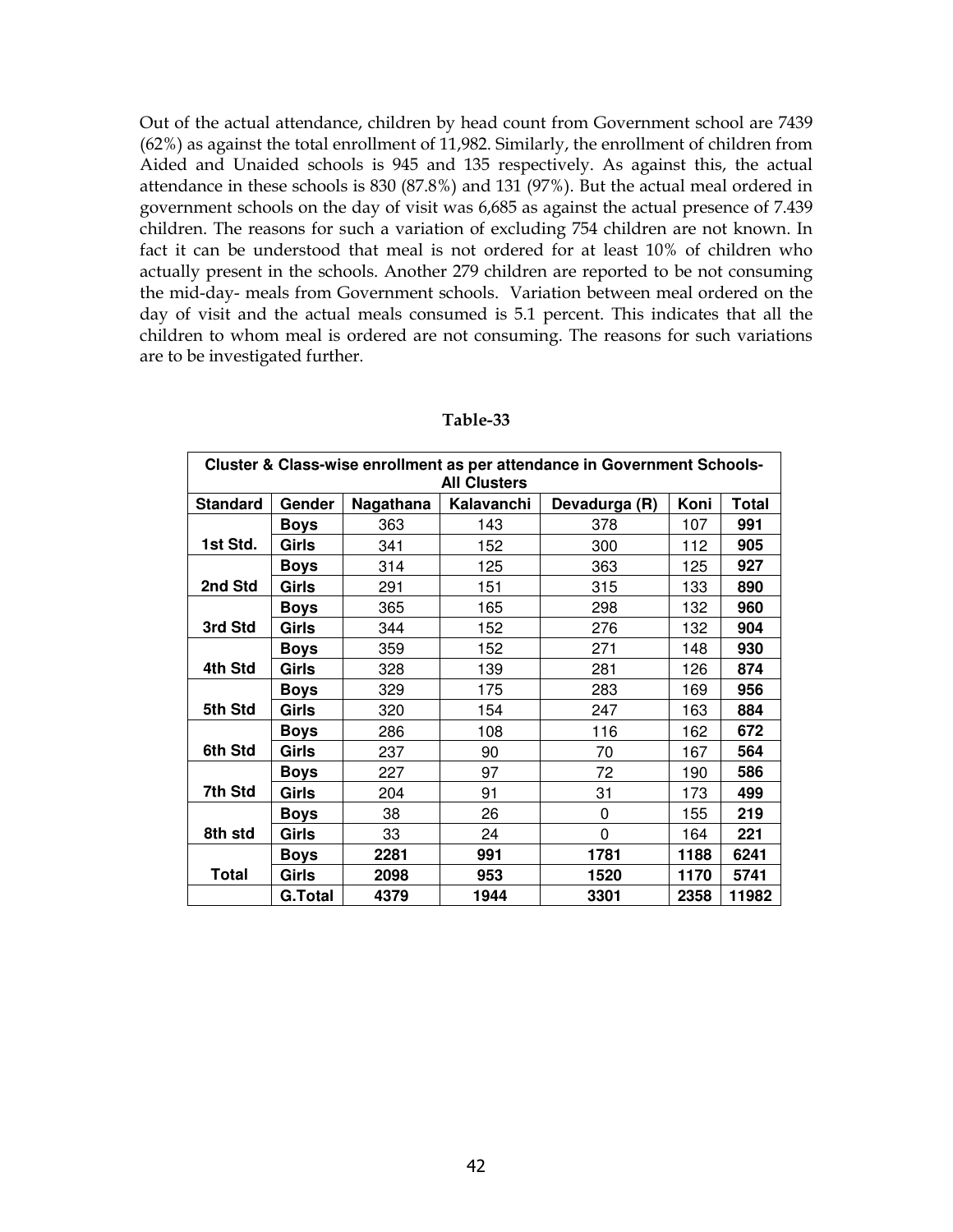Out of the actual attendance, children by head count from Government school are 7439 (62%) as against the total enrollment of 11,982. Similarly, the enrollment of children from Aided and Unaided schools is 945 and 135 respectively. As against this, the actual attendance in these schools is 830 (87.8%) and 131 (97%). But the actual meal ordered in government schools on the day of visit was 6,685 as against the actual presence of 7.439 children. The reasons for such a variation of excluding 754 children are not known. In fact it can be understood that meal is not ordered for at least 10% of children who actually present in the schools. Another 279 children are reported to be not consuming the mid-day- meals from Government schools. Variation between meal ordered on the day of visit and the actual meals consumed is 5.1 percent. This indicates that all the children to whom meal is ordered are not consuming. The reasons for such variations are to be investigated further.

**Table-33**

**Cluster & Class-wise enrollment as per attendance in Government Schools- All Clusters**

| Standard | Gender | Nagathana | Kalavanchi | Devadurga (R) | Koni | Total |
|---|---|---|---|---|---|---|
| 1st Std. | **Boys** | 363 | 143 | 378 | 107 | **991** |
| | **Girls** | 341 | 152 | 300 | 112 | **905** |
| 2nd Std | **Boys** | 314 | 125 | 363 | 125 | **927** |
| | **Girls** | 291 | 151 | 315 | 133 | **890** |
| 3rd Std | **Boys** | 365 | 165 | 298 | 132 | **960** |
| | **Girls** | 344 | 152 | 276 | 132 | **904** |
| 4th Std | **Boys** | 359 | 152 | 271 | 148 | **930** |
| | **Girls** | 328 | 139 | 281 | 126 | **874** |
| 5th Std | **Boys** | 329 | 175 | 283 | 169 | **956** |
| | **Girls** | 320 | 154 | 247 | 163 | **884** |
| 6th Std | **Boys** | 286 | 108 | 116 | 162 | **672** |
| | **Girls** | 237 | 90 | 70 | 167 | **564** |
| 7th Std | **Boys** | 227 | 97 | 72 | 190 | **586** |
| | **Girls** | 204 | 91 | 31 | 173 | **499** |
| 8th std | **Boys** | 38 | 26 | 0 | 155 | **219** |
| | **Girls** | 33 | 24 | 0 | 164 | **221** |
| Total | **Boys** | **2281** | **991** | **1781** | **1188** | **6241** |
| | **Girls** | **2098** | **953** | **1520** | **1170** | **5741** |
| | **G.Total** | **4379** | **1944** | **3301** | **2358** | **11982** |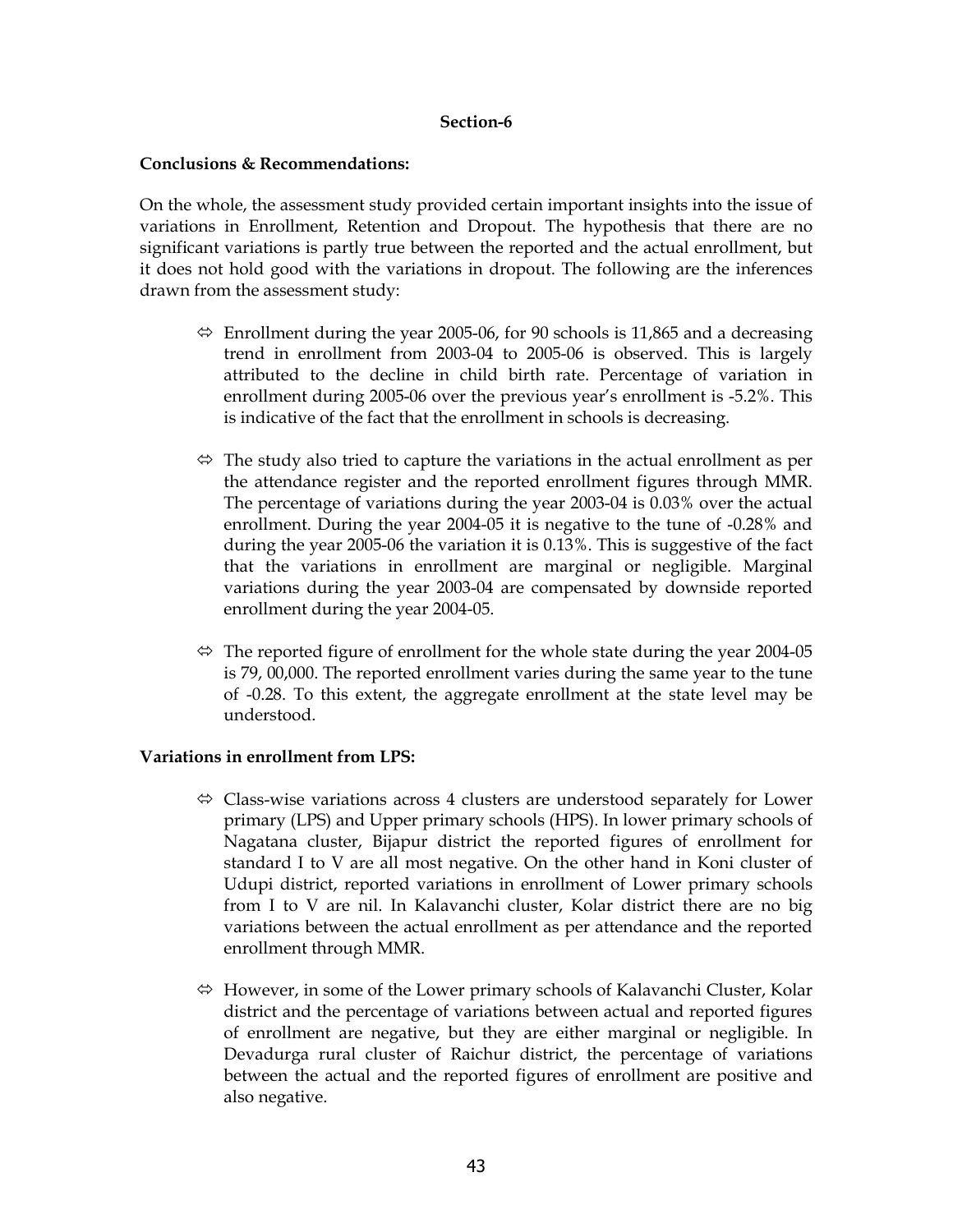**Section-6**

**Conclusions & Recommendations:**

On the whole, the assessment study provided certain important insights into the issue of variations in Enrollment, Retention and Dropout. The hypothesis that there are no significant variations is partly true between the reported and the actual enrollment, but it does not hold good with the variations in dropout. The following are the inferences drawn from the assessment study:

- ⇔ Enrollment during the year 2005-06, for 90 schools is 11,865 and a decreasing trend in enrollment from 2003-04 to 2005-06 is observed. This is largely attributed to the decline in child birth rate. Percentage of variation in enrollment during 2005-06 over the previous year's enrollment is -5.2%. This is indicative of the fact that the enrollment in schools is decreasing.

- ⇔ The study also tried to capture the variations in the actual enrollment as per the attendance register and the reported enrollment figures through MMR. The percentage of variations during the year 2003-04 is 0.03% over the actual enrollment. During the year 2004-05 it is negative to the tune of -0.28% and during the year 2005-06 the variation it is 0.13%. This is suggestive of the fact that the variations in enrollment are marginal or negligible. Marginal variations during the year 2003-04 are compensated by downside reported enrollment during the year 2004-05.

- ⇔ The reported figure of enrollment for the whole state during the year 2004-05 is 79, 00,000. The reported enrollment varies during the same year to the tune of -0.28. To this extent, the aggregate enrollment at the state level may be understood.

**Variations in enrollment from LPS:**

- ⇔ Class-wise variations across 4 clusters are understood separately for Lower primary (LPS) and Upper primary schools (HPS). In lower primary schools of Nagatana cluster, Bijapur district the reported figures of enrollment for standard I to V are all most negative. On the other hand in Koni cluster of Udupi district, reported variations in enrollment of Lower primary schools from I to V are nil. In Kalavanchi cluster, Kolar district there are no big variations between the actual enrollment as per attendance and the reported enrollment through MMR.

- ⇔ However, in some of the Lower primary schools of Kalavanchi Cluster, Kolar district and the percentage of variations between actual and reported figures of enrollment are negative, but they are either marginal or negligible. In Devadurga rural cluster of Raichur district, the percentage of variations between the actual and the reported figures of enrollment are positive and also negative.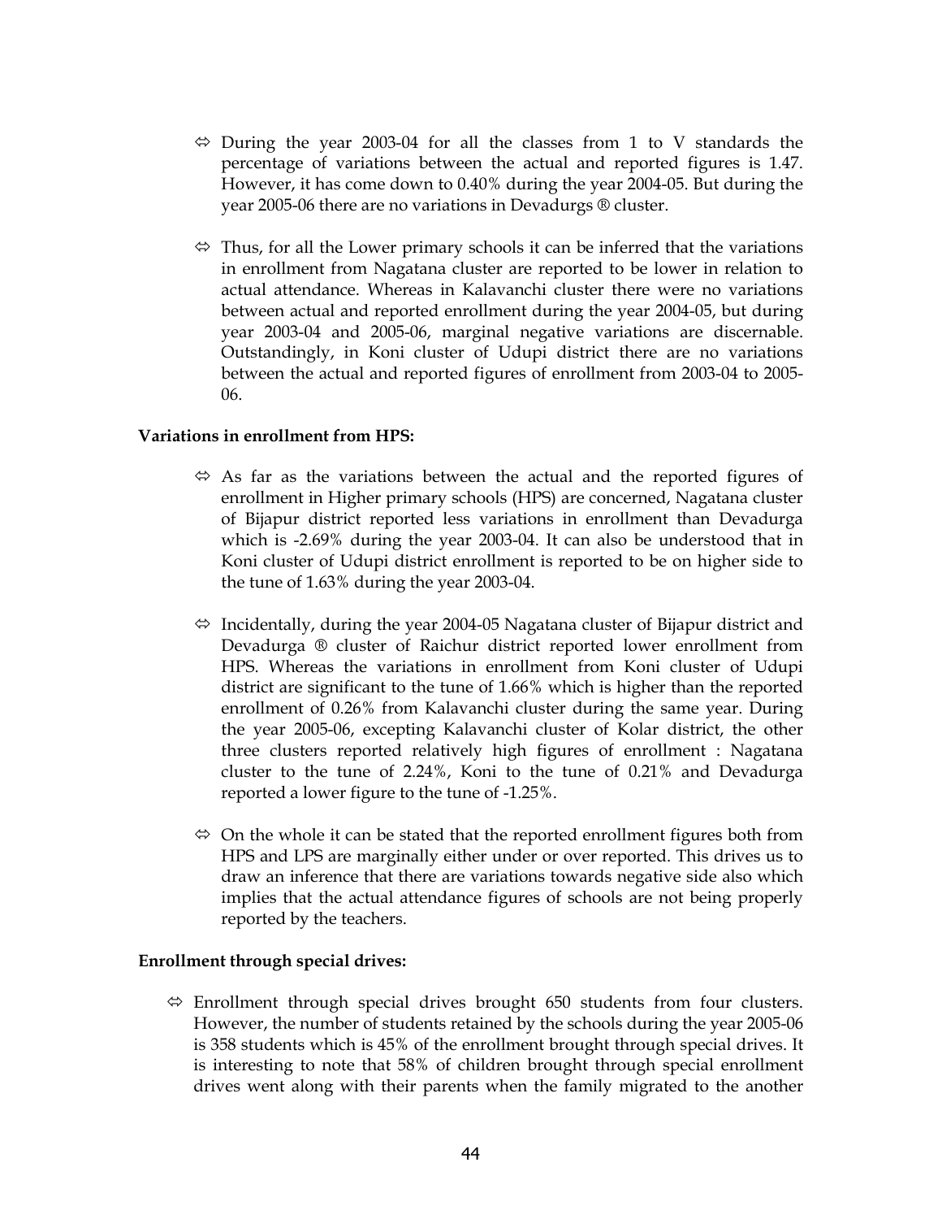- ⇔ During the year 2003-04 for all the classes from 1 to V standards the percentage of variations between the actual and reported figures is 1.47. However, it has come down to 0.40% during the year 2004-05. But during the year 2005-06 there are no variations in Devadurgs ® cluster.

- ⇔ Thus, for all the Lower primary schools it can be inferred that the variations in enrollment from Nagatana cluster are reported to be lower in relation to actual attendance. Whereas in Kalavanchi cluster there were no variations between actual and reported enrollment during the year 2004-05, but during year 2003-04 and 2005-06, marginal negative variations are discernable. Outstandingly, in Koni cluster of Udupi district there are no variations between the actual and reported figures of enrollment from 2003-04 to 2005-06.

**Variations in enrollment from HPS:**

- ⇔ As far as the variations between the actual and the reported figures of enrollment in Higher primary schools (HPS) are concerned, Nagatana cluster of Bijapur district reported less variations in enrollment than Devadurga which is -2.69% during the year 2003-04. It can also be understood that in Koni cluster of Udupi district enrollment is reported to be on higher side to the tune of 1.63% during the year 2003-04.

- ⇔ Incidentally, during the year 2004-05 Nagatana cluster of Bijapur district and Devadurga ® cluster of Raichur district reported lower enrollment from HPS. Whereas the variations in enrollment from Koni cluster of Udupi district are significant to the tune of 1.66% which is higher than the reported enrollment of 0.26% from Kalavanchi cluster during the same year. During the year 2005-06, excepting Kalavanchi cluster of Kolar district, the other three clusters reported relatively high figures of enrollment : Nagatana cluster to the tune of 2.24%, Koni to the tune of 0.21% and Devadurga reported a lower figure to the tune of -1.25%.

- ⇔ On the whole it can be stated that the reported enrollment figures both from HPS and LPS are marginally either under or over reported. This drives us to draw an inference that there are variations towards negative side also which implies that the actual attendance figures of schools are not being properly reported by the teachers.

**Enrollment through special drives:**

- ⇔ Enrollment through special drives brought 650 students from four clusters. However, the number of students retained by the schools during the year 2005-06 is 358 students which is 45% of the enrollment brought through special drives. It is interesting to note that 58% of children brought through special enrollment drives went along with their parents when the family migrated to the another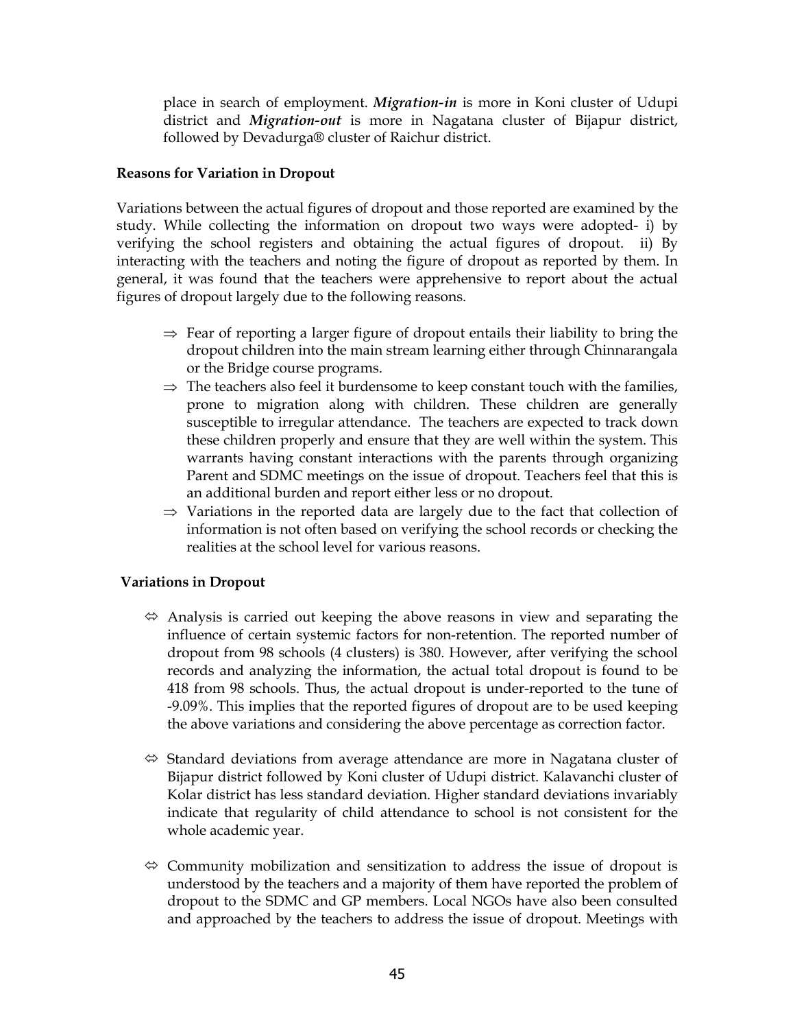place in search of employment. ***Migration-in*** is more in Koni cluster of Udupi district and ***Migration-out*** is more in Nagatana cluster of Bijapur district, followed by Devadurga® cluster of Raichur district.

**Reasons for Variation in Dropout**

Variations between the actual figures of dropout and those reported are examined by the study. While collecting the information on dropout two ways were adopted- i) by verifying the school registers and obtaining the actual figures of dropout. ii) By interacting with the teachers and noting the figure of dropout as reported by them. In general, it was found that the teachers were apprehensive to report about the actual figures of dropout largely due to the following reasons.

- ⇒ Fear of reporting a larger figure of dropout entails their liability to bring the dropout children into the main stream learning either through Chinnarangala or the Bridge course programs.
- ⇒ The teachers also feel it burdensome to keep constant touch with the families, prone to migration along with children. These children are generally susceptible to irregular attendance. The teachers are expected to track down these children properly and ensure that they are well within the system. This warrants having constant interactions with the parents through organizing Parent and SDMC meetings on the issue of dropout. Teachers feel that this is an additional burden and report either less or no dropout.
- ⇒ Variations in the reported data are largely due to the fact that collection of information is not often based on verifying the school records or checking the realities at the school level for various reasons.

**Variations in Dropout**

- ⇔ Analysis is carried out keeping the above reasons in view and separating the influence of certain systemic factors for non-retention. The reported number of dropout from 98 schools (4 clusters) is 380. However, after verifying the school records and analyzing the information, the actual total dropout is found to be 418 from 98 schools. Thus, the actual dropout is under-reported to the tune of -9.09%. This implies that the reported figures of dropout are to be used keeping the above variations and considering the above percentage as correction factor.

- ⇔ Standard deviations from average attendance are more in Nagatana cluster of Bijapur district followed by Koni cluster of Udupi district. Kalavanchi cluster of Kolar district has less standard deviation. Higher standard deviations invariably indicate that regularity of child attendance to school is not consistent for the whole academic year.

- ⇔ Community mobilization and sensitization to address the issue of dropout is understood by the teachers and a majority of them have reported the problem of dropout to the SDMC and GP members. Local NGOs have also been consulted and approached by the teachers to address the issue of dropout. Meetings with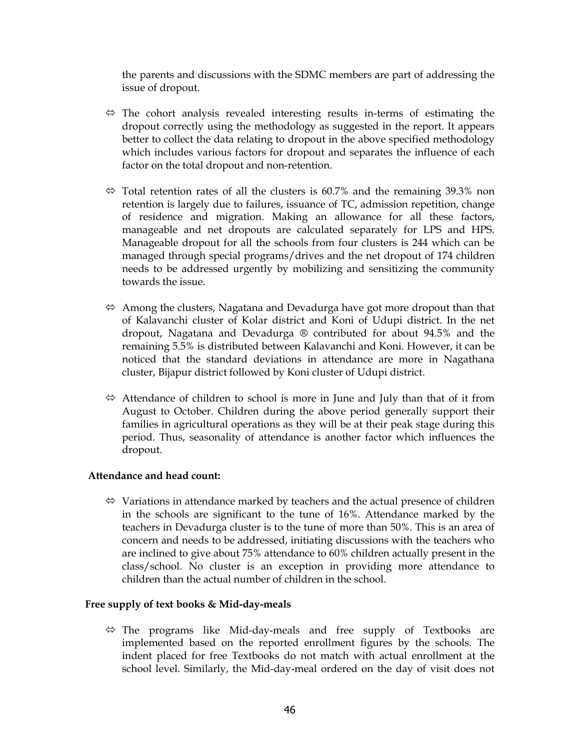the parents and discussions with the SDMC members are part of addressing the issue of dropout.

- ⇔ The cohort analysis revealed interesting results in-terms of estimating the dropout correctly using the methodology as suggested in the report. It appears better to collect the data relating to dropout in the above specified methodology which includes various factors for dropout and separates the influence of each factor on the total dropout and non-retention.

- ⇔ Total retention rates of all the clusters is 60.7% and the remaining 39.3% non retention is largely due to failures, issuance of TC, admission repetition, change of residence and migration. Making an allowance for all these factors, manageable and net dropouts are calculated separately for LPS and HPS. Manageable dropout for all the schools from four clusters is 244 which can be managed through special programs/drives and the net dropout of 174 children needs to be addressed urgently by mobilizing and sensitizing the community towards the issue.

- ⇔ Among the clusters, Nagatana and Devadurga have got more dropout than that of Kalavanchi cluster of Kolar district and Koni of Udupi district. In the net dropout, Nagatana and Devadurga ® contributed for about 94.5% and the remaining 5.5% is distributed between Kalavanchi and Koni. However, it can be noticed that the standard deviations in attendance are more in Nagathana cluster, Bijapur district followed by Koni cluster of Udupi district.

- ⇔ Attendance of children to school is more in June and July than that of it from August to October. Children during the above period generally support their families in agricultural operations as they will be at their peak stage during this period. Thus, seasonality of attendance is another factor which influences the dropout.

**Attendance and head count:**

- ⇔ Variations in attendance marked by teachers and the actual presence of children in the schools are significant to the tune of 16%. Attendance marked by the teachers in Devadurga cluster is to the tune of more than 50%. This is an area of concern and needs to be addressed, initiating discussions with the teachers who are inclined to give about 75% attendance to 60% children actually present in the class/school. No cluster is an exception in providing more attendance to children than the actual number of children in the school.

**Free supply of text books & Mid-day-meals**

- ⇔ The programs like Mid-day-meals and free supply of Textbooks are implemented based on the reported enrollment figures by the schools. The indent placed for free Textbooks do not match with actual enrollment at the school level. Similarly, the Mid-day-meal ordered on the day of visit does not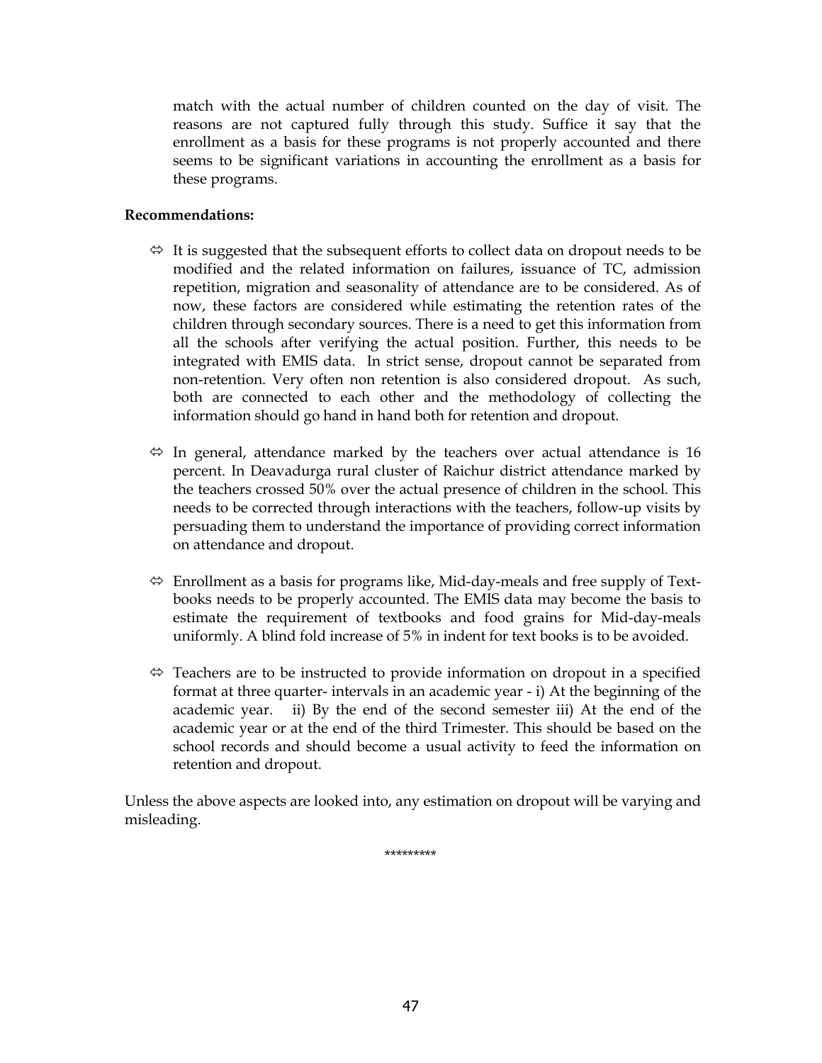match with the actual number of children counted on the day of visit. The reasons are not captured fully through this study. Suffice it say that the enrollment as a basis for these programs is not properly accounted and there seems to be significant variations in accounting the enrollment as a basis for these programs.

**Recommendations:**

- ⇔ It is suggested that the subsequent efforts to collect data on dropout needs to be modified and the related information on failures, issuance of TC, admission repetition, migration and seasonality of attendance are to be considered. As of now, these factors are considered while estimating the retention rates of the children through secondary sources. There is a need to get this information from all the schools after verifying the actual position. Further, this needs to be integrated with EMIS data. In strict sense, dropout cannot be separated from non-retention. Very often non retention is also considered dropout. As such, both are connected to each other and the methodology of collecting the information should go hand in hand both for retention and dropout.

- ⇔ In general, attendance marked by the teachers over actual attendance is 16 percent. In Deavadurga rural cluster of Raichur district attendance marked by the teachers crossed 50% over the actual presence of children in the school. This needs to be corrected through interactions with the teachers, follow-up visits by persuading them to understand the importance of providing correct information on attendance and dropout.

- ⇔ Enrollment as a basis for programs like, Mid-day-meals and free supply of Text-books needs to be properly accounted. The EMIS data may become the basis to estimate the requirement of textbooks and food grains for Mid-day-meals uniformly. A blind fold increase of 5% in indent for text books is to be avoided.

- ⇔ Teachers are to be instructed to provide information on dropout in a specified format at three quarter- intervals in an academic year - i) At the beginning of the academic year. ii) By the end of the second semester iii) At the end of the academic year or at the end of the third Trimester. This should be based on the school records and should become a usual activity to feed the information on retention and dropout.

Unless the above aspects are looked into, any estimation on dropout will be varying and misleading.

*********